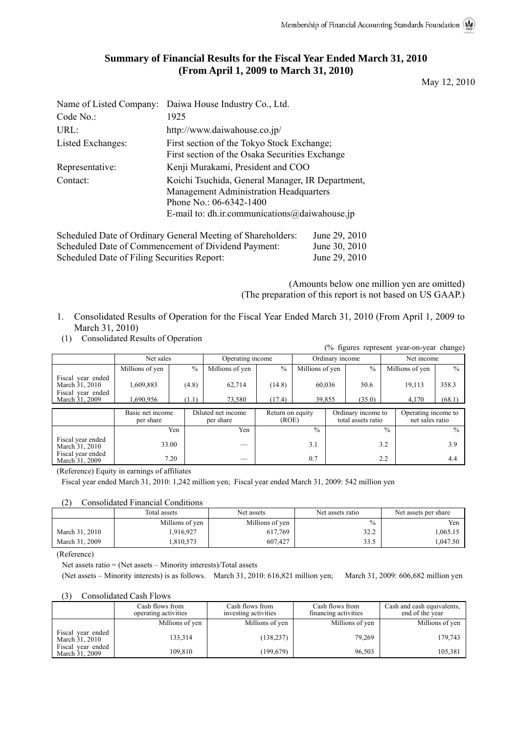Membership of Financial Accounting Standards Foundation

# Summary of Financial Results for the Fiscal Year Ended March 31, 2010 (From April 1, 2009 to March 31, 2010)

May 12, 2010

| | |
|---|---|
| Name of Listed Company: | Daiwa House Industry Co., Ltd. |
| Code No.: | 1925 |
| URL: | http://www.daiwahouse.co.jp/ |
| Listed Exchanges: | First section of the Tokyo Stock Exchange; First section of the Osaka Securities Exchange |
| Representative: | Kenji Murakami, President and COO |
| Contact: | Koichi Tsuchida, General Manager, IR Department, Management Administration Headquarters<br>Phone No.: 06-6342-1400<br>E-mail to: dh.ir.communications@daiwahouse.jp |

| | |
|---|---|
| Scheduled Date of Ordinary General Meeting of Shareholders: | June 29, 2010 |
| Scheduled Date of Commencement of Dividend Payment: | June 30, 2010 |
| Scheduled Date of Filing Securities Report: | June 29, 2010 |

(Amounts below one million yen are omitted)
(The preparation of this report is not based on US GAAP.)

1. Consolidated Results of Operation for the Fiscal Year Ended March 31, 2010 (From April 1, 2009 to March 31, 2010)

(1) Consolidated Results of Operation

(% figures represent year-on-year change)

| | Net sales | | Operating income | | Ordinary income | | Net income | |
|---|---|---|---|---|---|---|---|---|
| | Millions of yen | % | Millions of yen | % | Millions of yen | % | Millions of yen | % |
| Fiscal year ended March 31, 2010 | 1,609,883 | (4.8) | 62,714 | (14.8) | 60,036 | 50.6 | 19,113 | 358.3 |
| Fiscal year ended March 31, 2009 | 1,690,956 | (1.1) | 73,580 | (17.4) | 39,855 | (35.0) | 4,170 | (68.1) |

| | Basic net income per share | Diluted net income per share | Return on equity (ROE) | Ordinary income to total assets ratio | Operating income to net sales ratio |
|---|---|---|---|---|---|
| | Yen | Yen | % | % | % |
| Fiscal year ended March 31, 2010 | 33.00 | — | 3.1 | 3.2 | 3.9 |
| Fiscal year ended March 31, 2009 | 7.20 | — | 0.7 | 2.2 | 4.4 |

(Reference) Equity in earnings of affiliates

Fiscal year ended March 31, 2010: 1,242 million yen; Fiscal year ended March 31, 2009: 542 million yen

(2) Consolidated Financial Conditions

| | Total assets | Net assets | Net assets ratio | Net assets per share |
|---|---|---|---|---|
| | Millions of yen | Millions of yen | % | Yen |
| March 31, 2010 | 1,916,927 | 617,769 | 32.2 | 1,065.15 |
| March 31, 2009 | 1,810,573 | 607,427 | 33.5 | 1,047.50 |

(Reference)

Net assets ratio = (Net assets – Minority interests)/Total assets

(Net assets – Minority interests) is as follows. March 31, 2010: 616,821 million yen; March 31, 2009: 606,682 million yen

(3) Consolidated Cash Flows

| | Cash flows from operating activities | Cash flows from investing activities | Cash flows from financing activities | Cash and cash equivalents, end of the year |
|---|---|---|---|---|
| | Millions of yen | Millions of yen | Millions of yen | Millions of yen |
| Fiscal year ended March 31, 2010 | 133,314 | (138,237) | 79,269 | 179,743 |
| Fiscal year ended March 31, 2009 | 109,810 | (199,679) | 96,503 | 105,381 |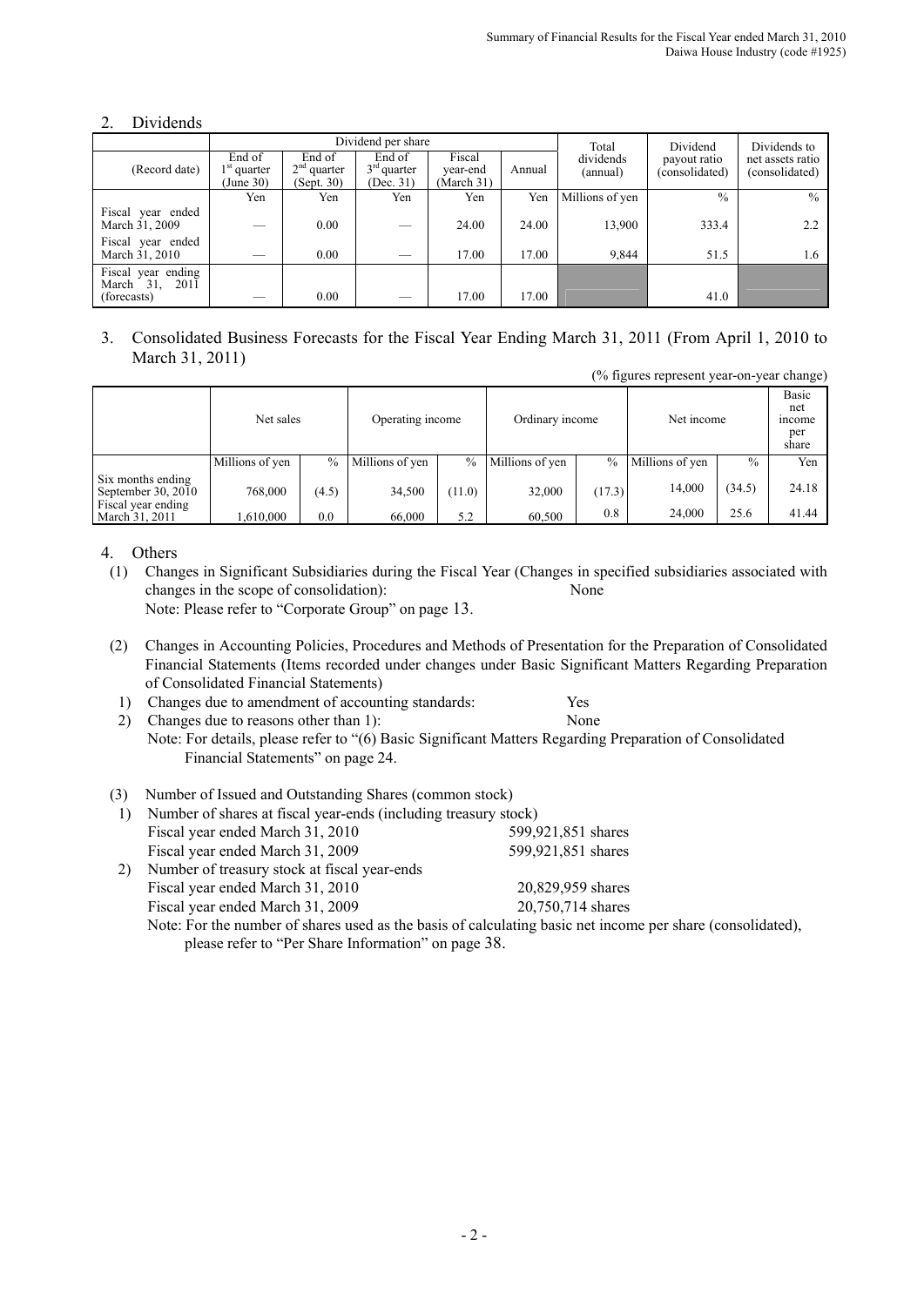## 2. Dividends

| (Record date) | Dividend per share | | | | | Total dividends (annual) | Dividend payout ratio (consolidated) | Dividends to net assets ratio (consolidated) |
|---|---|---|---|---|---|---|---|---|
| | End of 1st quarter (June 30) | End of 2nd quarter (Sept. 30) | End of 3rd quarter (Dec. 31) | Fiscal year-end (March 31) | Annual | | | |
| | Yen | Yen | Yen | Yen | Yen | Millions of yen | % | % |
| Fiscal year ended March 31, 2009 | — | 0.00 | — | 24.00 | 24.00 | 13,900 | 333.4 | 2.2 |
| Fiscal year ended March 31, 2010 | — | 0.00 | — | 17.00 | 17.00 | 9,844 | 51.5 | 1.6 |
| Fiscal year ending March 31, 2011 (forecasts) | — | 0.00 | — | 17.00 | 17.00 | | 41.0 | |

## 3. Consolidated Business Forecasts for the Fiscal Year Ending March 31, 2011 (From April 1, 2010 to March 31, 2011)

(% figures represent year-on-year change)

| | Net sales | | Operating income | | Ordinary income | | Net income | | Basic net income per share |
|---|---|---|---|---|---|---|---|---|---|
| | Millions of yen | % | Millions of yen | % | Millions of yen | % | Millions of yen | % | Yen |
| Six months ending September 30, 2010 | 768,000 | (4.5) | 34,500 | (11.0) | 32,000 | (17.3) | 14,000 | (34.5) | 24.18 |
| Fiscal year ending March 31, 2011 | 1,610,000 | 0.0 | 66,000 | 5.2 | 60,500 | 0.8 | 24,000 | 25.6 | 41.44 |

## 4. Others

(1) Changes in Significant Subsidiaries during the Fiscal Year (Changes in specified subsidiaries associated with changes in the scope of consolidation): None

Note: Please refer to "Corporate Group" on page 13.

(2) Changes in Accounting Policies, Procedures and Methods of Presentation for the Preparation of Consolidated Financial Statements (Items recorded under changes under Basic Significant Matters Regarding Preparation of Consolidated Financial Statements)

1) Changes due to amendment of accounting standards: Yes

2) Changes due to reasons other than 1): None

Note: For details, please refer to "(6) Basic Significant Matters Regarding Preparation of Consolidated Financial Statements" on page 24.

(3) Number of Issued and Outstanding Shares (common stock)

1) Number of shares at fiscal year-ends (including treasury stock)

Fiscal year ended March 31, 2010: 599,921,851 shares

Fiscal year ended March 31, 2009: 599,921,851 shares

2) Number of treasury stock at fiscal year-ends

Fiscal year ended March 31, 2010: 20,829,959 shares

Fiscal year ended March 31, 2009: 20,750,714 shares

Note: For the number of shares used as the basis of calculating basic net income per share (consolidated), please refer to "Per Share Information" on page 38.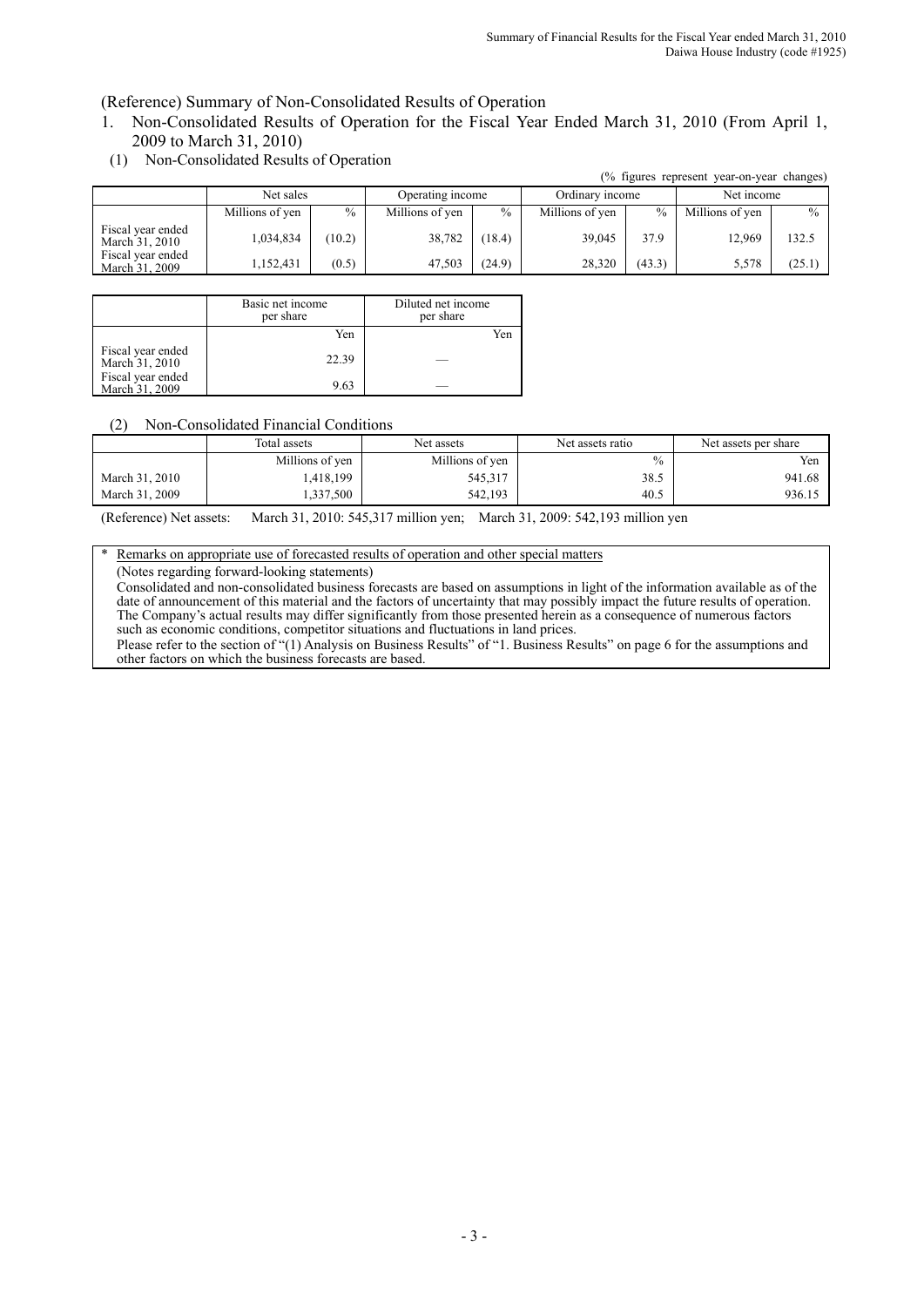(Reference) Summary of Non-Consolidated Results of Operation

1. Non-Consolidated Results of Operation for the Fiscal Year Ended March 31, 2010 (From April 1, 2009 to March 31, 2010)

(1) Non-Consolidated Results of Operation

(% figures represent year-on-year changes)

| | Net sales | | Operating income | | Ordinary income | | Net income | |
|---|---|---|---|---|---|---|---|---|
| | Millions of yen | % | Millions of yen | % | Millions of yen | % | Millions of yen | % |
| Fiscal year ended March 31, 2010 | 1,034,834 | (10.2) | 38,782 | (18.4) | 39,045 | 37.9 | 12,969 | 132.5 |
| Fiscal year ended March 31, 2009 | 1,152,431 | (0.5) | 47,503 | (24.9) | 28,320 | (43.3) | 5,578 | (25.1) |

| | Basic net income per share | Diluted net income per share |
|---|---|---|
| | Yen | Yen |
| Fiscal year ended March 31, 2010 | 22.39 | — |
| Fiscal year ended March 31, 2009 | 9.63 | — |

(2) Non-Consolidated Financial Conditions

| | Total assets | Net assets | Net assets ratio | Net assets per share |
|---|---|---|---|---|
| | Millions of yen | Millions of yen | % | Yen |
| March 31, 2010 | 1,418,199 | 545,317 | 38.5 | 941.68 |
| March 31, 2009 | 1,337,500 | 542,193 | 40.5 | 936.15 |

(Reference) Net assets: March 31, 2010: 545,317 million yen; March 31, 2009: 542,193 million yen

\* Remarks on appropriate use of forecasted results of operation and other special matters

(Notes regarding forward-looking statements)

Consolidated and non-consolidated business forecasts are based on assumptions in light of the information available as of the date of announcement of this material and the factors of uncertainty that may possibly impact the future results of operation. The Company's actual results may differ significantly from those presented herein as a consequence of numerous factors such as economic conditions, competitor situations and fluctuations in land prices.

Please refer to the section of "(1) Analysis on Business Results" of "1. Business Results" on page 6 for the assumptions and other factors on which the business forecasts are based.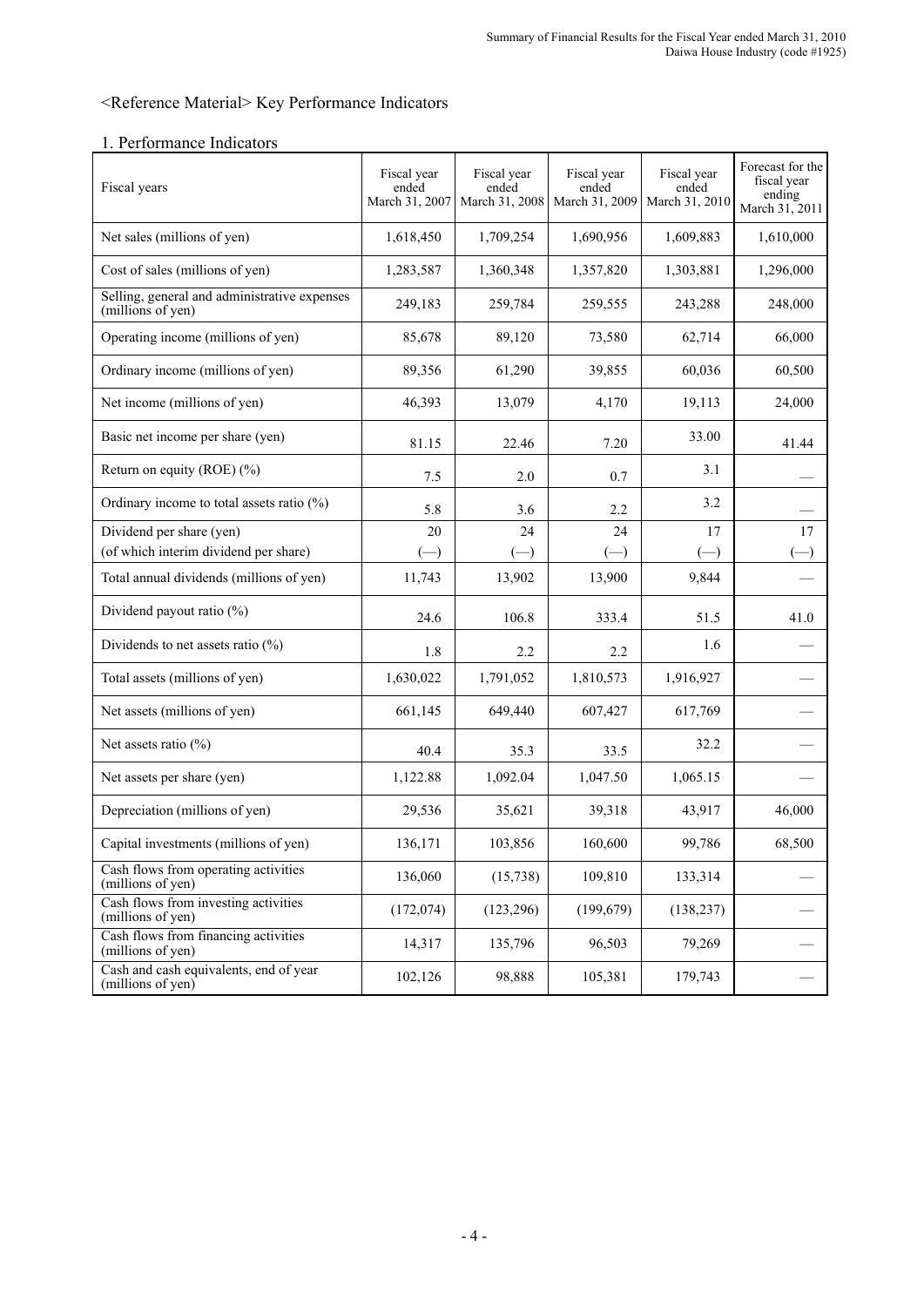## <Reference Material> Key Performance Indicators

### 1. Performance Indicators

| Fiscal years | Fiscal year ended March 31, 2007 | Fiscal year ended March 31, 2008 | Fiscal year ended March 31, 2009 | Fiscal year ended March 31, 2010 | Forecast for the fiscal year ending March 31, 2011 |
|---|---|---|---|---|---|
| Net sales (millions of yen) | 1,618,450 | 1,709,254 | 1,690,956 | 1,609,883 | 1,610,000 |
| Cost of sales (millions of yen) | 1,283,587 | 1,360,348 | 1,357,820 | 1,303,881 | 1,296,000 |
| Selling, general and administrative expenses (millions of yen) | 249,183 | 259,784 | 259,555 | 243,288 | 248,000 |
| Operating income (millions of yen) | 85,678 | 89,120 | 73,580 | 62,714 | 66,000 |
| Ordinary income (millions of yen) | 89,356 | 61,290 | 39,855 | 60,036 | 60,500 |
| Net income (millions of yen) | 46,393 | 13,079 | 4,170 | 19,113 | 24,000 |
| Basic net income per share (yen) | 81.15 | 22.46 | 7.20 | 33.00 | 41.44 |
| Return on equity (ROE) (%) | 7.5 | 2.0 | 0.7 | 3.1 | — |
| Ordinary income to total assets ratio (%) | 5.8 | 3.6 | 2.2 | 3.2 | — |
| Dividend per share (yen)<br>(of which interim dividend per share) | 20<br>(—) | 24<br>(—) | 24<br>(—) | 17<br>(—) | 17<br>(—) |
| Total annual dividends (millions of yen) | 11,743 | 13,902 | 13,900 | 9,844 | — |
| Dividend payout ratio (%) | 24.6 | 106.8 | 333.4 | 51.5 | 41.0 |
| Dividends to net assets ratio (%) | 1.8 | 2.2 | 2.2 | 1.6 | — |
| Total assets (millions of yen) | 1,630,022 | 1,791,052 | 1,810,573 | 1,916,927 | — |
| Net assets (millions of yen) | 661,145 | 649,440 | 607,427 | 617,769 | — |
| Net assets ratio (%) | 40.4 | 35.3 | 33.5 | 32.2 | — |
| Net assets per share (yen) | 1,122.88 | 1,092.04 | 1,047.50 | 1,065.15 | — |
| Depreciation (millions of yen) | 29,536 | 35,621 | 39,318 | 43,917 | 46,000 |
| Capital investments (millions of yen) | 136,171 | 103,856 | 160,600 | 99,786 | 68,500 |
| Cash flows from operating activities (millions of yen) | 136,060 | (15,738) | 109,810 | 133,314 | — |
| Cash flows from investing activities (millions of yen) | (172,074) | (123,296) | (199,679) | (138,237) | — |
| Cash flows from financing activities (millions of yen) | 14,317 | 135,796 | 96,503 | 79,269 | — |
| Cash and cash equivalents, end of year (millions of yen) | 102,126 | 98,888 | 105,381 | 179,743 | — |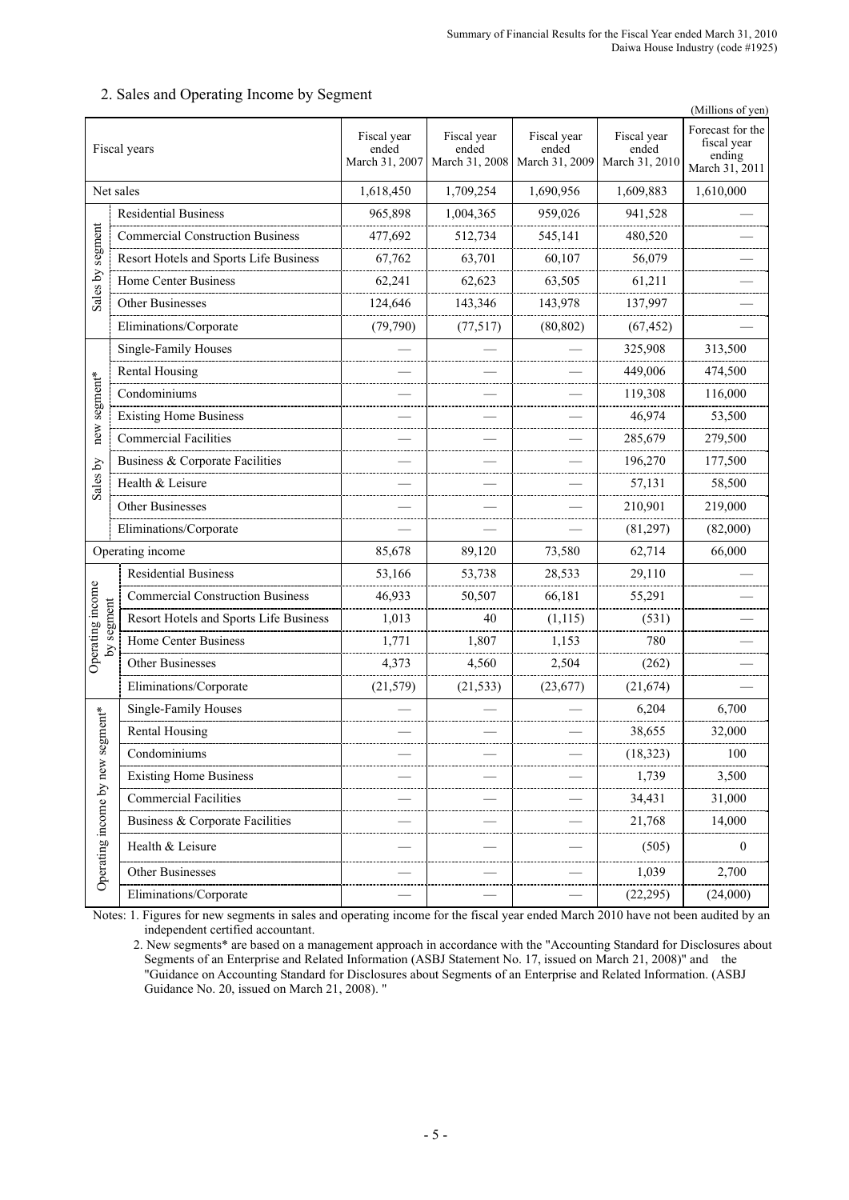## 2. Sales and Operating Income by Segment

(Millions of yen)

| | Fiscal years | Fiscal year ended March 31, 2007 | Fiscal year ended March 31, 2008 | Fiscal year ended March 31, 2009 | Fiscal year ended March 31, 2010 | Forecast for the fiscal year ending March 31, 2011 |
|---|---|---|---|---|---|---|
| Net sales | | 1,618,450 | 1,709,254 | 1,690,956 | 1,609,883 | 1,610,000 |
| Sales by segment | Residential Business | 965,898 | 1,004,365 | 959,026 | 941,528 | — |
| | Commercial Construction Business | 477,692 | 512,734 | 545,141 | 480,520 | — |
| | Resort Hotels and Sports Life Business | 67,762 | 63,701 | 60,107 | 56,079 | — |
| | Home Center Business | 62,241 | 62,623 | 63,505 | 61,211 | — |
| | Other Businesses | 124,646 | 143,346 | 143,978 | 137,997 | — |
| | Eliminations/Corporate | (79,790) | (77,517) | (80,802) | (67,452) | — |
| Sales by new segment* | Single-Family Houses | — | — | — | 325,908 | 313,500 |
| | Rental Housing | — | — | — | 449,006 | 474,500 |
| | Condominiums | — | — | — | 119,308 | 116,000 |
| | Existing Home Business | — | — | — | 46,974 | 53,500 |
| | Commercial Facilities | — | — | — | 285,679 | 279,500 |
| | Business & Corporate Facilities | — | — | — | 196,270 | 177,500 |
| | Health & Leisure | — | — | — | 57,131 | 58,500 |
| | Other Businesses | — | — | — | 210,901 | 219,000 |
| | Eliminations/Corporate | — | — | — | (81,297) | (82,000) |
| Operating income | | 85,678 | 89,120 | 73,580 | 62,714 | 66,000 |
| Operating income by segment | Residential Business | 53,166 | 53,738 | 28,533 | 29,110 | — |
| | Commercial Construction Business | 46,933 | 50,507 | 66,181 | 55,291 | — |
| | Resort Hotels and Sports Life Business | 1,013 | 40 | (1,115) | (531) | — |
| | Home Center Business | 1,771 | 1,807 | 1,153 | 780 | — |
| | Other Businesses | 4,373 | 4,560 | 2,504 | (262) | — |
| | Eliminations/Corporate | (21,579) | (21,533) | (23,677) | (21,674) | — |
| Operating income by new segment* | Single-Family Houses | — | — | — | 6,204 | 6,700 |
| | Rental Housing | — | — | — | 38,655 | 32,000 |
| | Condominiums | — | — | — | (18,323) | 100 |
| | Existing Home Business | — | — | — | 1,739 | 3,500 |
| | Commercial Facilities | — | — | — | 34,431 | 31,000 |
| | Business & Corporate Facilities | — | — | — | 21,768 | 14,000 |
| | Health & Leisure | — | — | — | (505) | 0 |
| | Other Businesses | — | — | — | 1,039 | 2,700 |
| | Eliminations/Corporate | — | — | — | (22,295) | (24,000) |

Notes: 1. Figures for new segments in sales and operating income for the fiscal year ended March 2010 have not been audited by an independent certified accountant.

2. New segments* are based on a management approach in accordance with the "Accounting Standard for Disclosures about Segments of an Enterprise and Related Information (ASBJ Statement No. 17, issued on March 21, 2008)" and the "Guidance on Accounting Standard for Disclosures about Segments of an Enterprise and Related Information. (ASBJ Guidance No. 20, issued on March 21, 2008). "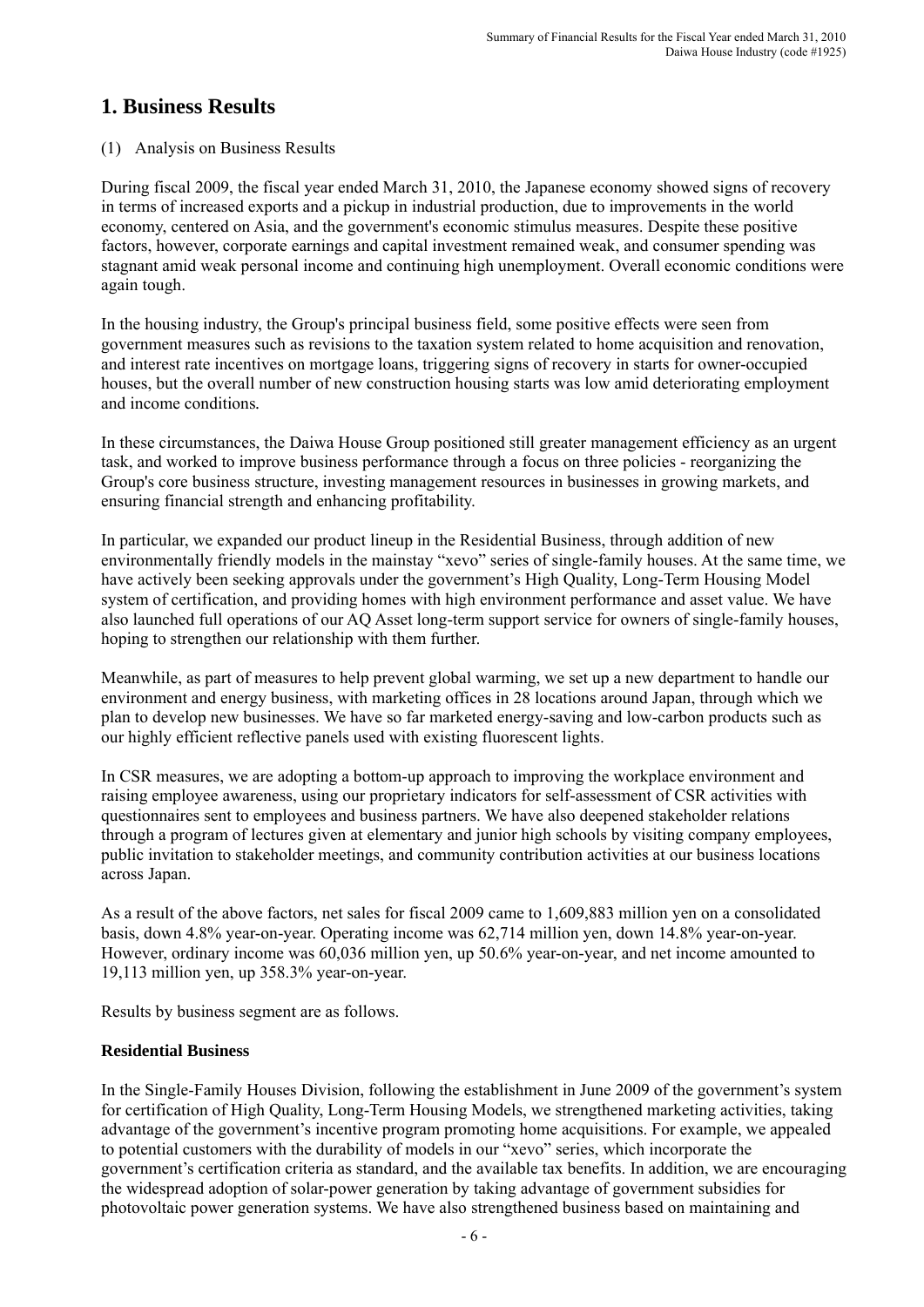# 1. Business Results

(1) Analysis on Business Results

During fiscal 2009, the fiscal year ended March 31, 2010, the Japanese economy showed signs of recovery in terms of increased exports and a pickup in industrial production, due to improvements in the world economy, centered on Asia, and the government's economic stimulus measures. Despite these positive factors, however, corporate earnings and capital investment remained weak, and consumer spending was stagnant amid weak personal income and continuing high unemployment. Overall economic conditions were again tough.

In the housing industry, the Group's principal business field, some positive effects were seen from government measures such as revisions to the taxation system related to home acquisition and renovation, and interest rate incentives on mortgage loans, triggering signs of recovery in starts for owner-occupied houses, but the overall number of new construction housing starts was low amid deteriorating employment and income conditions.

In these circumstances, the Daiwa House Group positioned still greater management efficiency as an urgent task, and worked to improve business performance through a focus on three policies - reorganizing the Group's core business structure, investing management resources in businesses in growing markets, and ensuring financial strength and enhancing profitability.

In particular, we expanded our product lineup in the Residential Business, through addition of new environmentally friendly models in the mainstay "xevo" series of single-family houses. At the same time, we have actively been seeking approvals under the government's High Quality, Long-Term Housing Model system of certification, and providing homes with high environment performance and asset value. We have also launched full operations of our AQ Asset long-term support service for owners of single-family houses, hoping to strengthen our relationship with them further.

Meanwhile, as part of measures to help prevent global warming, we set up a new department to handle our environment and energy business, with marketing offices in 28 locations around Japan, through which we plan to develop new businesses. We have so far marketed energy-saving and low-carbon products such as our highly efficient reflective panels used with existing fluorescent lights.

In CSR measures, we are adopting a bottom-up approach to improving the workplace environment and raising employee awareness, using our proprietary indicators for self-assessment of CSR activities with questionnaires sent to employees and business partners. We have also deepened stakeholder relations through a program of lectures given at elementary and junior high schools by visiting company employees, public invitation to stakeholder meetings, and community contribution activities at our business locations across Japan.

As a result of the above factors, net sales for fiscal 2009 came to 1,609,883 million yen on a consolidated basis, down 4.8% year-on-year. Operating income was 62,714 million yen, down 14.8% year-on-year. However, ordinary income was 60,036 million yen, up 50.6% year-on-year, and net income amounted to 19,113 million yen, up 358.3% year-on-year.

Results by business segment are as follows.

**Residential Business**

In the Single-Family Houses Division, following the establishment in June 2009 of the government's system for certification of High Quality, Long-Term Housing Models, we strengthened marketing activities, taking advantage of the government's incentive program promoting home acquisitions. For example, we appealed to potential customers with the durability of models in our "xevo" series, which incorporate the government's certification criteria as standard, and the available tax benefits. In addition, we are encouraging the widespread adoption of solar-power generation by taking advantage of government subsidies for photovoltaic power generation systems. We have also strengthened business based on maintaining and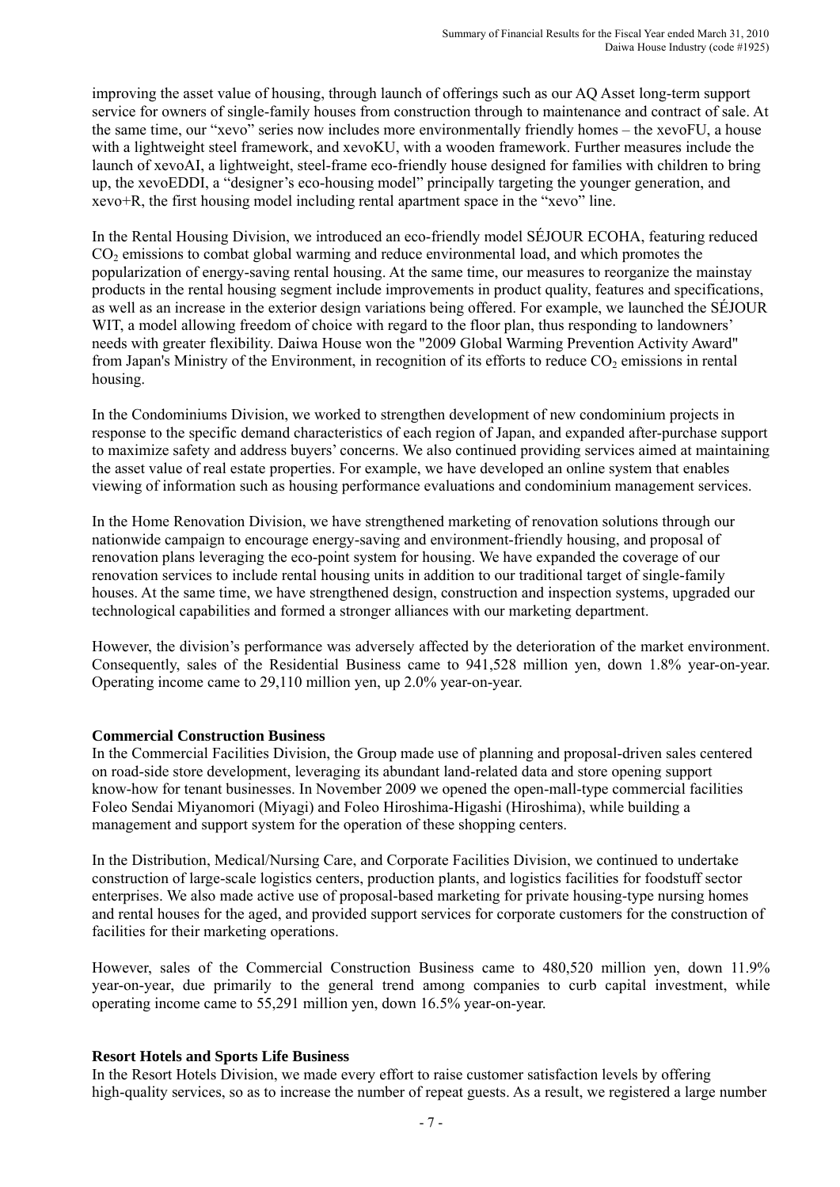improving the asset value of housing, through launch of offerings such as our AQ Asset long-term support service for owners of single-family houses from construction through to maintenance and contract of sale. At the same time, our "xevo" series now includes more environmentally friendly homes – the xevoFU, a house with a lightweight steel framework, and xevoKU, with a wooden framework. Further measures include the launch of xevoAI, a lightweight, steel-frame eco-friendly house designed for families with children to bring up, the xevoEDDI, a "designer's eco-housing model" principally targeting the younger generation, and xevo+R, the first housing model including rental apartment space in the "xevo" line.

In the Rental Housing Division, we introduced an eco-friendly model SÉJOUR ECOHA, featuring reduced $CO_2$ emissions to combat global warming and reduce environmental load, and which promotes the popularization of energy-saving rental housing. At the same time, our measures to reorganize the mainstay products in the rental housing segment include improvements in product quality, features and specifications, as well as an increase in the exterior design variations being offered. For example, we launched the SÉJOUR WIT, a model allowing freedom of choice with regard to the floor plan, thus responding to landowners' needs with greater flexibility. Daiwa House won the "2009 Global Warming Prevention Activity Award" from Japan's Ministry of the Environment, in recognition of its efforts to reduce $CO_2$ emissions in rental housing.

In the Condominiums Division, we worked to strengthen development of new condominium projects in response to the specific demand characteristics of each region of Japan, and expanded after-purchase support to maximize safety and address buyers' concerns. We also continued providing services aimed at maintaining the asset value of real estate properties. For example, we have developed an online system that enables viewing of information such as housing performance evaluations and condominium management services.

In the Home Renovation Division, we have strengthened marketing of renovation solutions through our nationwide campaign to encourage energy-saving and environment-friendly housing, and proposal of renovation plans leveraging the eco-point system for housing. We have expanded the coverage of our renovation services to include rental housing units in addition to our traditional target of single-family houses. At the same time, we have strengthened design, construction and inspection systems, upgraded our technological capabilities and formed a stronger alliances with our marketing department.

However, the division's performance was adversely affected by the deterioration of the market environment. Consequently, sales of the Residential Business came to 941,528 million yen, down 1.8% year-on-year. Operating income came to 29,110 million yen, up 2.0% year-on-year.

**Commercial Construction Business**

In the Commercial Facilities Division, the Group made use of planning and proposal-driven sales centered on road-side store development, leveraging its abundant land-related data and store opening support know-how for tenant businesses. In November 2009 we opened the open-mall-type commercial facilities Foleo Sendai Miyanomori (Miyagi) and Foleo Hiroshima-Higashi (Hiroshima), while building a management and support system for the operation of these shopping centers.

In the Distribution, Medical/Nursing Care, and Corporate Facilities Division, we continued to undertake construction of large-scale logistics centers, production plants, and logistics facilities for foodstuff sector enterprises. We also made active use of proposal-based marketing for private housing-type nursing homes and rental houses for the aged, and provided support services for corporate customers for the construction of facilities for their marketing operations.

However, sales of the Commercial Construction Business came to 480,520 million yen, down 11.9% year-on-year, due primarily to the general trend among companies to curb capital investment, while operating income came to 55,291 million yen, down 16.5% year-on-year.

**Resort Hotels and Sports Life Business**

In the Resort Hotels Division, we made every effort to raise customer satisfaction levels by offering high-quality services, so as to increase the number of repeat guests. As a result, we registered a large number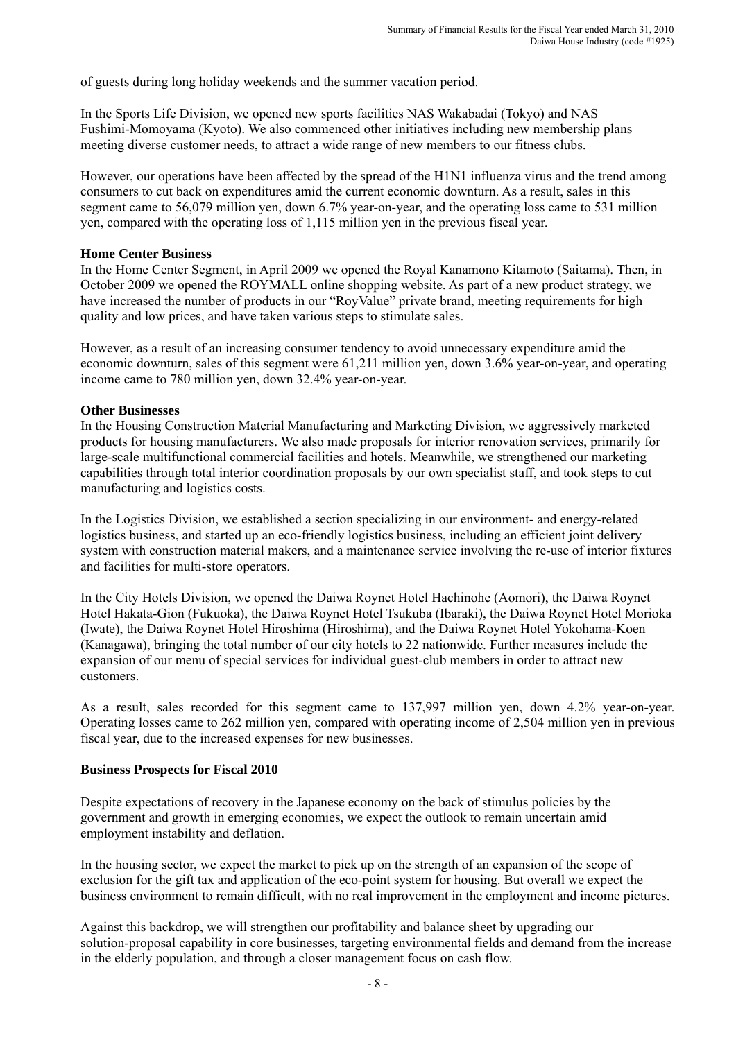of guests during long holiday weekends and the summer vacation period.

In the Sports Life Division, we opened new sports facilities NAS Wakabadai (Tokyo) and NAS Fushimi-Momoyama (Kyoto). We also commenced other initiatives including new membership plans meeting diverse customer needs, to attract a wide range of new members to our fitness clubs.

However, our operations have been affected by the spread of the H1N1 influenza virus and the trend among consumers to cut back on expenditures amid the current economic downturn. As a result, sales in this segment came to 56,079 million yen, down 6.7% year-on-year, and the operating loss came to 531 million yen, compared with the operating loss of 1,115 million yen in the previous fiscal year.

**Home Center Business**

In the Home Center Segment, in April 2009 we opened the Royal Kanamono Kitamoto (Saitama). Then, in October 2009 we opened the ROYMALL online shopping website. As part of a new product strategy, we have increased the number of products in our "RoyValue" private brand, meeting requirements for high quality and low prices, and have taken various steps to stimulate sales.

However, as a result of an increasing consumer tendency to avoid unnecessary expenditure amid the economic downturn, sales of this segment were 61,211 million yen, down 3.6% year-on-year, and operating income came to 780 million yen, down 32.4% year-on-year.

**Other Businesses**

In the Housing Construction Material Manufacturing and Marketing Division, we aggressively marketed products for housing manufacturers. We also made proposals for interior renovation services, primarily for large-scale multifunctional commercial facilities and hotels. Meanwhile, we strengthened our marketing capabilities through total interior coordination proposals by our own specialist staff, and took steps to cut manufacturing and logistics costs.

In the Logistics Division, we established a section specializing in our environment- and energy-related logistics business, and started up an eco-friendly logistics business, including an efficient joint delivery system with construction material makers, and a maintenance service involving the re-use of interior fixtures and facilities for multi-store operators.

In the City Hotels Division, we opened the Daiwa Roynet Hotel Hachinohe (Aomori), the Daiwa Roynet Hotel Hakata-Gion (Fukuoka), the Daiwa Roynet Hotel Tsukuba (Ibaraki), the Daiwa Roynet Hotel Morioka (Iwate), the Daiwa Roynet Hotel Hiroshima (Hiroshima), and the Daiwa Roynet Hotel Yokohama-Koen (Kanagawa), bringing the total number of our city hotels to 22 nationwide. Further measures include the expansion of our menu of special services for individual guest-club members in order to attract new customers.

As a result, sales recorded for this segment came to 137,997 million yen, down 4.2% year-on-year. Operating losses came to 262 million yen, compared with operating income of 2,504 million yen in previous fiscal year, due to the increased expenses for new businesses.

**Business Prospects for Fiscal 2010**

Despite expectations of recovery in the Japanese economy on the back of stimulus policies by the government and growth in emerging economies, we expect the outlook to remain uncertain amid employment instability and deflation.

In the housing sector, we expect the market to pick up on the strength of an expansion of the scope of exclusion for the gift tax and application of the eco-point system for housing. But overall we expect the business environment to remain difficult, with no real improvement in the employment and income pictures.

Against this backdrop, we will strengthen our profitability and balance sheet by upgrading our solution-proposal capability in core businesses, targeting environmental fields and demand from the increase in the elderly population, and through a closer management focus on cash flow.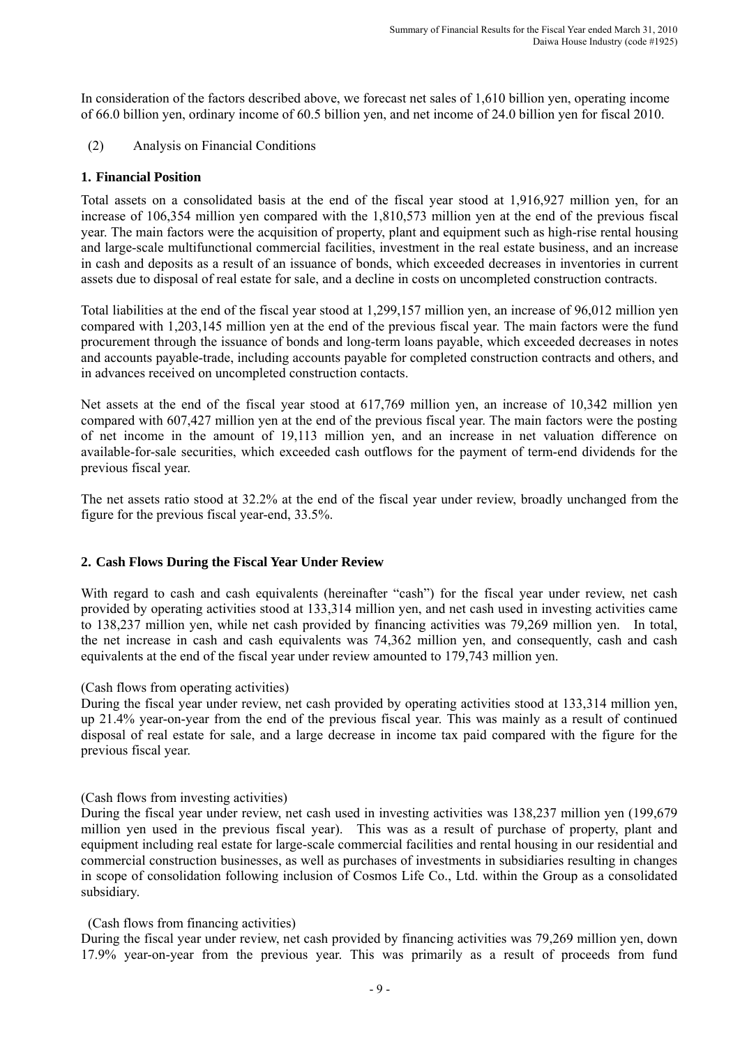In consideration of the factors described above, we forecast net sales of 1,610 billion yen, operating income of 66.0 billion yen, ordinary income of 60.5 billion yen, and net income of 24.0 billion yen for fiscal 2010.

(2) Analysis on Financial Conditions

### 1. Financial Position

Total assets on a consolidated basis at the end of the fiscal year stood at 1,916,927 million yen, for an increase of 106,354 million yen compared with the 1,810,573 million yen at the end of the previous fiscal year. The main factors were the acquisition of property, plant and equipment such as high-rise rental housing and large-scale multifunctional commercial facilities, investment in the real estate business, and an increase in cash and deposits as a result of an issuance of bonds, which exceeded decreases in inventories in current assets due to disposal of real estate for sale, and a decline in costs on uncompleted construction contracts.

Total liabilities at the end of the fiscal year stood at 1,299,157 million yen, an increase of 96,012 million yen compared with 1,203,145 million yen at the end of the previous fiscal year. The main factors were the fund procurement through the issuance of bonds and long-term loans payable, which exceeded decreases in notes and accounts payable-trade, including accounts payable for completed construction contracts and others, and in advances received on uncompleted construction contacts.

Net assets at the end of the fiscal year stood at 617,769 million yen, an increase of 10,342 million yen compared with 607,427 million yen at the end of the previous fiscal year. The main factors were the posting of net income in the amount of 19,113 million yen, and an increase in net valuation difference on available-for-sale securities, which exceeded cash outflows for the payment of term-end dividends for the previous fiscal year.

The net assets ratio stood at 32.2% at the end of the fiscal year under review, broadly unchanged from the figure for the previous fiscal year-end, 33.5%.

### 2. Cash Flows During the Fiscal Year Under Review

With regard to cash and cash equivalents (hereinafter "cash") for the fiscal year under review, net cash provided by operating activities stood at 133,314 million yen, and net cash used in investing activities came to 138,237 million yen, while net cash provided by financing activities was 79,269 million yen. In total, the net increase in cash and cash equivalents was 74,362 million yen, and consequently, cash and cash equivalents at the end of the fiscal year under review amounted to 179,743 million yen.

(Cash flows from operating activities)
During the fiscal year under review, net cash provided by operating activities stood at 133,314 million yen, up 21.4% year-on-year from the end of the previous fiscal year. This was mainly as a result of continued disposal of real estate for sale, and a large decrease in income tax paid compared with the figure for the previous fiscal year.

(Cash flows from investing activities)
During the fiscal year under review, net cash used in investing activities was 138,237 million yen (199,679 million yen used in the previous fiscal year). This was as a result of purchase of property, plant and equipment including real estate for large-scale commercial facilities and rental housing in our residential and commercial construction businesses, as well as purchases of investments in subsidiaries resulting in changes in scope of consolidation following inclusion of Cosmos Life Co., Ltd. within the Group as a consolidated subsidiary.

(Cash flows from financing activities)
During the fiscal year under review, net cash provided by financing activities was 79,269 million yen, down 17.9% year-on-year from the previous year. This was primarily as a result of proceeds from fund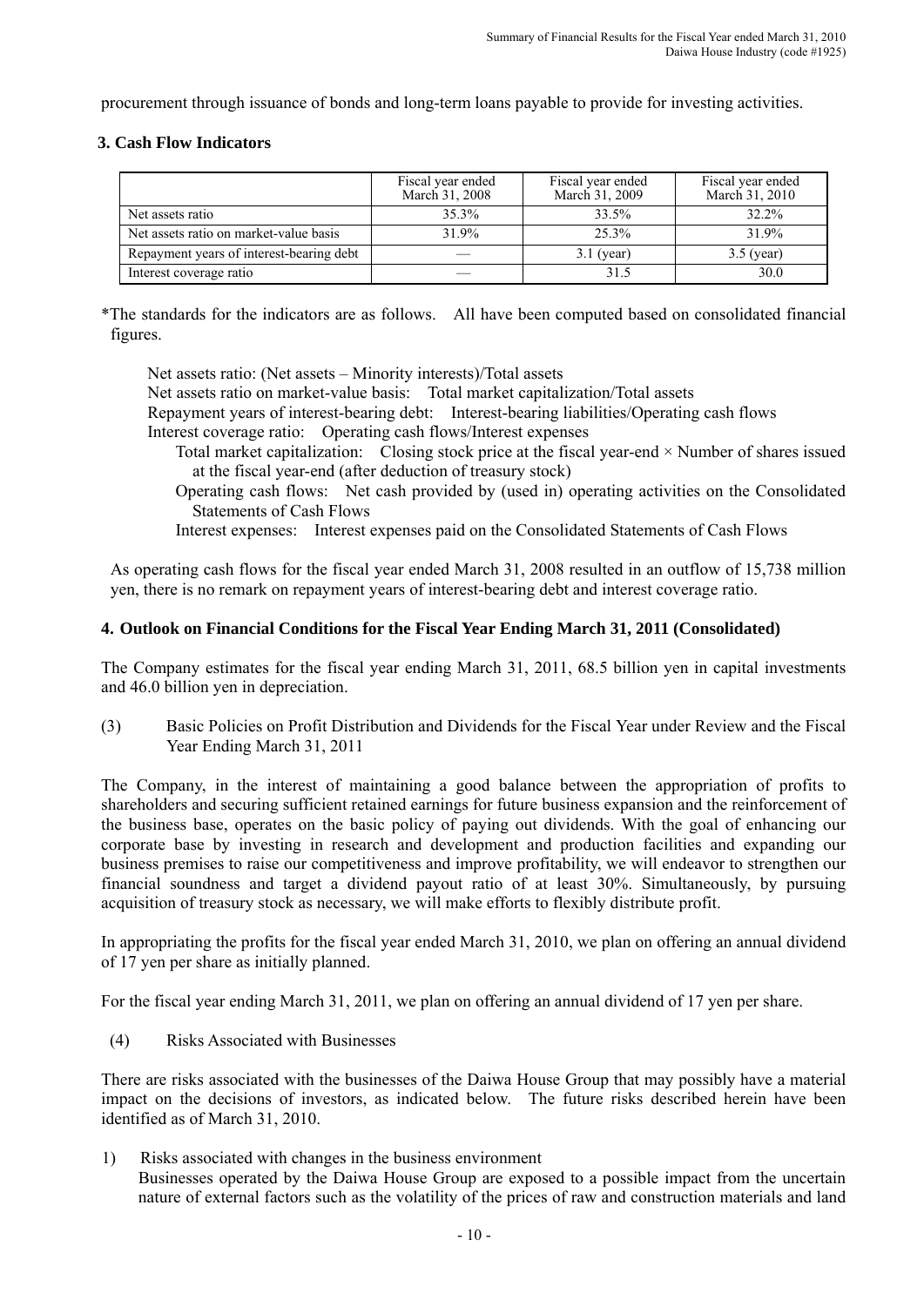procurement through issuance of bonds and long-term loans payable to provide for investing activities.

### 3. Cash Flow Indicators

| | Fiscal year ended March 31, 2008 | Fiscal year ended March 31, 2009 | Fiscal year ended March 31, 2010 |
|---|---|---|---|
| Net assets ratio | 35.3% | 33.5% | 32.2% |
| Net assets ratio on market-value basis | 31.9% | 25.3% | 31.9% |
| Repayment years of interest-bearing debt | — | 3.1 (year) | 3.5 (year) |
| Interest coverage ratio | — | 31.5 | 30.0 |

*The standards for the indicators are as follows. All have been computed based on consolidated financial figures.

Net assets ratio: (Net assets – Minority interests)/Total assets
Net assets ratio on market-value basis: Total market capitalization/Total assets
Repayment years of interest-bearing debt: Interest-bearing liabilities/Operating cash flows
Interest coverage ratio: Operating cash flows/Interest expenses

Total market capitalization: Closing stock price at the fiscal year-end × Number of shares issued at the fiscal year-end (after deduction of treasury stock)
Operating cash flows: Net cash provided by (used in) operating activities on the Consolidated Statements of Cash Flows
Interest expenses: Interest expenses paid on the Consolidated Statements of Cash Flows

As operating cash flows for the fiscal year ended March 31, 2008 resulted in an outflow of 15,738 million yen, there is no remark on repayment years of interest-bearing debt and interest coverage ratio.

### 4. Outlook on Financial Conditions for the Fiscal Year Ending March 31, 2011 (Consolidated)

The Company estimates for the fiscal year ending March 31, 2011, 68.5 billion yen in capital investments and 46.0 billion yen in depreciation.

(3) Basic Policies on Profit Distribution and Dividends for the Fiscal Year under Review and the Fiscal Year Ending March 31, 2011

The Company, in the interest of maintaining a good balance between the appropriation of profits to shareholders and securing sufficient retained earnings for future business expansion and the reinforcement of the business base, operates on the basic policy of paying out dividends. With the goal of enhancing our corporate base by investing in research and development and production facilities and expanding our business premises to raise our competitiveness and improve profitability, we will endeavor to strengthen our financial soundness and target a dividend payout ratio of at least 30%. Simultaneously, by pursuing acquisition of treasury stock as necessary, we will make efforts to flexibly distribute profit.

In appropriating the profits for the fiscal year ended March 31, 2010, we plan on offering an annual dividend of 17 yen per share as initially planned.

For the fiscal year ending March 31, 2011, we plan on offering an annual dividend of 17 yen per share.

(4) Risks Associated with Businesses

There are risks associated with the businesses of the Daiwa House Group that may possibly have a material impact on the decisions of investors, as indicated below. The future risks described herein have been identified as of March 31, 2010.

1) Risks associated with changes in the business environment
Businesses operated by the Daiwa House Group are exposed to a possible impact from the uncertain nature of external factors such as the volatility of the prices of raw and construction materials and land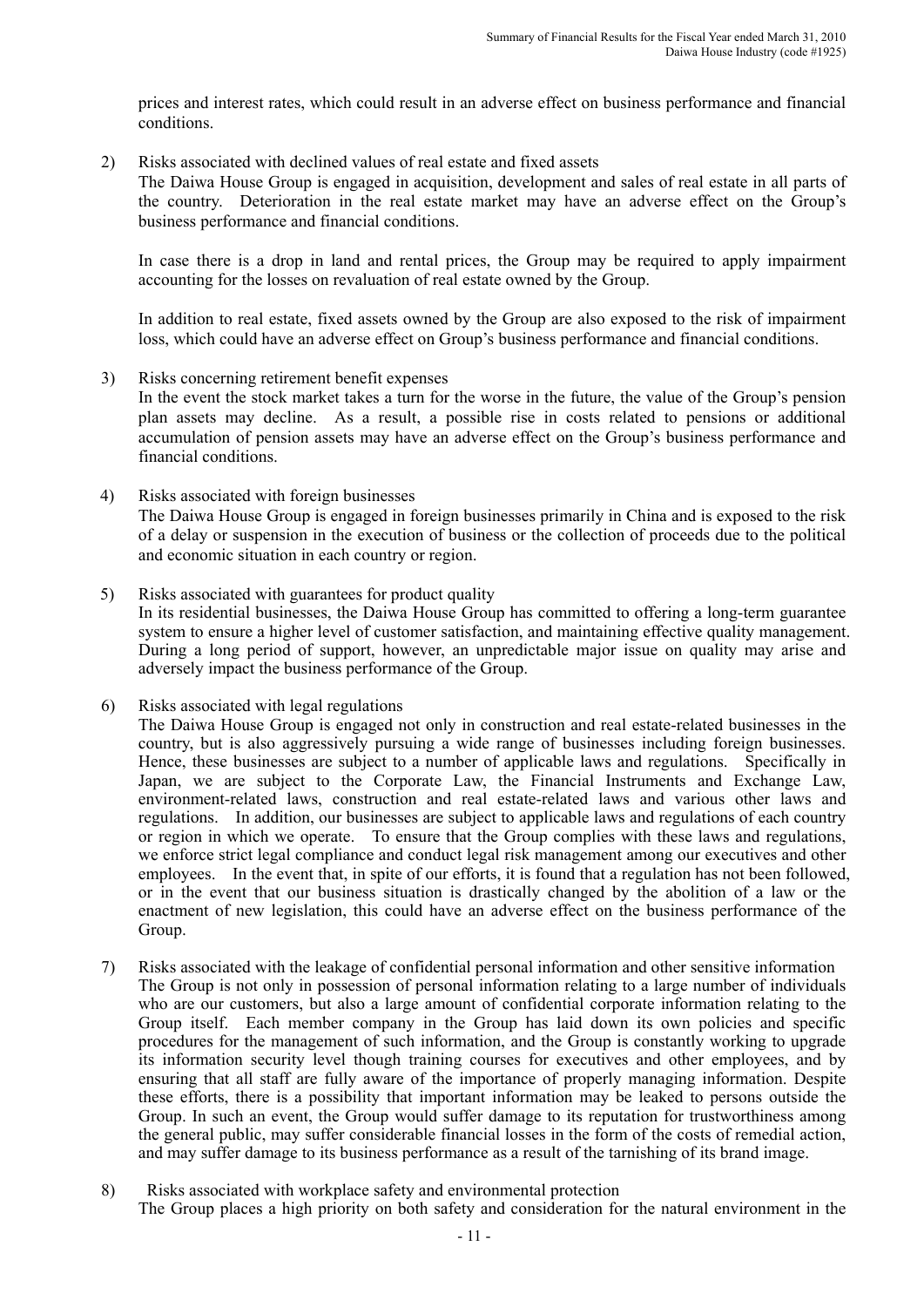prices and interest rates, which could result in an adverse effect on business performance and financial conditions.

2) Risks associated with declined values of real estate and fixed assets
The Daiwa House Group is engaged in acquisition, development and sales of real estate in all parts of the country. Deterioration in the real estate market may have an adverse effect on the Group's business performance and financial conditions.

In case there is a drop in land and rental prices, the Group may be required to apply impairment accounting for the losses on revaluation of real estate owned by the Group.

In addition to real estate, fixed assets owned by the Group are also exposed to the risk of impairment loss, which could have an adverse effect on Group's business performance and financial conditions.

3) Risks concerning retirement benefit expenses
In the event the stock market takes a turn for the worse in the future, the value of the Group's pension plan assets may decline. As a result, a possible rise in costs related to pensions or additional accumulation of pension assets may have an adverse effect on the Group's business performance and financial conditions.

4) Risks associated with foreign businesses
The Daiwa House Group is engaged in foreign businesses primarily in China and is exposed to the risk of a delay or suspension in the execution of business or the collection of proceeds due to the political and economic situation in each country or region.

5) Risks associated with guarantees for product quality
In its residential businesses, the Daiwa House Group has committed to offering a long-term guarantee system to ensure a higher level of customer satisfaction, and maintaining effective quality management. During a long period of support, however, an unpredictable major issue on quality may arise and adversely impact the business performance of the Group.

6) Risks associated with legal regulations
The Daiwa House Group is engaged not only in construction and real estate-related businesses in the country, but is also aggressively pursuing a wide range of businesses including foreign businesses. Hence, these businesses are subject to a number of applicable laws and regulations. Specifically in Japan, we are subject to the Corporate Law, the Financial Instruments and Exchange Law, environment-related laws, construction and real estate-related laws and various other laws and regulations. In addition, our businesses are subject to applicable laws and regulations of each country or region in which we operate. To ensure that the Group complies with these laws and regulations, we enforce strict legal compliance and conduct legal risk management among our executives and other employees. In the event that, in spite of our efforts, it is found that a regulation has not been followed, or in the event that our business situation is drastically changed by the abolition of a law or the enactment of new legislation, this could have an adverse effect on the business performance of the Group.

7) Risks associated with the leakage of confidential personal information and other sensitive information
The Group is not only in possession of personal information relating to a large number of individuals who are our customers, but also a large amount of confidential corporate information relating to the Group itself. Each member company in the Group has laid down its own policies and specific procedures for the management of such information, and the Group is constantly working to upgrade its information security level though training courses for executives and other employees, and by ensuring that all staff are fully aware of the importance of properly managing information. Despite these efforts, there is a possibility that important information may be leaked to persons outside the Group. In such an event, the Group would suffer damage to its reputation for trustworthiness among the general public, may suffer considerable financial losses in the form of the costs of remedial action, and may suffer damage to its business performance as a result of the tarnishing of its brand image.

8) Risks associated with workplace safety and environmental protection
The Group places a high priority on both safety and consideration for the natural environment in the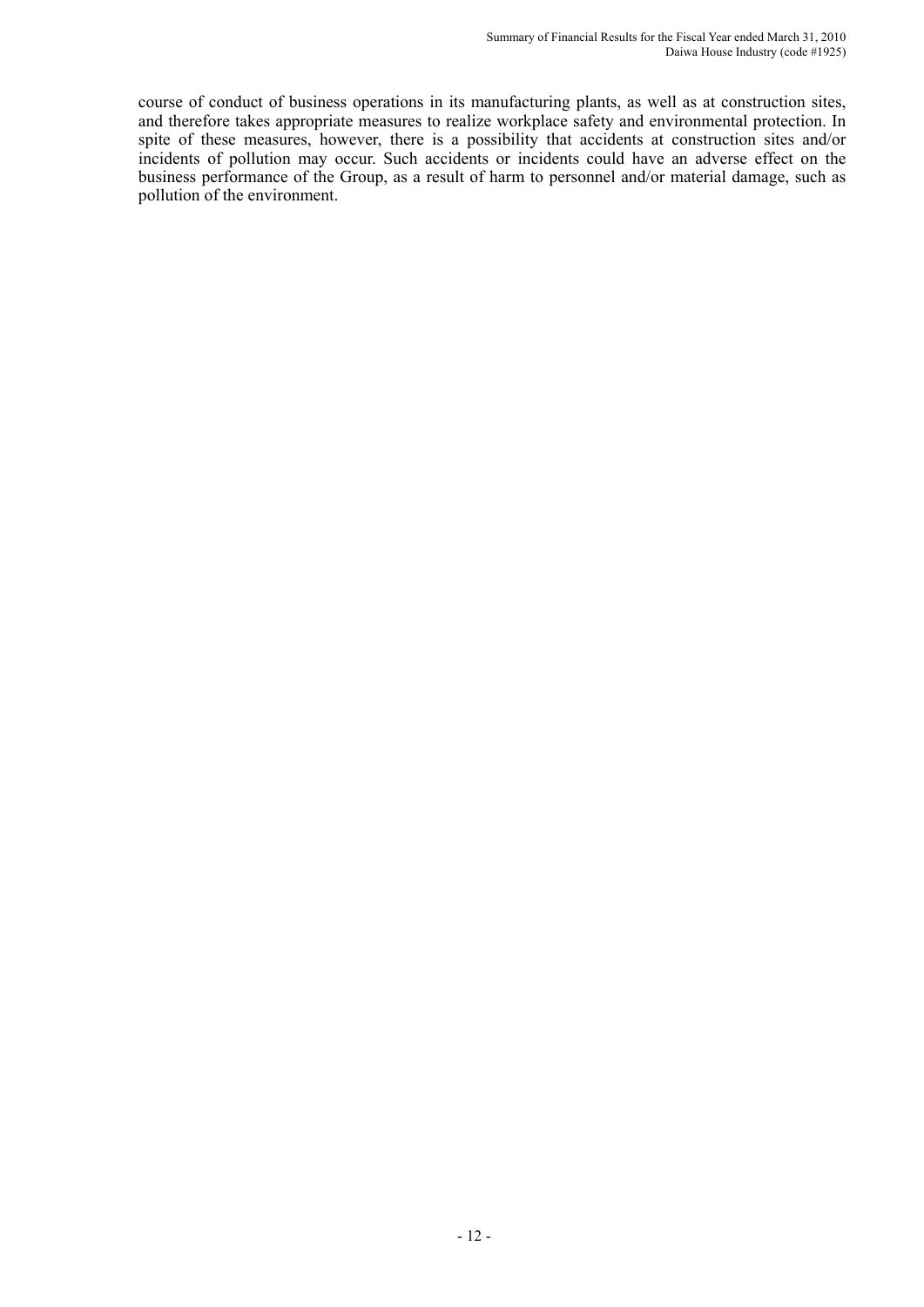course of conduct of business operations in its manufacturing plants, as well as at construction sites, and therefore takes appropriate measures to realize workplace safety and environmental protection. In spite of these measures, however, there is a possibility that accidents at construction sites and/or incidents of pollution may occur. Such accidents or incidents could have an adverse effect on the business performance of the Group, as a result of harm to personnel and/or material damage, such as pollution of the environment.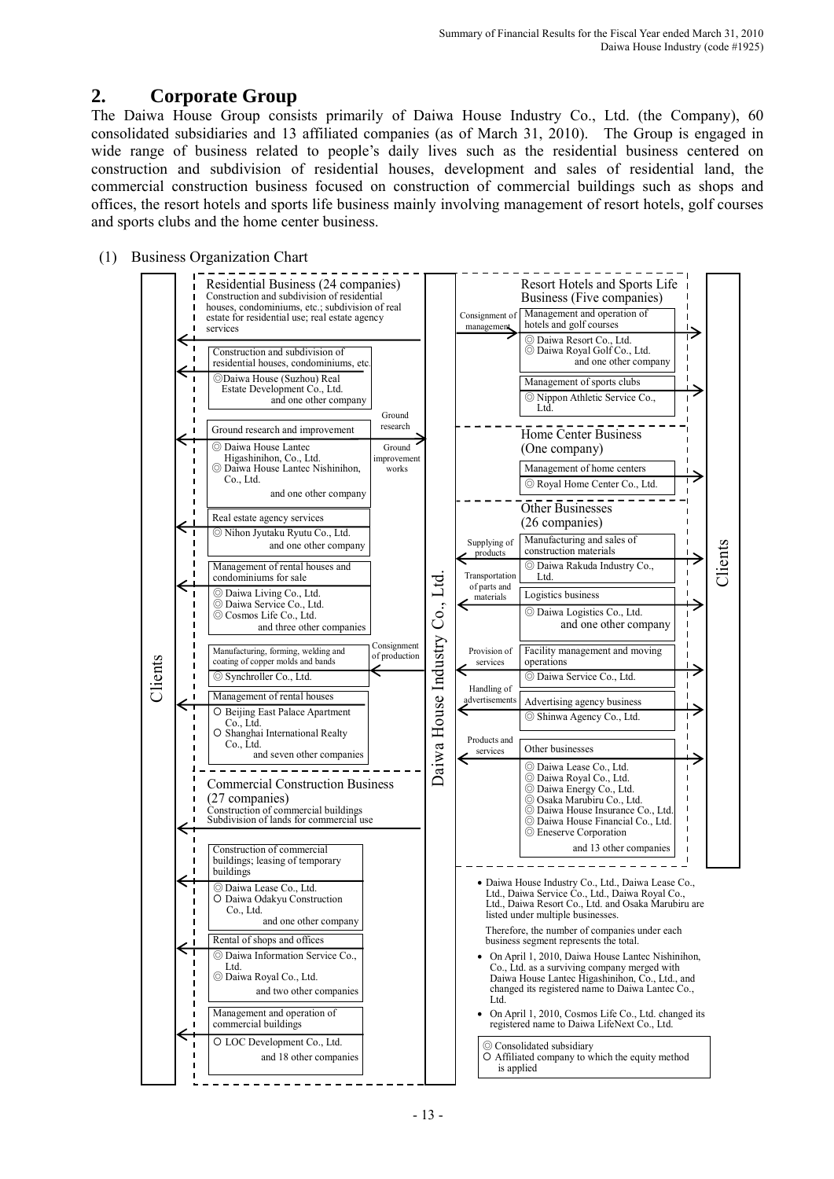## 2. Corporate Group

The Daiwa House Group consists primarily of Daiwa House Industry Co., Ltd. (the Company), 60 consolidated subsidiaries and 13 affiliated companies (as of March 31, 2010). The Group is engaged in wide range of business related to people's daily lives such as the residential business centered on construction and subdivision of residential houses, development and sales of residential land, the commercial construction business focused on construction of commercial buildings such as shops and offices, the resort hotels and sports life business mainly involving management of resort hotels, golf courses and sports clubs and the home center business.

(1) Business Organization Chart

Clients

**Residential Business (24 companies)**
Construction and subdivision of residential houses, condominiums, etc.; subdivision of real estate for residential use; real estate agency services

- Construction and subdivision of residential houses, condominiums, etc.
  - ◎Daiwa House (Suzhou) Real Estate Development Co., Ltd.
  - and one other company
- Ground research and improvement (Ground research / Ground improvement works)
  - ◎ Daiwa House Lantec Higashinihon, Co., Ltd.
  - ◎ Daiwa House Lantec Nishinihon, Co., Ltd.
  - and one other company
- Real estate agency services
  - ◎ Nihon Jyutaku Ryutu Co., Ltd.
  - and one other company
- Management of rental houses and condominiums for sale
  - ◎ Daiwa Living Co., Ltd.
  - ◎ Daiwa Service Co., Ltd.
  - ◎ Cosmos Life Co., Ltd.
  - and three other companies
- Manufacturing, forming, welding and coating of copper molds and bands (Consignment of production)
  - ◎ Synchroller Co., Ltd.
- Management of rental houses
  - ○ Beijing East Palace Apartment Co., Ltd.
  - ○ Shanghai International Realty Co., Ltd.
  - and seven other companies

**Commercial Construction Business (27 companies)**
Construction of commercial buildings
Subdivision of lands for commercial use

- Construction of commercial buildings; leasing of temporary buildings
  - ◎ Daiwa Lease Co., Ltd.
  - ○ Daiwa Odakyu Construction Co., Ltd.
  - and one other company
- Rental of shops and offices
  - ◎ Daiwa Information Service Co., Ltd.
  - ◎ Daiwa Royal Co., Ltd.
  - and two other companies
- Management and operation of commercial buildings
  - ○ LOC Development Co., Ltd.
  - and 18 other companies

Daiwa House Industry Co., Ltd.

**Resort Hotels and Sports Life Business (Five companies)**

- Management and operation of hotels and golf courses (Consignment of management)
  - ◎ Daiwa Resort Co., Ltd.
  - ◎ Daiwa Royal Golf Co., Ltd.
  - and one other company
- Management of sports clubs
  - ◎ Nippon Athletic Service Co., Ltd.

**Home Center Business (One company)**

- Management of home centers
  - ◎ Royal Home Center Co., Ltd.

**Other Businesses (26 companies)**

- Manufacturing and sales of construction materials (Supplying of products)
  - ◎ Daiwa Rakuda Industry Co., Ltd.
- Logistics business (Transportation of parts and materials)
  - ◎ Daiwa Logistics Co., Ltd.
  - and one other company
- Facility management and moving operations (Provision of services)
  - ◎ Daiwa Service Co., Ltd.
- Advertising agency business (Handling of advertisements)
  - ◎ Shinwa Agency Co., Ltd.
- Other businesses (Products and services)
  - ◎ Daiwa Lease Co., Ltd.
  - ◎ Daiwa Royal Co., Ltd.
  - ◎ Daiwa Energy Co., Ltd.
  - ◎ Osaka Marubiru Co., Ltd.
  - ◎ Daiwa House Insurance Co., Ltd.
  - ◎ Daiwa House Financial Co., Ltd.
  - ◎ Eneserve Corporation
  - and 13 other companies

Clients

- Daiwa House Industry Co., Ltd., Daiwa Lease Co., Ltd., Daiwa Service Co., Ltd., Daiwa Royal Co., Ltd., Daiwa Resort Co., Ltd. and Osaka Marubiru are listed under multiple businesses.

  Therefore, the number of companies under each business segment represents the total.
- On April 1, 2010, Daiwa House Lantec Nishinihon, Co., Ltd. as a surviving company merged with Daiwa House Lantec Higashinihon, Co., Ltd., and changed its registered name to Daiwa Lantec Co., Ltd.
- On April 1, 2010, Cosmos Life Co., Ltd. changed its registered name to Daiwa LifeNext Co., Ltd.

◎ Consolidated subsidiary
○ Affiliated company to which the equity method is applied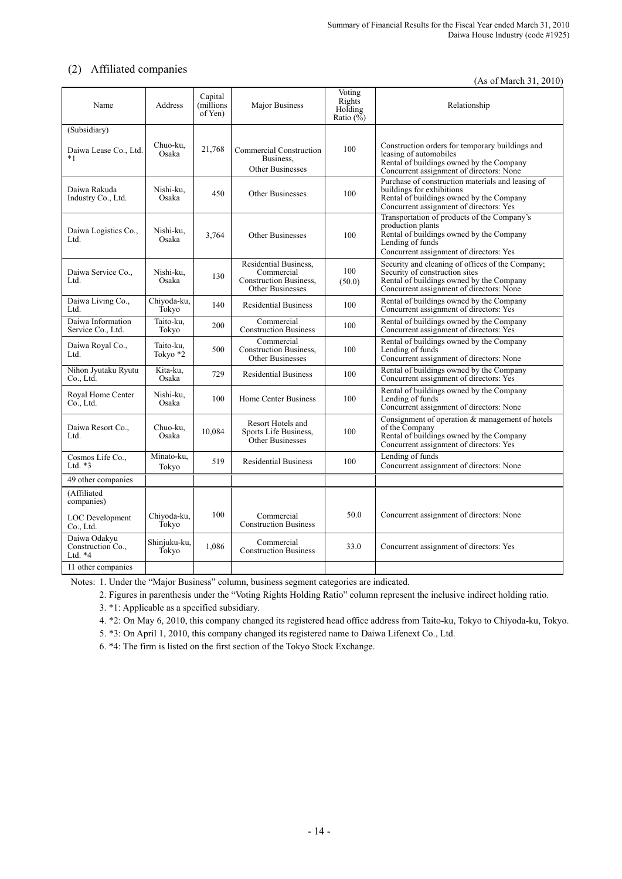## (2) Affiliated companies

(As of March 31, 2010)

| Name | Address | Capital (millions of Yen) | Major Business | Voting Rights Holding Ratio (%) | Relationship |
|---|---|---|---|---|---|
| (Subsidiary) | | | | | |
| Daiwa Lease Co., Ltd. *1 | Chuo-ku, Osaka | 21,768 | Commercial Construction Business, Other Businesses | 100 | Construction orders for temporary buildings and leasing of automobiles<br>Rental of buildings owned by the Company<br>Concurrent assignment of directors: None |
| Daiwa Rakuda Industry Co., Ltd. | Nishi-ku, Osaka | 450 | Other Businesses | 100 | Purchase of construction materials and leasing of buildings for exhibitions<br>Rental of buildings owned by the Company<br>Concurrent assignment of directors: Yes |
| Daiwa Logistics Co., Ltd. | Nishi-ku, Osaka | 3,764 | Other Businesses | 100 | Transportation of products of the Company's production plants<br>Rental of buildings owned by the Company<br>Lending of funds<br>Concurrent assignment of directors: Yes |
| Daiwa Service Co., Ltd. | Nishi-ku, Osaka | 130 | Residential Business, Commercial Construction Business, Other Businesses | 100 (50.0) | Security and cleaning of offices of the Company; Security of construction sites<br>Rental of buildings owned by the Company<br>Concurrent assignment of directors: None |
| Daiwa Living Co., Ltd. | Chiyoda-ku, Tokyo | 140 | Residential Business | 100 | Rental of buildings owned by the Company<br>Concurrent assignment of directors: Yes |
| Daiwa Information Service Co., Ltd. | Taito-ku, Tokyo | 200 | Commercial Construction Business | 100 | Rental of buildings owned by the Company<br>Concurrent assignment of directors: Yes |
| Daiwa Royal Co., Ltd. | Taito-ku, Tokyo *2 | 500 | Commercial Construction Business, Other Businesses | 100 | Rental of buildings owned by the Company<br>Lending of funds<br>Concurrent assignment of directors: None |
| Nihon Jyutaku Ryutu Co., Ltd. | Kita-ku, Osaka | 729 | Residential Business | 100 | Rental of buildings owned by the Company<br>Concurrent assignment of directors: Yes |
| Royal Home Center Co., Ltd. | Nishi-ku, Osaka | 100 | Home Center Business | 100 | Rental of buildings owned by the Company<br>Lending of funds<br>Concurrent assignment of directors: None |
| Daiwa Resort Co., Ltd. | Chuo-ku, Osaka | 10,084 | Resort Hotels and Sports Life Business, Other Businesses | 100 | Consignment of operation & management of hotels of the Company<br>Rental of buildings owned by the Company<br>Concurrent assignment of directors: Yes |
| Cosmos Life Co., Ltd. *3 | Minato-ku, Tokyo | 519 | Residential Business | 100 | Lending of funds<br>Concurrent assignment of directors: None |
| 49 other companies | | | | | |
| (Affiliated companies) | | | | | |
| LOC Development Co., Ltd. | Chiyoda-ku, Tokyo | 100 | Commercial Construction Business | 50.0 | Concurrent assignment of directors: None |
| Daiwa Odakyu Construction Co., Ltd. *4 | Shinjuku-ku, Tokyo | 1,086 | Commercial Construction Business | 33.0 | Concurrent assignment of directors: Yes |
| 11 other companies | | | | | |

Notes: 1. Under the "Major Business" column, business segment categories are indicated.

2. Figures in parenthesis under the "Voting Rights Holding Ratio" column represent the inclusive indirect holding ratio.

3. *1: Applicable as a specified subsidiary.

4. *2: On May 6, 2010, this company changed its registered head office address from Taito-ku, Tokyo to Chiyoda-ku, Tokyo.

5. *3: On April 1, 2010, this company changed its registered name to Daiwa Lifenext Co., Ltd.

6. *4: The firm is listed on the first section of the Tokyo Stock Exchange.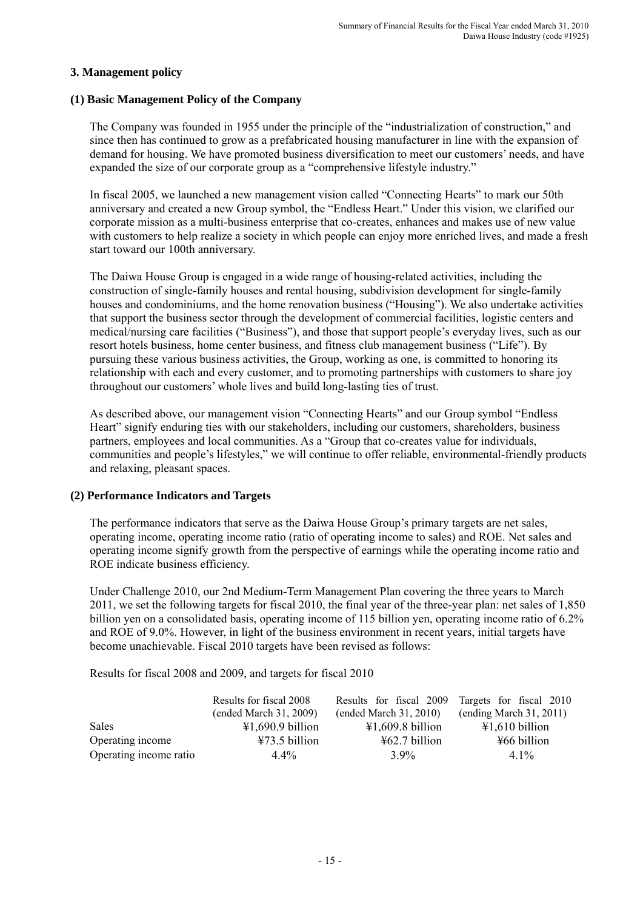## 3. Management policy

### (1) Basic Management Policy of the Company

The Company was founded in 1955 under the principle of the "industrialization of construction," and since then has continued to grow as a prefabricated housing manufacturer in line with the expansion of demand for housing. We have promoted business diversification to meet our customers' needs, and have expanded the size of our corporate group as a "comprehensive lifestyle industry."

In fiscal 2005, we launched a new management vision called "Connecting Hearts" to mark our 50th anniversary and created a new Group symbol, the "Endless Heart." Under this vision, we clarified our corporate mission as a multi-business enterprise that co-creates, enhances and makes use of new value with customers to help realize a society in which people can enjoy more enriched lives, and made a fresh start toward our 100th anniversary.

The Daiwa House Group is engaged in a wide range of housing-related activities, including the construction of single-family houses and rental housing, subdivision development for single-family houses and condominiums, and the home renovation business ("Housing"). We also undertake activities that support the business sector through the development of commercial facilities, logistic centers and medical/nursing care facilities ("Business"), and those that support people's everyday lives, such as our resort hotels business, home center business, and fitness club management business ("Life"). By pursuing these various business activities, the Group, working as one, is committed to honoring its relationship with each and every customer, and to promoting partnerships with customers to share joy throughout our customers' whole lives and build long-lasting ties of trust.

As described above, our management vision "Connecting Hearts" and our Group symbol "Endless Heart" signify enduring ties with our stakeholders, including our customers, shareholders, business partners, employees and local communities. As a "Group that co-creates value for individuals, communities and people's lifestyles," we will continue to offer reliable, environmental-friendly products and relaxing, pleasant spaces.

### (2) Performance Indicators and Targets

The performance indicators that serve as the Daiwa House Group's primary targets are net sales, operating income, operating income ratio (ratio of operating income to sales) and ROE. Net sales and operating income signify growth from the perspective of earnings while the operating income ratio and ROE indicate business efficiency.

Under Challenge 2010, our 2nd Medium-Term Management Plan covering the three years to March 2011, we set the following targets for fiscal 2010, the final year of the three-year plan: net sales of 1,850 billion yen on a consolidated basis, operating income of 115 billion yen, operating income ratio of 6.2% and ROE of 9.0%. However, in light of the business environment in recent years, initial targets have become unachievable. Fiscal 2010 targets have been revised as follows:

Results for fiscal 2008 and 2009, and targets for fiscal 2010

| | Results for fiscal 2008 (ended March 31, 2009) | Results for fiscal 2009 (ended March 31, 2010) | Targets for fiscal 2010 (ending March 31, 2011) |
|---|---|---|---|
| Sales | ¥1,690.9 billion | ¥1,609.8 billion | ¥1,610 billion |
| Operating income | ¥73.5 billion | ¥62.7 billion | ¥66 billion |
| Operating income ratio | 4.4% | 3.9% | 4.1% |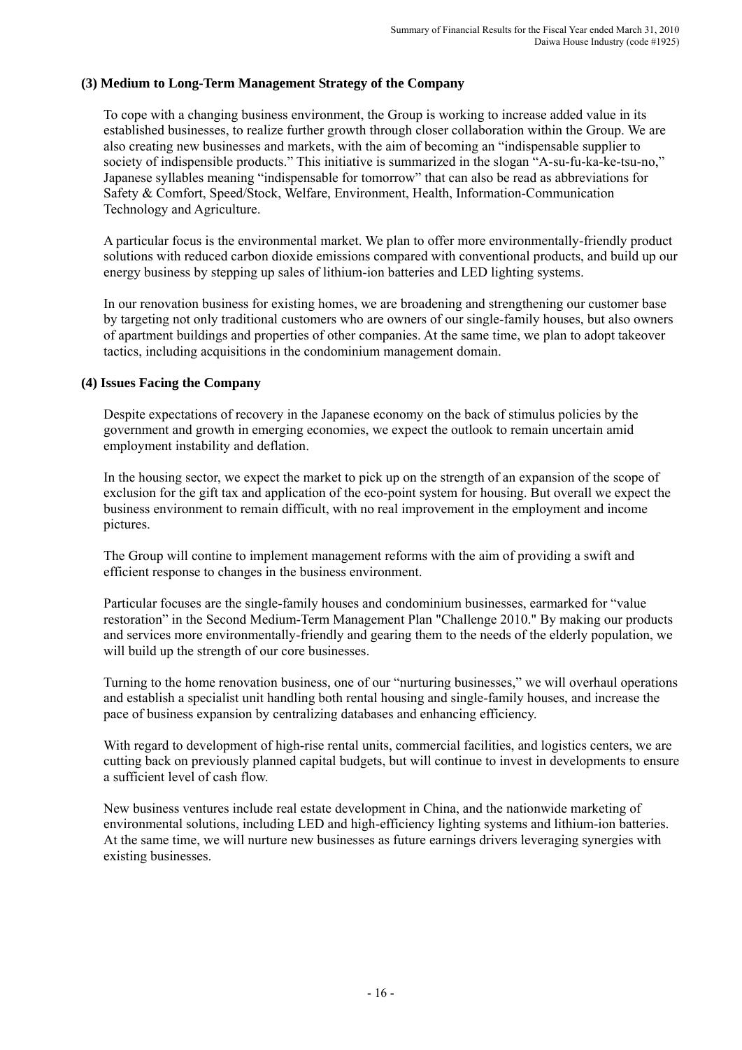### (3) Medium to Long-Term Management Strategy of the Company

To cope with a changing business environment, the Group is working to increase added value in its established businesses, to realize further growth through closer collaboration within the Group. We are also creating new businesses and markets, with the aim of becoming an "indispensable supplier to society of indispensible products." This initiative is summarized in the slogan "A-su-fu-ka-ke-tsu-no," Japanese syllables meaning "indispensable for tomorrow" that can also be read as abbreviations for Safety & Comfort, Speed/Stock, Welfare, Environment, Health, Information-Communication Technology and Agriculture.

A particular focus is the environmental market. We plan to offer more environmentally-friendly product solutions with reduced carbon dioxide emissions compared with conventional products, and build up our energy business by stepping up sales of lithium-ion batteries and LED lighting systems.

In our renovation business for existing homes, we are broadening and strengthening our customer base by targeting not only traditional customers who are owners of our single-family houses, but also owners of apartment buildings and properties of other companies. At the same time, we plan to adopt takeover tactics, including acquisitions in the condominium management domain.

### (4) Issues Facing the Company

Despite expectations of recovery in the Japanese economy on the back of stimulus policies by the government and growth in emerging economies, we expect the outlook to remain uncertain amid employment instability and deflation.

In the housing sector, we expect the market to pick up on the strength of an expansion of the scope of exclusion for the gift tax and application of the eco-point system for housing. But overall we expect the business environment to remain difficult, with no real improvement in the employment and income pictures.

The Group will contine to implement management reforms with the aim of providing a swift and efficient response to changes in the business environment.

Particular focuses are the single-family houses and condominium businesses, earmarked for "value restoration" in the Second Medium-Term Management Plan "Challenge 2010." By making our products and services more environmentally-friendly and gearing them to the needs of the elderly population, we will build up the strength of our core businesses.

Turning to the home renovation business, one of our "nurturing businesses," we will overhaul operations and establish a specialist unit handling both rental housing and single-family houses, and increase the pace of business expansion by centralizing databases and enhancing efficiency.

With regard to development of high-rise rental units, commercial facilities, and logistics centers, we are cutting back on previously planned capital budgets, but will continue to invest in developments to ensure a sufficient level of cash flow.

New business ventures include real estate development in China, and the nationwide marketing of environmental solutions, including LED and high-efficiency lighting systems and lithium-ion batteries. At the same time, we will nurture new businesses as future earnings drivers leveraging synergies with existing businesses.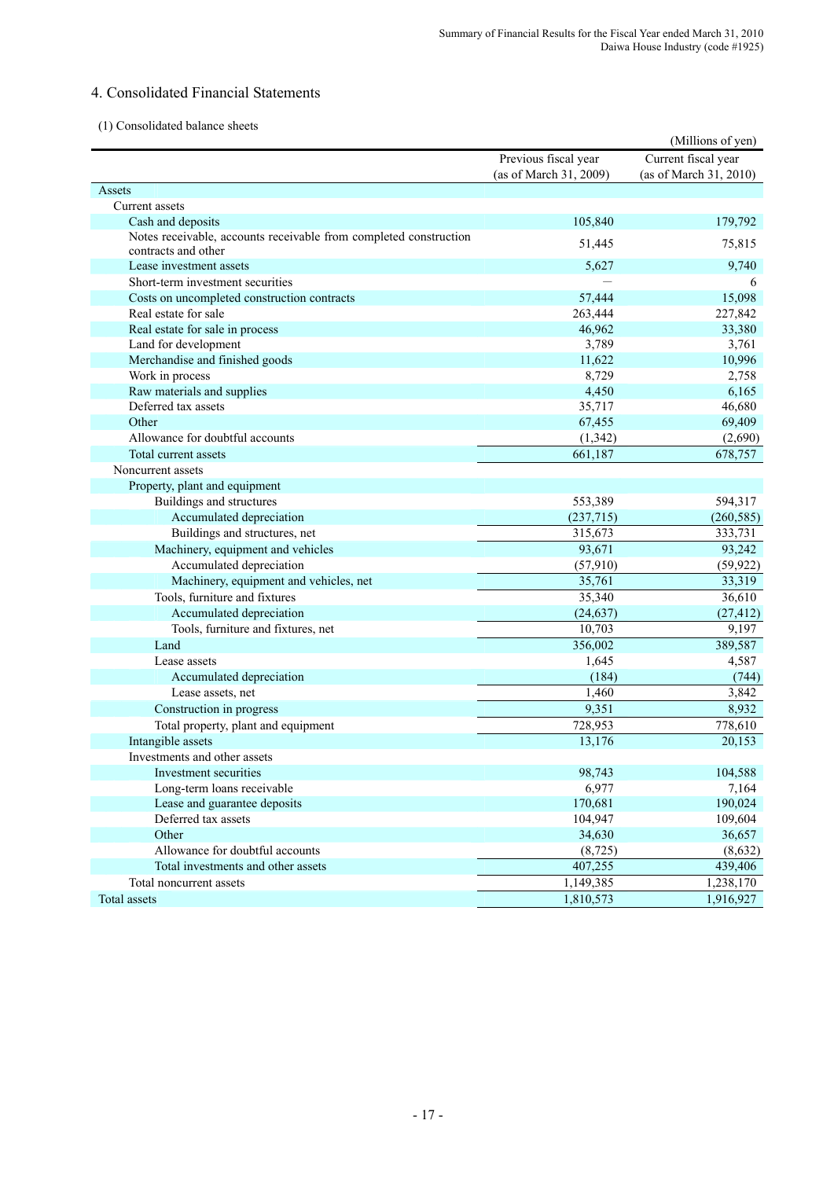## 4. Consolidated Financial Statements

### (1) Consolidated balance sheets

(Millions of yen)

| | Previous fiscal year (as of March 31, 2009) | Current fiscal year (as of March 31, 2010) |
|---|---|---|
| Assets | | |
| Current assets | | |
| Cash and deposits | 105,840 | 179,792 |
| Notes receivable, accounts receivable from completed construction contracts and other | 51,445 | 75,815 |
| Lease investment assets | 5,627 | 9,740 |
| Short-term investment securities | — | 6 |
| Costs on uncompleted construction contracts | 57,444 | 15,098 |
| Real estate for sale | 263,444 | 227,842 |
| Real estate for sale in process | 46,962 | 33,380 |
| Land for development | 3,789 | 3,761 |
| Merchandise and finished goods | 11,622 | 10,996 |
| Work in process | 8,729 | 2,758 |
| Raw materials and supplies | 4,450 | 6,165 |
| Deferred tax assets | 35,717 | 46,680 |
| Other | 67,455 | 69,409 |
| Allowance for doubtful accounts | (1,342) | (2,690) |
| Total current assets | 661,187 | 678,757 |
| Noncurrent assets | | |
| Property, plant and equipment | | |
| Buildings and structures | 553,389 | 594,317 |
| Accumulated depreciation | (237,715) | (260,585) |
| Buildings and structures, net | 315,673 | 333,731 |
| Machinery, equipment and vehicles | 93,671 | 93,242 |
| Accumulated depreciation | (57,910) | (59,922) |
| Machinery, equipment and vehicles, net | 35,761 | 33,319 |
| Tools, furniture and fixtures | 35,340 | 36,610 |
| Accumulated depreciation | (24,637) | (27,412) |
| Tools, furniture and fixtures, net | 10,703 | 9,197 |
| Land | 356,002 | 389,587 |
| Lease assets | 1,645 | 4,587 |
| Accumulated depreciation | (184) | (744) |
| Lease assets, net | 1,460 | 3,842 |
| Construction in progress | 9,351 | 8,932 |
| Total property, plant and equipment | 728,953 | 778,610 |
| Intangible assets | 13,176 | 20,153 |
| Investments and other assets | | |
| Investment securities | 98,743 | 104,588 |
| Long-term loans receivable | 6,977 | 7,164 |
| Lease and guarantee deposits | 170,681 | 190,024 |
| Deferred tax assets | 104,947 | 109,604 |
| Other | 34,630 | 36,657 |
| Allowance for doubtful accounts | (8,725) | (8,632) |
| Total investments and other assets | 407,255 | 439,406 |
| Total noncurrent assets | 1,149,385 | 1,238,170 |
| Total assets | 1,810,573 | 1,916,927 |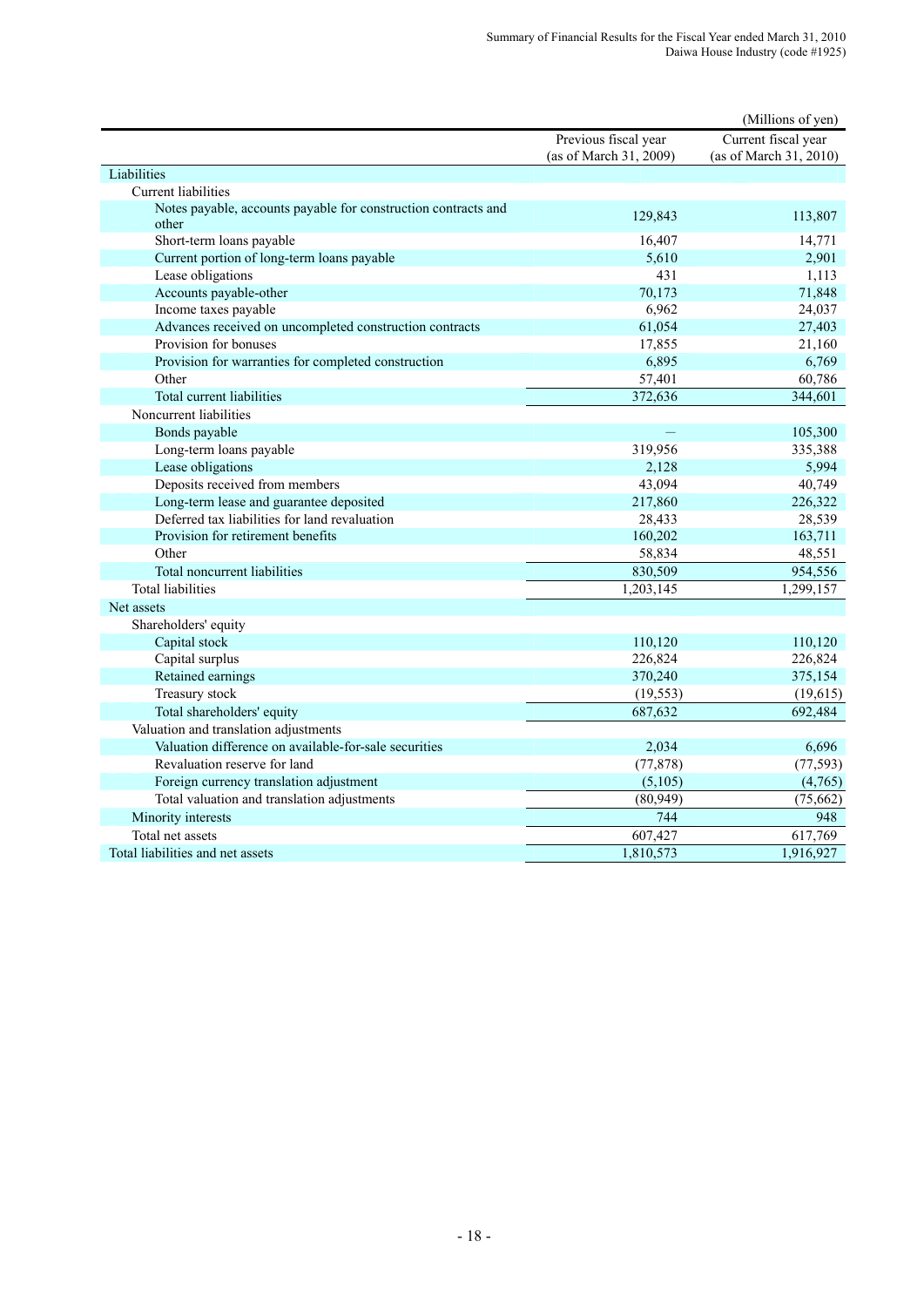(Millions of yen)

| | Previous fiscal year (as of March 31, 2009) | Current fiscal year (as of March 31, 2010) |
|---|---|---|
| Liabilities | | |
| Current liabilities | | |
| Notes payable, accounts payable for construction contracts and other | 129,843 | 113,807 |
| Short-term loans payable | 16,407 | 14,771 |
| Current portion of long-term loans payable | 5,610 | 2,901 |
| Lease obligations | 431 | 1,113 |
| Accounts payable-other | 70,173 | 71,848 |
| Income taxes payable | 6,962 | 24,037 |
| Advances received on uncompleted construction contracts | 61,054 | 27,403 |
| Provision for bonuses | 17,855 | 21,160 |
| Provision for warranties for completed construction | 6,895 | 6,769 |
| Other | 57,401 | 60,786 |
| Total current liabilities | 372,636 | 344,601 |
| Noncurrent liabilities | | |
| Bonds payable | — | 105,300 |
| Long-term loans payable | 319,956 | 335,388 |
| Lease obligations | 2,128 | 5,994 |
| Deposits received from members | 43,094 | 40,749 |
| Long-term lease and guarantee deposited | 217,860 | 226,322 |
| Deferred tax liabilities for land revaluation | 28,433 | 28,539 |
| Provision for retirement benefits | 160,202 | 163,711 |
| Other | 58,834 | 48,551 |
| Total noncurrent liabilities | 830,509 | 954,556 |
| Total liabilities | 1,203,145 | 1,299,157 |
| Net assets | | |
| Shareholders' equity | | |
| Capital stock | 110,120 | 110,120 |
| Capital surplus | 226,824 | 226,824 |
| Retained earnings | 370,240 | 375,154 |
| Treasury stock | (19,553) | (19,615) |
| Total shareholders' equity | 687,632 | 692,484 |
| Valuation and translation adjustments | | |
| Valuation difference on available-for-sale securities | 2,034 | 6,696 |
| Revaluation reserve for land | (77,878) | (77,593) |
| Foreign currency translation adjustment | (5,105) | (4,765) |
| Total valuation and translation adjustments | (80,949) | (75,662) |
| Minority interests | 744 | 948 |
| Total net assets | 607,427 | 617,769 |
| Total liabilities and net assets | 1,810,573 | 1,916,927 |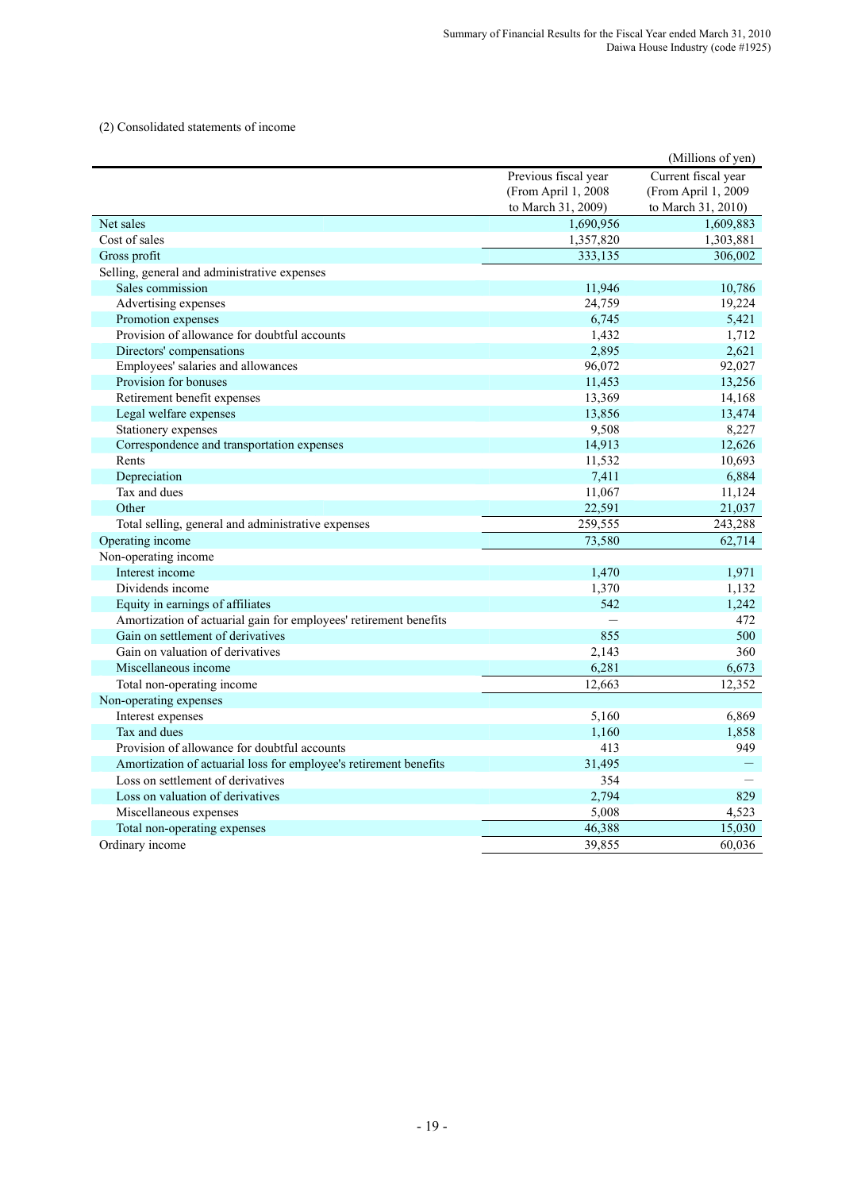(2) Consolidated statements of income

(Millions of yen)

| | Previous fiscal year (From April 1, 2008 to March 31, 2009) | Current fiscal year (From April 1, 2009 to March 31, 2010) |
|---|---|---|
| Net sales | 1,690,956 | 1,609,883 |
| Cost of sales | 1,357,820 | 1,303,881 |
| Gross profit | 333,135 | 306,002 |
| Selling, general and administrative expenses | | |
| Sales commission | 11,946 | 10,786 |
| Advertising expenses | 24,759 | 19,224 |
| Promotion expenses | 6,745 | 5,421 |
| Provision of allowance for doubtful accounts | 1,432 | 1,712 |
| Directors' compensations | 2,895 | 2,621 |
| Employees' salaries and allowances | 96,072 | 92,027 |
| Provision for bonuses | 11,453 | 13,256 |
| Retirement benefit expenses | 13,369 | 14,168 |
| Legal welfare expenses | 13,856 | 13,474 |
| Stationery expenses | 9,508 | 8,227 |
| Correspondence and transportation expenses | 14,913 | 12,626 |
| Rents | 11,532 | 10,693 |
| Depreciation | 7,411 | 6,884 |
| Tax and dues | 11,067 | 11,124 |
| Other | 22,591 | 21,037 |
| Total selling, general and administrative expenses | 259,555 | 243,288 |
| Operating income | 73,580 | 62,714 |
| Non-operating income | | |
| Interest income | 1,470 | 1,971 |
| Dividends income | 1,370 | 1,132 |
| Equity in earnings of affiliates | 542 | 1,242 |
| Amortization of actuarial gain for employees' retirement benefits | — | 472 |
| Gain on settlement of derivatives | 855 | 500 |
| Gain on valuation of derivatives | 2,143 | 360 |
| Miscellaneous income | 6,281 | 6,673 |
| Total non-operating income | 12,663 | 12,352 |
| Non-operating expenses | | |
| Interest expenses | 5,160 | 6,869 |
| Tax and dues | 1,160 | 1,858 |
| Provision of allowance for doubtful accounts | 413 | 949 |
| Amortization of actuarial loss for employee's retirement benefits | 31,495 | — |
| Loss on settlement of derivatives | 354 | — |
| Loss on valuation of derivatives | 2,794 | 829 |
| Miscellaneous expenses | 5,008 | 4,523 |
| Total non-operating expenses | 46,388 | 15,030 |
| Ordinary income | 39,855 | 60,036 |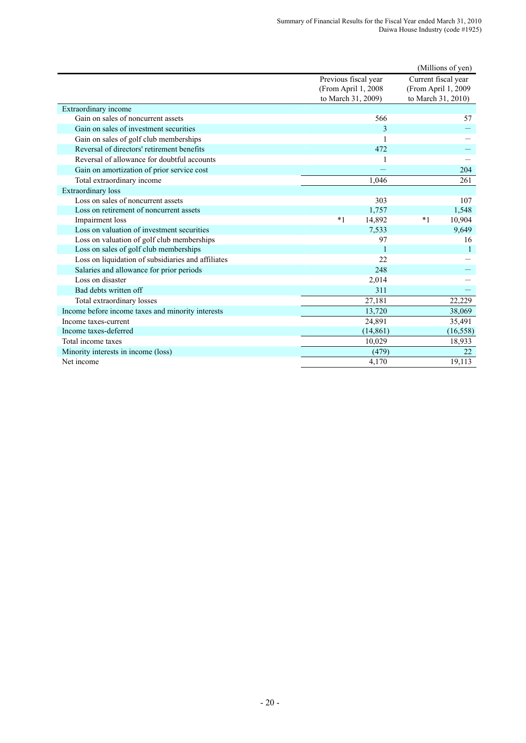(Millions of yen)

| | Previous fiscal year (From April 1, 2008 to March 31, 2009) | Current fiscal year (From April 1, 2009 to March 31, 2010) |
|---|---|---|
| Extraordinary income | | |
| Gain on sales of noncurrent assets | 566 | 57 |
| Gain on sales of investment securities | 3 | — |
| Gain on sales of golf club memberships | 1 | — |
| Reversal of directors' retirement benefits | 472 | — |
| Reversal of allowance for doubtful accounts | 1 | — |
| Gain on amortization of prior service cost | — | 204 |
| Total extraordinary income | 1,046 | 261 |
| Extraordinary loss | | |
| Loss on sales of noncurrent assets | 303 | 107 |
| Loss on retirement of noncurrent assets | 1,757 | 1,548 |
| Impairment loss | *1 14,892 | *1 10,904 |
| Loss on valuation of investment securities | 7,533 | 9,649 |
| Loss on valuation of golf club memberships | 97 | 16 |
| Loss on sales of golf club memberships | 1 | 1 |
| Loss on liquidation of subsidiaries and affiliates | 22 | — |
| Salaries and allowance for prior periods | 248 | — |
| Loss on disaster | 2,014 | — |
| Bad debts written off | 311 | — |
| Total extraordinary losses | 27,181 | 22,229 |
| Income before income taxes and minority interests | 13,720 | 38,069 |
| Income taxes-current | 24,891 | 35,491 |
| Income taxes-deferred | (14,861) | (16,558) |
| Total income taxes | 10,029 | 18,933 |
| Minority interests in income (loss) | (479) | 22 |
| Net income | 4,170 | 19,113 |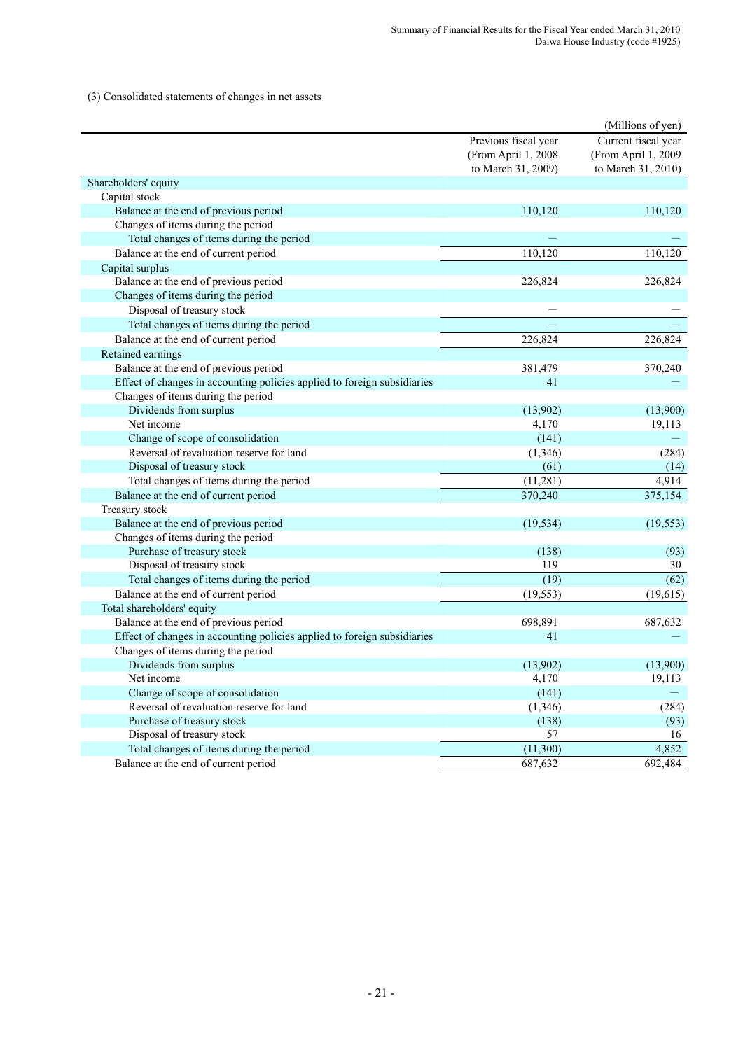(3) Consolidated statements of changes in net assets

(Millions of yen)

| | Previous fiscal year (From April 1, 2008 to March 31, 2009) | Current fiscal year (From April 1, 2009 to March 31, 2010) |
|---|---|---|
| Shareholders' equity | | |
| Capital stock | | |
| Balance at the end of previous period | 110,120 | 110,120 |
| Changes of items during the period | | |
| Total changes of items during the period | — | — |
| Balance at the end of current period | 110,120 | 110,120 |
| Capital surplus | | |
| Balance at the end of previous period | 226,824 | 226,824 |
| Changes of items during the period | | |
| Disposal of treasury stock | — | — |
| Total changes of items during the period | — | — |
| Balance at the end of current period | 226,824 | 226,824 |
| Retained earnings | | |
| Balance at the end of previous period | 381,479 | 370,240 |
| Effect of changes in accounting policies applied to foreign subsidiaries | 41 | — |
| Changes of items during the period | | |
| Dividends from surplus | (13,902) | (13,900) |
| Net income | 4,170 | 19,113 |
| Change of scope of consolidation | (141) | — |
| Reversal of revaluation reserve for land | (1,346) | (284) |
| Disposal of treasury stock | (61) | (14) |
| Total changes of items during the period | (11,281) | 4,914 |
| Balance at the end of current period | 370,240 | 375,154 |
| Treasury stock | | |
| Balance at the end of previous period | (19,534) | (19,553) |
| Changes of items during the period | | |
| Purchase of treasury stock | (138) | (93) |
| Disposal of treasury stock | 119 | 30 |
| Total changes of items during the period | (19) | (62) |
| Balance at the end of current period | (19,553) | (19,615) |
| Total shareholders' equity | | |
| Balance at the end of previous period | 698,891 | 687,632 |
| Effect of changes in accounting policies applied to foreign subsidiaries | 41 | — |
| Changes of items during the period | | |
| Dividends from surplus | (13,902) | (13,900) |
| Net income | 4,170 | 19,113 |
| Change of scope of consolidation | (141) | — |
| Reversal of revaluation reserve for land | (1,346) | (284) |
| Purchase of treasury stock | (138) | (93) |
| Disposal of treasury stock | 57 | 16 |
| Total changes of items during the period | (11,300) | 4,852 |
| Balance at the end of current period | 687,632 | 692,484 |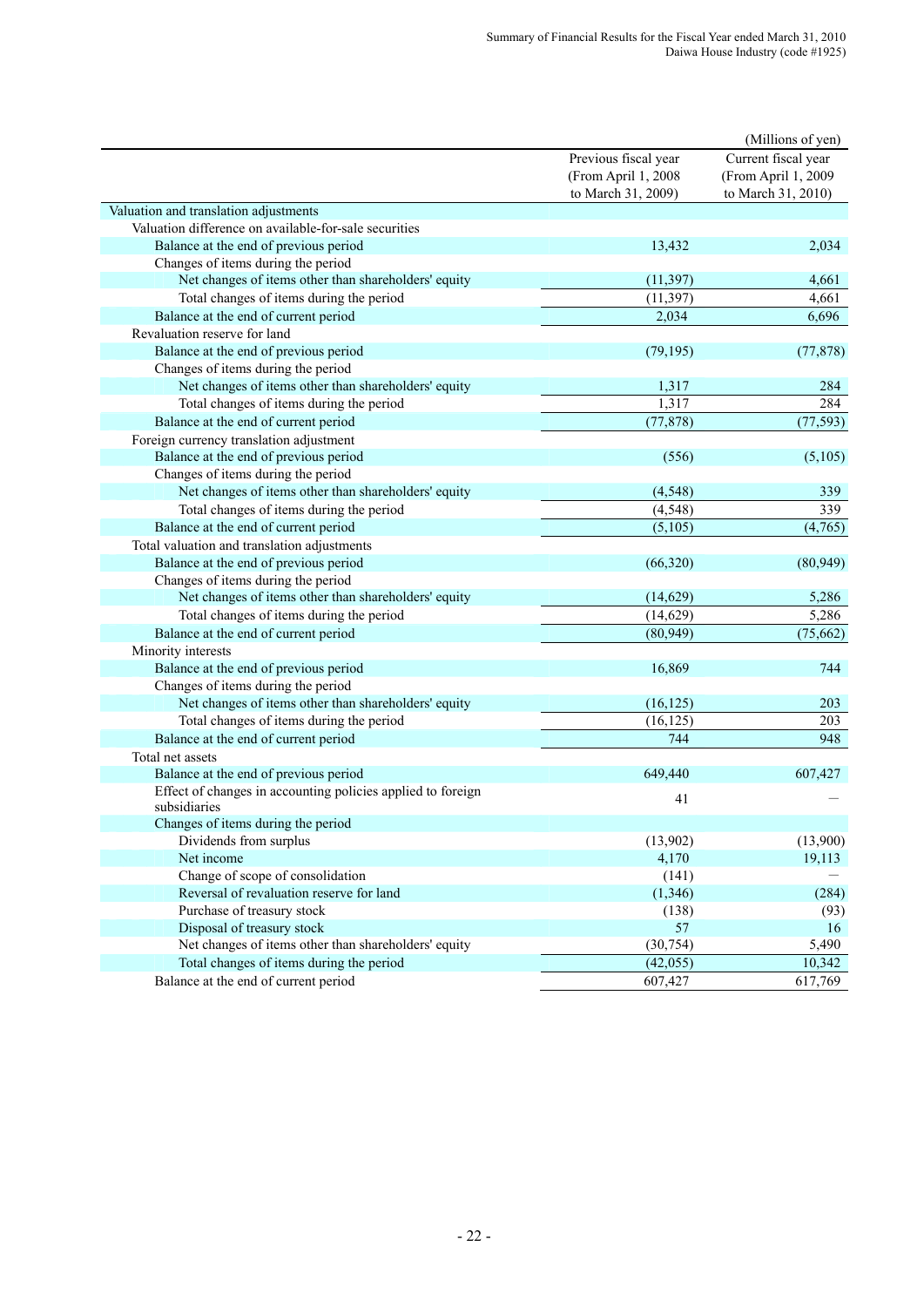(Millions of yen)

| | Previous fiscal year (From April 1, 2008 to March 31, 2009) | Current fiscal year (From April 1, 2009 to March 31, 2010) |
|---|---|---|
| Valuation and translation adjustments | | |
| Valuation difference on available-for-sale securities | | |
| Balance at the end of previous period | 13,432 | 2,034 |
| Changes of items during the period | | |
| Net changes of items other than shareholders' equity | (11,397) | 4,661 |
| Total changes of items during the period | (11,397) | 4,661 |
| Balance at the end of current period | 2,034 | 6,696 |
| Revaluation reserve for land | | |
| Balance at the end of previous period | (79,195) | (77,878) |
| Changes of items during the period | | |
| Net changes of items other than shareholders' equity | 1,317 | 284 |
| Total changes of items during the period | 1,317 | 284 |
| Balance at the end of current period | (77,878) | (77,593) |
| Foreign currency translation adjustment | | |
| Balance at the end of previous period | (556) | (5,105) |
| Changes of items during the period | | |
| Net changes of items other than shareholders' equity | (4,548) | 339 |
| Total changes of items during the period | (4,548) | 339 |
| Balance at the end of current period | (5,105) | (4,765) |
| Total valuation and translation adjustments | | |
| Balance at the end of previous period | (66,320) | (80,949) |
| Changes of items during the period | | |
| Net changes of items other than shareholders' equity | (14,629) | 5,286 |
| Total changes of items during the period | (14,629) | 5,286 |
| Balance at the end of current period | (80,949) | (75,662) |
| Minority interests | | |
| Balance at the end of previous period | 16,869 | 744 |
| Changes of items during the period | | |
| Net changes of items other than shareholders' equity | (16,125) | 203 |
| Total changes of items during the period | (16,125) | 203 |
| Balance at the end of current period | 744 | 948 |
| Total net assets | | |
| Balance at the end of previous period | 649,440 | 607,427 |
| Effect of changes in accounting policies applied to foreign subsidiaries | 41 | — |
| Changes of items during the period | | |
| Dividends from surplus | (13,902) | (13,900) |
| Net income | 4,170 | 19,113 |
| Change of scope of consolidation | (141) | — |
| Reversal of revaluation reserve for land | (1,346) | (284) |
| Purchase of treasury stock | (138) | (93) |
| Disposal of treasury stock | 57 | 16 |
| Net changes of items other than shareholders' equity | (30,754) | 5,490 |
| Total changes of items during the period | (42,055) | 10,342 |
| Balance at the end of current period | 607,427 | 617,769 |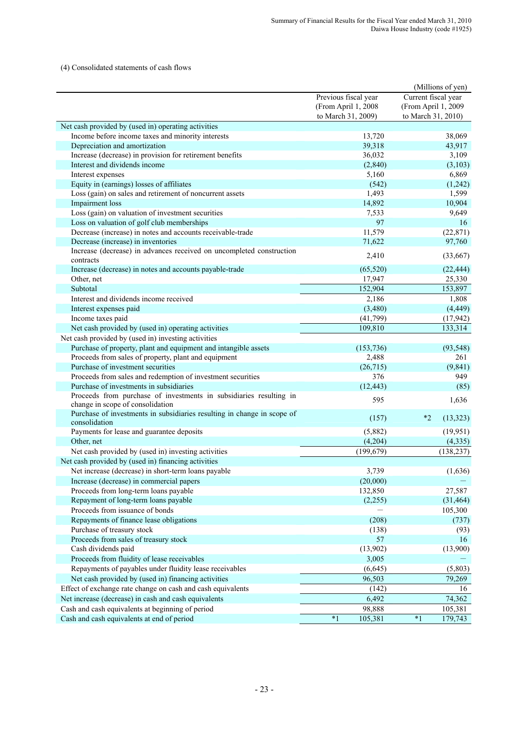(4) Consolidated statements of cash flows

(Millions of yen)

| | Previous fiscal year (From April 1, 2008 to March 31, 2009) | Current fiscal year (From April 1, 2009 to March 31, 2010) |
|---|---|---|
| Net cash provided by (used in) operating activities | | |
| Income before income taxes and minority interests | 13,720 | 38,069 |
| Depreciation and amortization | 39,318 | 43,917 |
| Increase (decrease) in provision for retirement benefits | 36,032 | 3,109 |
| Interest and dividends income | (2,840) | (3,103) |
| Interest expenses | 5,160 | 6,869 |
| Equity in (earnings) losses of affiliates | (542) | (1,242) |
| Loss (gain) on sales and retirement of noncurrent assets | 1,493 | 1,599 |
| Impairment loss | 14,892 | 10,904 |
| Loss (gain) on valuation of investment securities | 7,533 | 9,649 |
| Loss on valuation of golf club memberships | 97 | 16 |
| Decrease (increase) in notes and accounts receivable-trade | 11,579 | (22,871) |
| Decrease (increase) in inventories | 71,622 | 97,760 |
| Increase (decrease) in advances received on uncompleted construction contracts | 2,410 | (33,667) |
| Increase (decrease) in notes and accounts payable-trade | (65,520) | (22,444) |
| Other, net | 17,947 | 25,330 |
| Subtotal | 152,904 | 153,897 |
| Interest and dividends income received | 2,186 | 1,808 |
| Interest expenses paid | (3,480) | (4,449) |
| Income taxes paid | (41,799) | (17,942) |
| Net cash provided by (used in) operating activities | 109,810 | 133,314 |
| Net cash provided by (used in) investing activities | | |
| Purchase of property, plant and equipment and intangible assets | (153,736) | (93,548) |
| Proceeds from sales of property, plant and equipment | 2,488 | 261 |
| Purchase of investment securities | (26,715) | (9,841) |
| Proceeds from sales and redemption of investment securities | 376 | 949 |
| Purchase of investments in subsidiaries | (12,443) | (85) |
| Proceeds from purchase of investments in subsidiaries resulting in change in scope of consolidation | 595 | 1,636 |
| Purchase of investments in subsidiaries resulting in change in scope of consolidation | (157) | *2 (13,323) |
| Payments for lease and guarantee deposits | (5,882) | (19,951) |
| Other, net | (4,204) | (4,335) |
| Net cash provided by (used in) investing activities | (199,679) | (138,237) |
| Net cash provided by (used in) financing activities | | |
| Net increase (decrease) in short-term loans payable | 3,739 | (1,636) |
| Increase (decrease) in commercial papers | (20,000) | — |
| Proceeds from long-term loans payable | 132,850 | 27,587 |
| Repayment of long-term loans payable | (2,255) | (31,464) |
| Proceeds from issuance of bonds | — | 105,300 |
| Repayments of finance lease obligations | (208) | (737) |
| Purchase of treasury stock | (138) | (93) |
| Proceeds from sales of treasury stock | 57 | 16 |
| Cash dividends paid | (13,902) | (13,900) |
| Proceeds from fluidity of lease receivables | 3,005 | — |
| Repayments of payables under fluidity lease receivables | (6,645) | (5,803) |
| Net cash provided by (used in) financing activities | 96,503 | 79,269 |
| Effect of exchange rate change on cash and cash equivalents | (142) | 16 |
| Net increase (decrease) in cash and cash equivalents | 6,492 | 74,362 |
| Cash and cash equivalents at beginning of period | 98,888 | 105,381 |
| Cash and cash equivalents at end of period | *1 105,381 | *1 179,743 |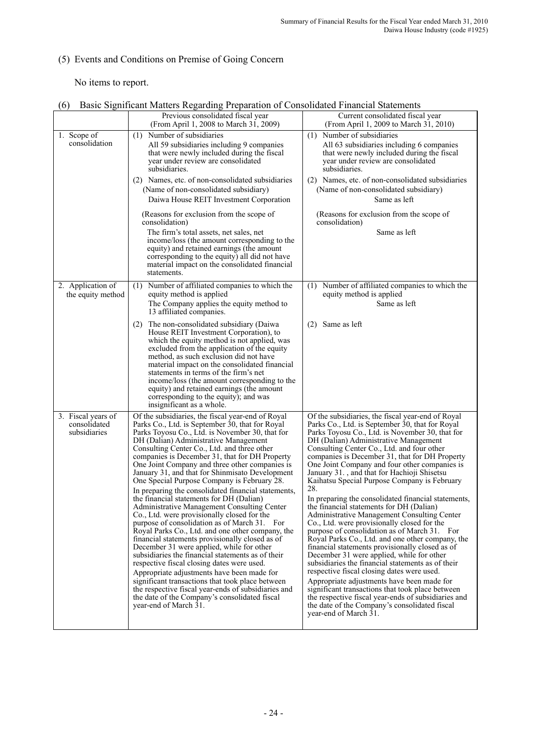## (5) Events and Conditions on Premise of Going Concern

No items to report.

## (6) Basic Significant Matters Regarding Preparation of Consolidated Financial Statements

| | Previous consolidated fiscal year (From April 1, 2008 to March 31, 2009) | Current consolidated fiscal year (From April 1, 2009 to March 31, 2010) |
|---|---|---|
| 1. Scope of consolidation | (1) Number of subsidiaries<br>All 59 subsidiaries including 9 companies that were newly included during the fiscal year under review are consolidated subsidiaries.<br>(2) Names, etc. of non-consolidated subsidiaries<br>(Name of non-consolidated subsidiary)<br>Daiwa House REIT Investment Corporation<br>(Reasons for exclusion from the scope of consolidation)<br>The firm's total assets, net sales, net income/loss (the amount corresponding to the equity) and retained earnings (the amount corresponding to the equity) all did not have material impact on the consolidated financial statements. | (1) Number of subsidiaries<br>All 63 subsidiaries including 6 companies that were newly included during the fiscal year under review are consolidated subsidiaries.<br>(2) Names, etc. of non-consolidated subsidiaries<br>(Name of non-consolidated subsidiary)<br>Same as left<br>(Reasons for exclusion from the scope of consolidation)<br>Same as left |
| 2. Application of the equity method | (1) Number of affiliated companies to which the equity method is applied<br>The Company applies the equity method to 13 affiliated companies.<br>(2) The non-consolidated subsidiary (Daiwa House REIT Investment Corporation), to which the equity method is not applied, was excluded from the application of the equity method, as such exclusion did not have material impact on the consolidated financial statements in terms of the firm's net income/loss (the amount corresponding to the equity) and retained earnings (the amount corresponding to the equity); and was insignificant as a whole. | (1) Number of affiliated companies to which the equity method is applied<br>Same as left<br>(2) Same as left |
| 3. Fiscal years of consolidated subsidiaries | Of the subsidiaries, the fiscal year-end of Royal Parks Co., Ltd. is September 30, that for Royal Parks Toyosu Co., Ltd. is November 30, that for DH (Dalian) Administrative Management Consulting Center Co., Ltd. and three other companies is December 31, that for DH Property One Joint Company and three other companies is January 31, and that for Shinmisato Development One Special Purpose Company is February 28.<br>In preparing the consolidated financial statements, the financial statements for DH (Dalian) Administrative Management Consulting Center Co., Ltd. were provisionally closed for the purpose of consolidation as of March 31. For Royal Parks Co., Ltd. and one other company, the financial statements provisionally closed as of December 31 were applied, while for other subsidiaries the financial statements as of their respective fiscal closing dates were used.<br>Appropriate adjustments have been made for significant transactions that took place between the respective fiscal year-ends of subsidiaries and the date of the Company's consolidated fiscal year-end of March 31. | Of the subsidiaries, the fiscal year-end of Royal Parks Co., Ltd. is September 30, that for Royal Parks Toyosu Co., Ltd. is November 30, that for DH (Dalian) Administrative Management Consulting Center Co., Ltd. and four other companies is December 31, that for DH Property One Joint Company and four other companies is January 31. , and that for Hachioji Shisetsu Kaihatsu Special Purpose Company is February 28.<br>In preparing the consolidated financial statements, the financial statements for DH (Dalian) Administrative Management Consulting Center Co., Ltd. were provisionally closed for the purpose of consolidation as of March 31. For Royal Parks Co., Ltd. and one other company, the financial statements provisionally closed as of December 31 were applied, while for other subsidiaries the financial statements as of their respective fiscal closing dates were used.<br>Appropriate adjustments have been made for significant transactions that took place between the respective fiscal year-ends of subsidiaries and the date of the Company's consolidated fiscal year-end of March 31. |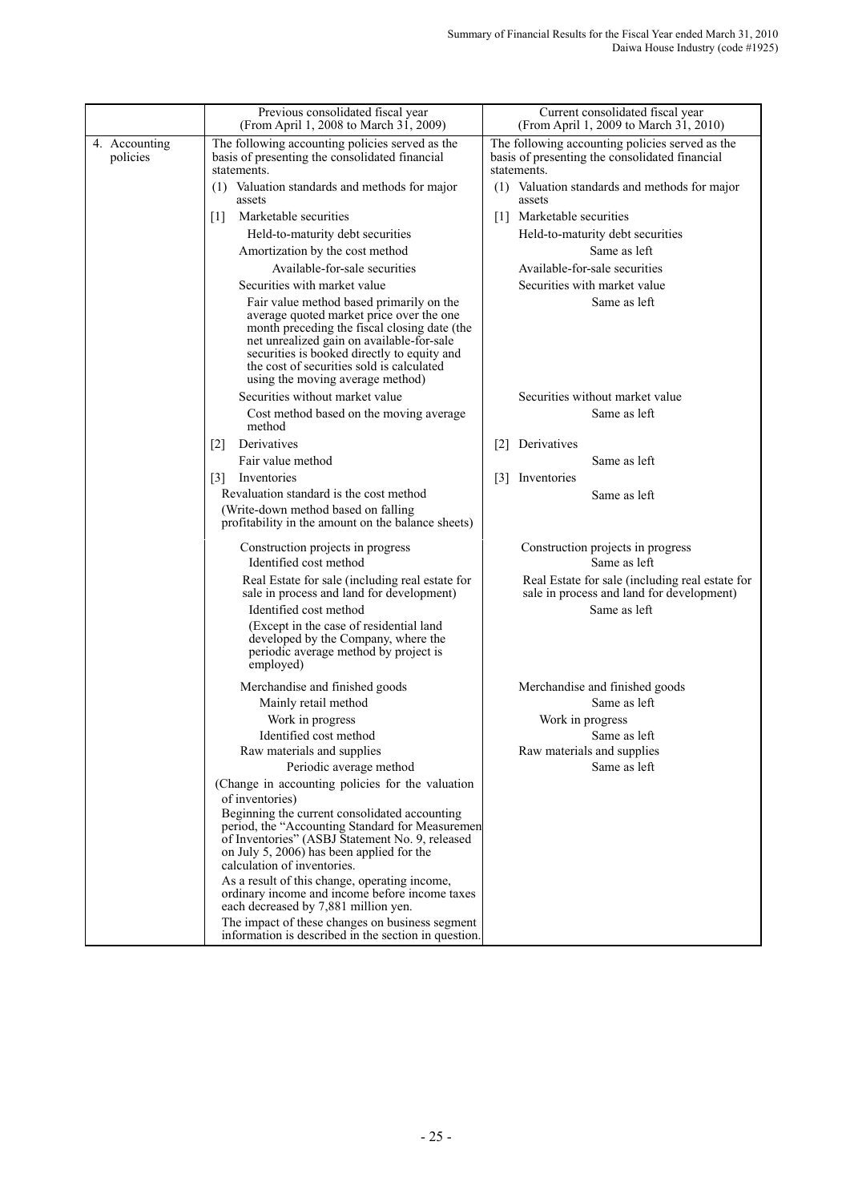| | Previous consolidated fiscal year<br>(From April 1, 2008 to March 31, 2009) | Current consolidated fiscal year<br>(From April 1, 2009 to March 31, 2010) |
|---|---|---|
| 4. Accounting policies | The following accounting policies served as the basis of presenting the consolidated financial statements.<br>(1) Valuation standards and methods for major assets<br>[1] Marketable securities<br>Held-to-maturity debt securities<br>Amortization by the cost method<br>Available-for-sale securities<br>Securities with market value<br>Fair value method based primarily on the average quoted market price over the one month preceding the fiscal closing date (the net unrealized gain on available-for-sale securities is booked directly to equity and the cost of securities sold is calculated using the moving average method)<br>Securities without market value<br>Cost method based on the moving average method<br>[2] Derivatives<br>Fair value method<br>[3] Inventories<br>Revaluation standard is the cost method<br>(Write-down method based on falling profitability in the amount on the balance sheets)<br>Construction projects in progress<br>Identified cost method<br>Real Estate for sale (including real estate for sale in process and land for development)<br>Identified cost method<br>(Except in the case of residential land developed by the Company, where the periodic average method by project is employed)<br>Merchandise and finished goods<br>Mainly retail method<br>Work in progress<br>Identified cost method<br>Raw materials and supplies<br>Periodic average method<br>(Change in accounting policies for the valuation of inventories)<br>Beginning the current consolidated accounting period, the "Accounting Standard for Measurement of Inventories" (ASBJ Statement No. 9, released on July 5, 2006) has been applied for the calculation of inventories.<br>As a result of this change, operating income, ordinary income and income before income taxes each decreased by 7,881 million yen.<br>The impact of these changes on business segment information is described in the section in question. | The following accounting policies served as the basis of presenting the consolidated financial statements.<br>(1) Valuation standards and methods for major assets<br>[1] Marketable securities<br>Held-to-maturity debt securities<br>Same as left<br>Available-for-sale securities<br>Securities with market value<br>Same as left<br>Securities without market value<br>Same as left<br>[2] Derivatives<br>Same as left<br>[3] Inventories<br>Same as left<br>Construction projects in progress<br>Same as left<br>Real Estate for sale (including real estate for sale in process and land for development)<br>Same as left<br>Merchandise and finished goods<br>Same as left<br>Work in progress<br>Same as left<br>Raw materials and supplies<br>Same as left |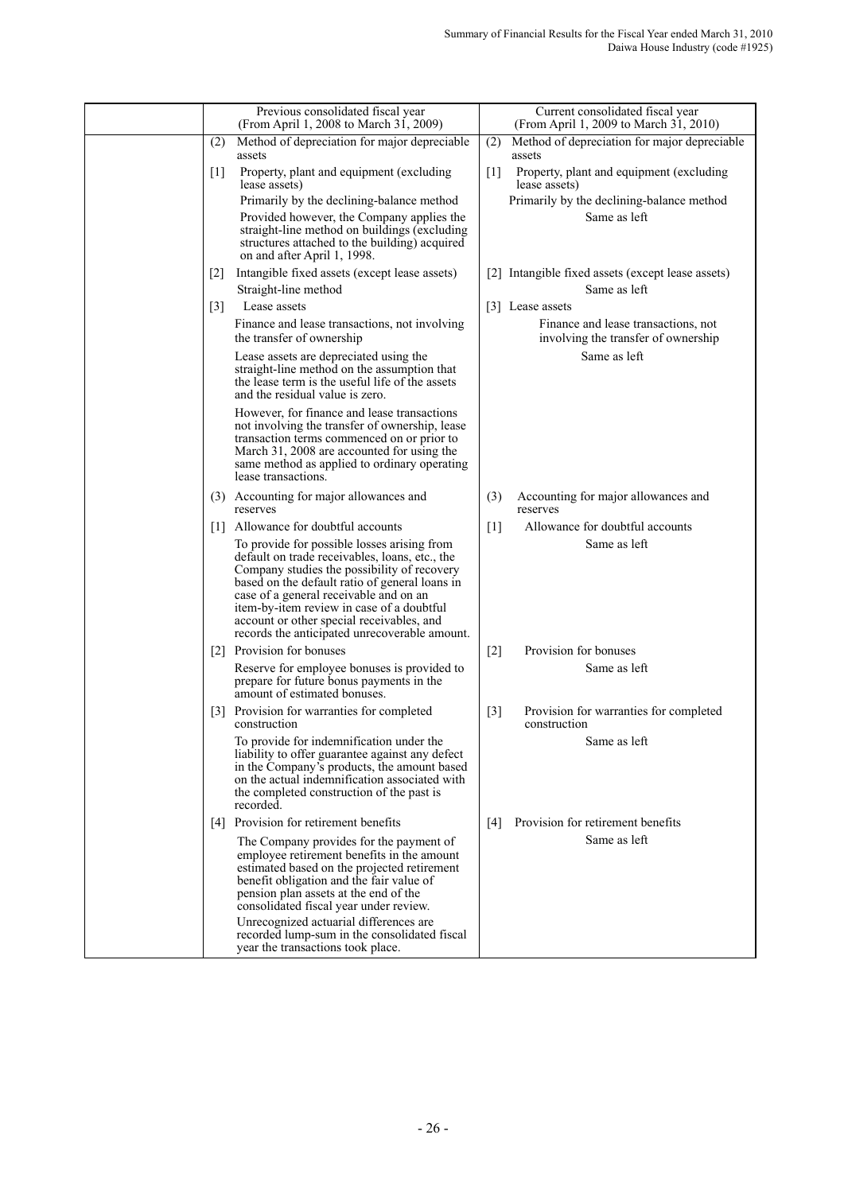| | Previous consolidated fiscal year (From April 1, 2008 to March 31, 2009) | Current consolidated fiscal year (From April 1, 2009 to March 31, 2010) |
|---|---|---|
| | (2) Method of depreciation for major depreciable assets | (2) Method of depreciation for major depreciable assets |
| | [1] Property, plant and equipment (excluding lease assets) | [1] Property, plant and equipment (excluding lease assets) |
| | Primarily by the declining-balance method | Primarily by the declining-balance method |
| | Provided however, the Company applies the straight-line method on buildings (excluding structures attached to the building) acquired on and after April 1, 1998. | Same as left |
| | [2] Intangible fixed assets (except lease assets) | [2] Intangible fixed assets (except lease assets) |
| | Straight-line method | Same as left |
| | [3] Lease assets | [3] Lease assets |
| | Finance and lease transactions, not involving the transfer of ownership | Finance and lease transactions, not involving the transfer of ownership |
| | Lease assets are depreciated using the straight-line method on the assumption that the lease term is the useful life of the assets and the residual value is zero. | Same as left |
| | However, for finance and lease transactions not involving the transfer of ownership, lease transaction terms commenced on or prior to March 31, 2008 are accounted for using the same method as applied to ordinary operating lease transactions. | |
| | (3) Accounting for major allowances and reserves | (3) Accounting for major allowances and reserves |
| | [1] Allowance for doubtful accounts | [1] Allowance for doubtful accounts |
| | To provide for possible losses arising from default on trade receivables, loans, etc., the Company studies the possibility of recovery based on the default ratio of general loans in case of a general receivable and on an item-by-item review in case of a doubtful account or other special receivables, and records the anticipated unrecoverable amount. | Same as left |
| | [2] Provision for bonuses | [2] Provision for bonuses |
| | Reserve for employee bonuses is provided to prepare for future bonus payments in the amount of estimated bonuses. | Same as left |
| | [3] Provision for warranties for completed construction | [3] Provision for warranties for completed construction |
| | To provide for indemnification under the liability to offer guarantee against any defect in the Company's products, the amount based on the actual indemnification associated with the completed construction of the past is recorded. | Same as left |
| | [4] Provision for retirement benefits | [4] Provision for retirement benefits |
| | The Company provides for the payment of employee retirement benefits in the amount estimated based on the projected retirement benefit obligation and the fair value of pension plan assets at the end of the consolidated fiscal year under review. | Same as left |
| | Unrecognized actuarial differences are recorded lump-sum in the consolidated fiscal year the transactions took place. | |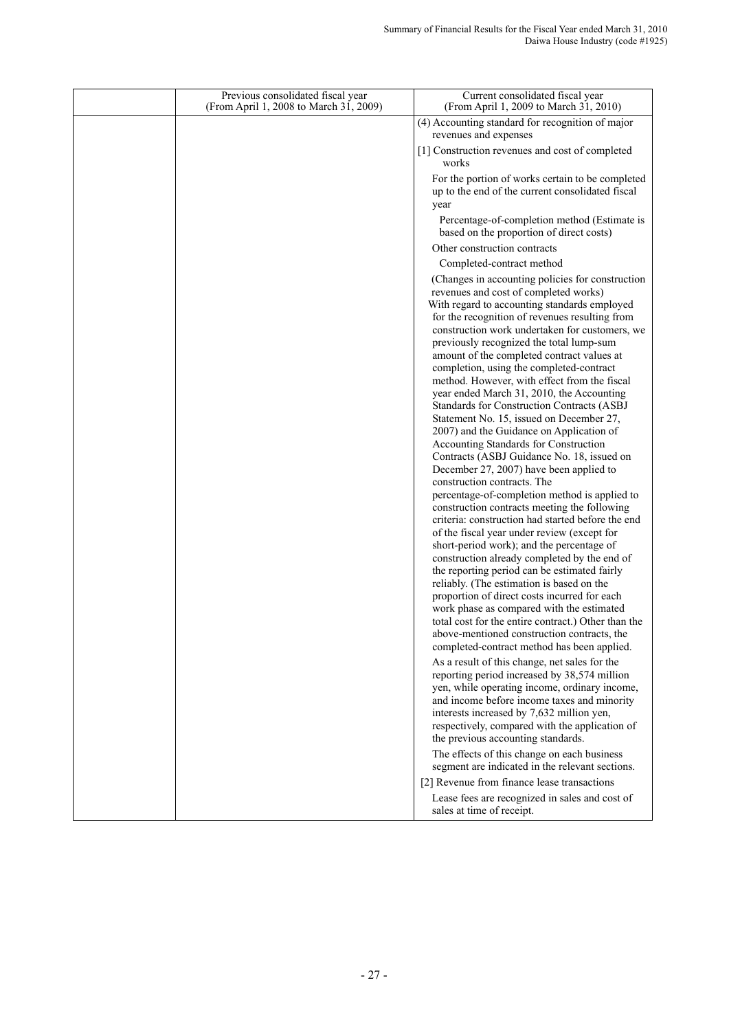| | Previous consolidated fiscal year (From April 1, 2008 to March 31, 2009) | Current consolidated fiscal year (From April 1, 2009 to March 31, 2010) |
|---|---|---|
| | | (4) Accounting standard for recognition of major revenues and expenses<br>[1] Construction revenues and cost of completed works<br>For the portion of works certain to be completed up to the end of the current consolidated fiscal year<br>Percentage-of-completion method (Estimate is based on the proportion of direct costs)<br>Other construction contracts<br>Completed-contract method<br>(Changes in accounting policies for construction revenues and cost of completed works)<br>With regard to accounting standards employed for the recognition of revenues resulting from construction work undertaken for customers, we previously recognized the total lump-sum amount of the completed contract values at completion, using the completed-contract method. However, with effect from the fiscal year ended March 31, 2010, the Accounting Standards for Construction Contracts (ASBJ Statement No. 15, issued on December 27, 2007) and the Guidance on Application of Accounting Standards for Construction Contracts (ASBJ Guidance No. 18, issued on December 27, 2007) have been applied to construction contracts. The percentage-of-completion method is applied to construction contracts meeting the following criteria: construction had started before the end of the fiscal year under review (except for short-period work); and the percentage of construction already completed by the end of the reporting period can be estimated fairly reliably. (The estimation is based on the proportion of direct costs incurred for each work phase as compared with the estimated total cost for the entire contract.) Other than the above-mentioned construction contracts, the completed-contract method has been applied.<br>As a result of this change, net sales for the reporting period increased by 38,574 million yen, while operating income, ordinary income, and income before income taxes and minority interests increased by 7,632 million yen, respectively, compared with the application of the previous accounting standards.<br>The effects of this change on each business segment are indicated in the relevant sections.<br>[2] Revenue from finance lease transactions<br>Lease fees are recognized in sales and cost of sales at time of receipt. |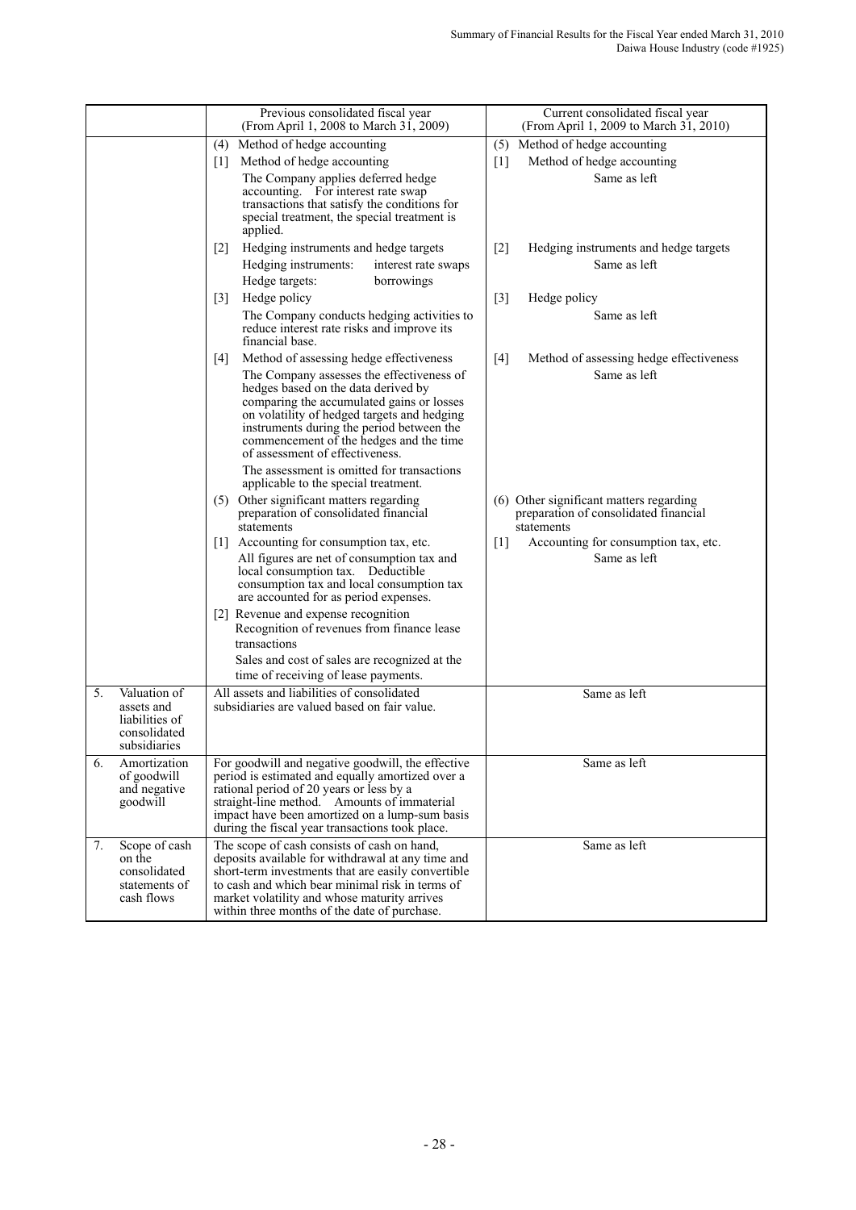| | Previous consolidated fiscal year (From April 1, 2008 to March 31, 2009) | Current consolidated fiscal year (From April 1, 2009 to March 31, 2010) |
|---|---|---|
| | (4) Method of hedge accounting<br>[1] Method of hedge accounting<br>The Company applies deferred hedge accounting. For interest rate swap transactions that satisfy the conditions for special treatment, the special treatment is applied.<br>[2] Hedging instruments and hedge targets<br>Hedging instruments: interest rate swaps<br>Hedge targets: borrowings<br>[3] Hedge policy<br>The Company conducts hedging activities to reduce interest rate risks and improve its financial base.<br>[4] Method of assessing hedge effectiveness<br>The Company assesses the effectiveness of hedges based on the data derived by comparing the accumulated gains or losses on volatility of hedged targets and hedging instruments during the period between the commencement of the hedges and the time of assessment of effectiveness.<br>The assessment is omitted for transactions applicable to the special treatment.<br>(5) Other significant matters regarding preparation of consolidated financial statements<br>[1] Accounting for consumption tax, etc.<br>All figures are net of consumption tax and local consumption tax. Deductible consumption tax and local consumption tax are accounted for as period expenses.<br>[2] Revenue and expense recognition<br>Recognition of revenues from finance lease transactions<br>Sales and cost of sales are recognized at the time of receiving of lease payments. | (5) Method of hedge accounting<br>[1] Method of hedge accounting<br>Same as left<br>[2] Hedging instruments and hedge targets<br>Same as left<br>[3] Hedge policy<br>Same as left<br>[4] Method of assessing hedge effectiveness<br>Same as left<br>(6) Other significant matters regarding preparation of consolidated financial statements<br>[1] Accounting for consumption tax, etc.<br>Same as left |
| 5. Valuation of assets and liabilities of consolidated subsidiaries | All assets and liabilities of consolidated subsidiaries are valued based on fair value. | Same as left |
| 6. Amortization of goodwill and negative goodwill | For goodwill and negative goodwill, the effective period is estimated and equally amortized over a rational period of 20 years or less by a straight-line method. Amounts of immaterial impact have been amortized on a lump-sum basis during the fiscal year transactions took place. | Same as left |
| 7. Scope of cash on the consolidated statements of cash flows | The scope of cash consists of cash on hand, deposits available for withdrawal at any time and short-term investments that are easily convertible to cash and which bear minimal risk in terms of market volatility and whose maturity arrives within three months of the date of purchase. | Same as left |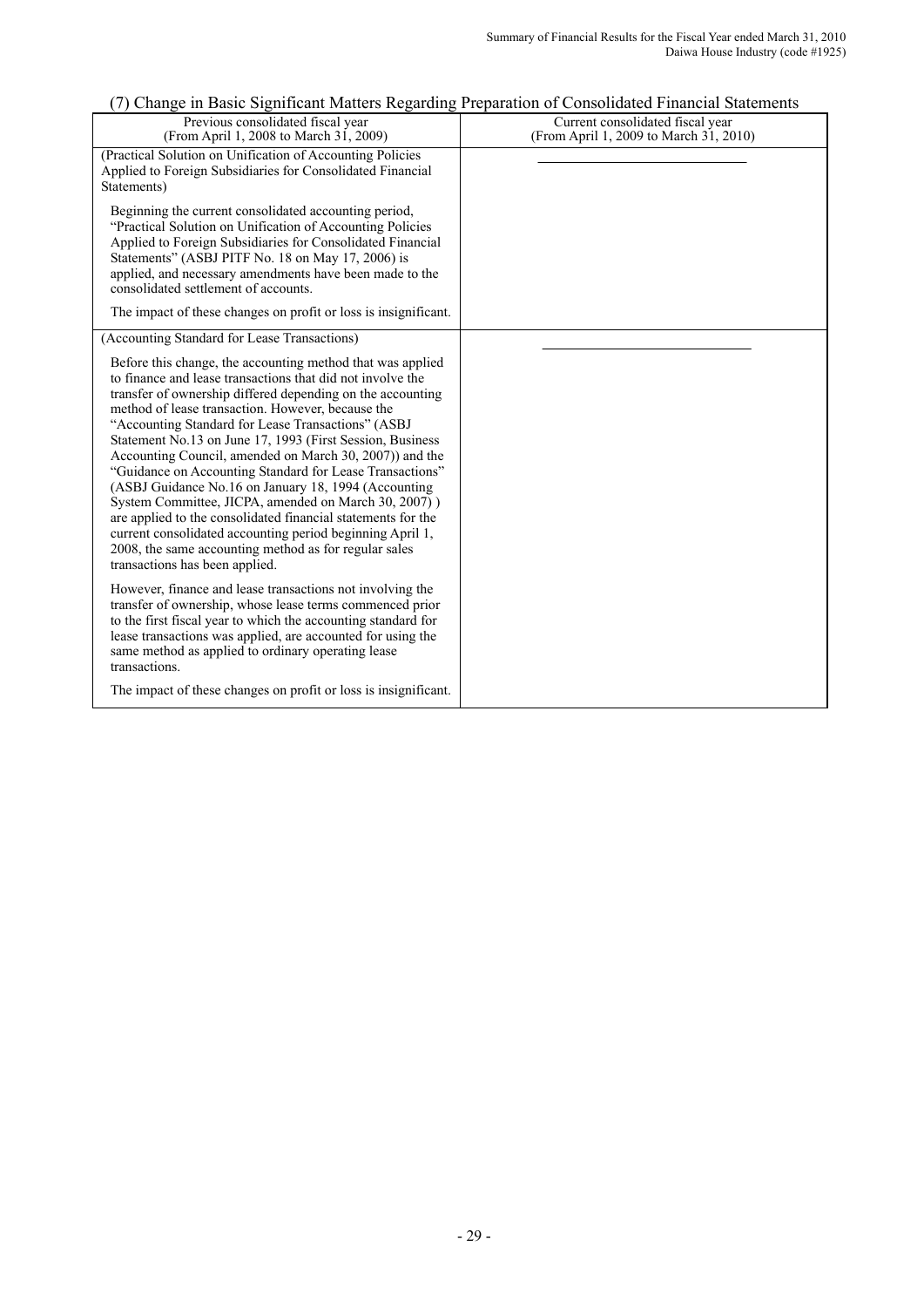## (7) Change in Basic Significant Matters Regarding Preparation of Consolidated Financial Statements

| Previous consolidated fiscal year<br>(From April 1, 2008 to March 31, 2009) | Current consolidated fiscal year<br>(From April 1, 2009 to March 31, 2010) |
|---|---|
| (Practical Solution on Unification of Accounting Policies Applied to Foreign Subsidiaries for Consolidated Financial Statements)<br><br>Beginning the current consolidated accounting period, "Practical Solution on Unification of Accounting Policies Applied to Foreign Subsidiaries for Consolidated Financial Statements" (ASBJ PITF No. 18 on May 17, 2006) is applied, and necessary amendments have been made to the consolidated settlement of accounts.<br><br>The impact of these changes on profit or loss is insignificant. | ――――――――― |
| (Accounting Standard for Lease Transactions)<br><br>Before this change, the accounting method that was applied to finance and lease transactions that did not involve the transfer of ownership differed depending on the accounting method of lease transaction. However, because the "Accounting Standard for Lease Transactions" (ASBJ Statement No.13 on June 17, 1993 (First Session, Business Accounting Council, amended on March 30, 2007)) and the "Guidance on Accounting Standard for Lease Transactions" (ASBJ Guidance No.16 on January 18, 1994 (Accounting System Committee, JICPA, amended on March 30, 2007) ) are applied to the consolidated financial statements for the current consolidated accounting period beginning April 1, 2008, the same accounting method as for regular sales transactions has been applied.<br><br>However, finance and lease transactions not involving the transfer of ownership, whose lease terms commenced prior to the first fiscal year to which the accounting standard for lease transactions was applied, are accounted for using the same method as applied to ordinary operating lease transactions.<br><br>The impact of these changes on profit or loss is insignificant. | ――――――――― |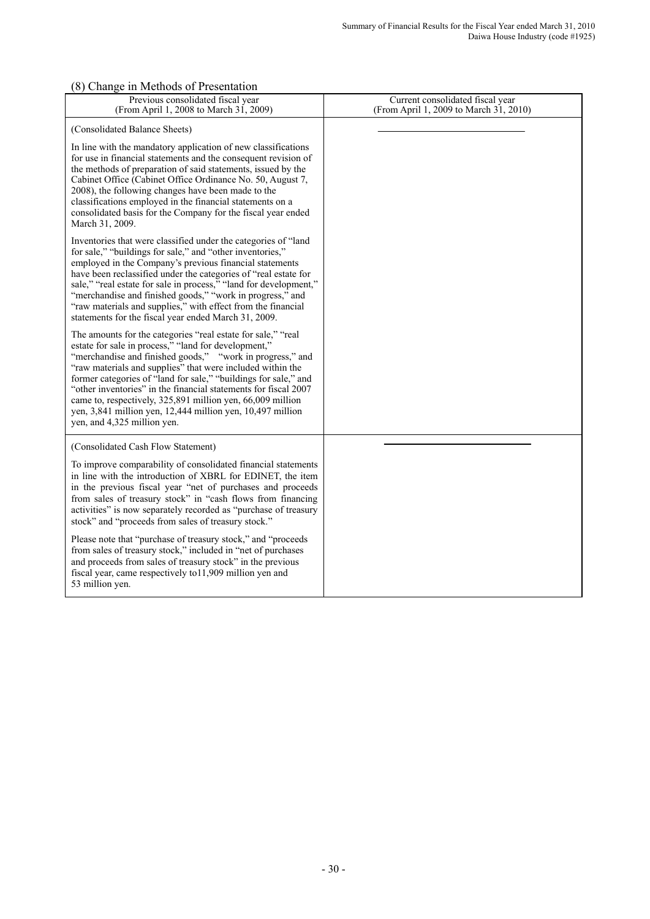## (8) Change in Methods of Presentation

| Previous consolidated fiscal year (From April 1, 2008 to March 31, 2009) | Current consolidated fiscal year (From April 1, 2009 to March 31, 2010) |
|---|---|
| (Consolidated Balance Sheets)<br><br>In line with the mandatory application of new classifications for use in financial statements and the consequent revision of the methods of preparation of said statements, issued by the Cabinet Office (Cabinet Office Ordinance No. 50, August 7, 2008), the following changes have been made to the classifications employed in the financial statements on a consolidated basis for the Company for the fiscal year ended March 31, 2009.<br><br>Inventories that were classified under the categories of "land for sale," "buildings for sale," and "other inventories," employed in the Company's previous financial statements have been reclassified under the categories of "real estate for sale," "real estate for sale in process," "land for development," "merchandise and finished goods," "work in progress," and "raw materials and supplies," with effect from the financial statements for the fiscal year ended March 31, 2009.<br><br>The amounts for the categories "real estate for sale," "real estate for sale in process," "land for development," "merchandise and finished goods," "work in progress," and "raw materials and supplies" that were included within the former categories of "land for sale," "buildings for sale," and "other inventories" in the financial statements for fiscal 2007 came to, respectively, 325,891 million yen, 66,009 million yen, 3,841 million yen, 12,444 million yen, 10,497 million yen, and 4,325 million yen. | ――――― |
| (Consolidated Cash Flow Statement)<br><br>To improve comparability of consolidated financial statements in line with the introduction of XBRL for EDINET, the item in the previous fiscal year "net of purchases and proceeds from sales of treasury stock" in "cash flows from financing activities" is now separately recorded as "purchase of treasury stock" and "proceeds from sales of treasury stock."<br><br>Please note that "purchase of treasury stock," and "proceeds from sales of treasury stock," included in "net of purchases and proceeds from sales of treasury stock" in the previous fiscal year, came respectively to11,909 million yen and 53 million yen. | ――――― |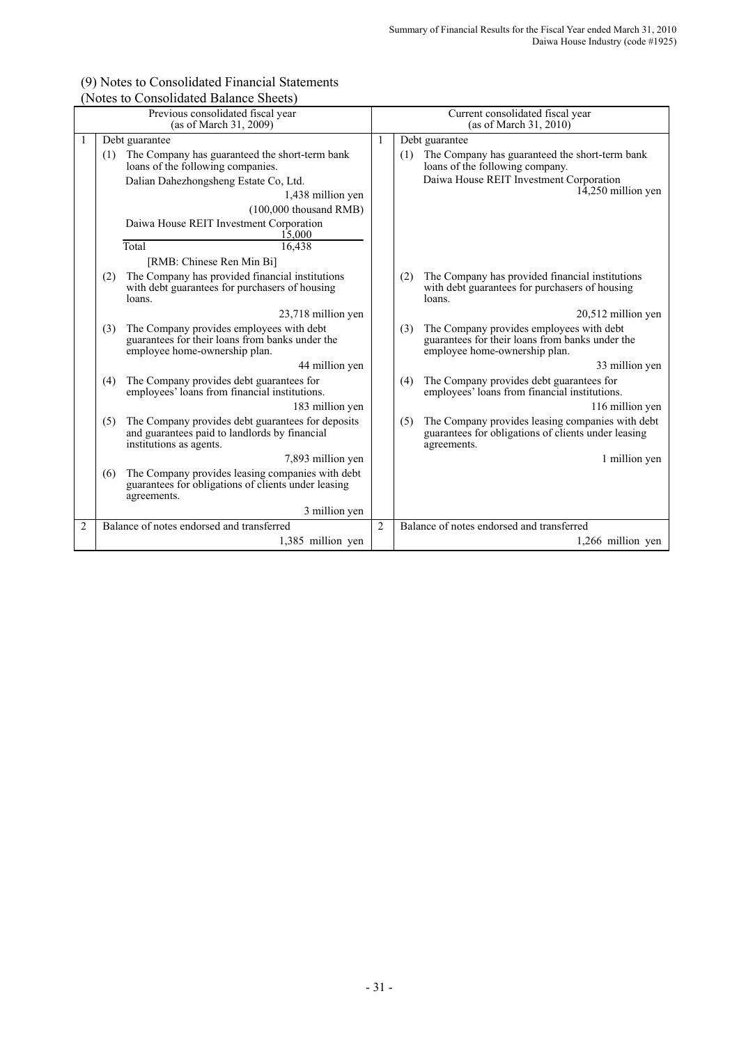## (9) Notes to Consolidated Financial Statements

### (Notes to Consolidated Balance Sheets)

| | Previous consolidated fiscal year (as of March 31, 2009) | | Current consolidated fiscal year (as of March 31, 2010) |
|---|---|---|---|
| 1 | Debt guarantee<br>(1) The Company has guaranteed the short-term bank loans of the following companies.<br>Dalian Dahezhongsheng Estate Co, Ltd. 1,438 million yen (100,000 thousand RMB)<br>Daiwa House REIT Investment Corporation 15,000<br>Total 16,438<br>[RMB: Chinese Ren Min Bi]<br>(2) The Company has provided financial institutions with debt guarantees for purchasers of housing loans. 23,718 million yen<br>(3) The Company provides employees with debt guarantees for their loans from banks under the employee home-ownership plan. 44 million yen<br>(4) The Company provides debt guarantees for employees' loans from financial institutions. 183 million yen<br>(5) The Company provides debt guarantees for deposits and guarantees paid to landlords by financial institutions as agents. 7,893 million yen<br>(6) The Company provides leasing companies with debt guarantees for obligations of clients under leasing agreements. 3 million yen | 1 | Debt guarantee<br>(1) The Company has guaranteed the short-term bank loans of the following company.<br>Daiwa House REIT Investment Corporation 14,250 million yen<br>(2) The Company has provided financial institutions with debt guarantees for purchasers of housing loans. 20,512 million yen<br>(3) The Company provides employees with debt guarantees for their loans from banks under the employee home-ownership plan. 33 million yen<br>(4) The Company provides debt guarantees for employees' loans from financial institutions. 116 million yen<br>(5) The Company provides leasing companies with debt guarantees for obligations of clients under leasing agreements. 1 million yen |
| 2 | Balance of notes endorsed and transferred 1,385 million yen | 2 | Balance of notes endorsed and transferred 1,266 million yen |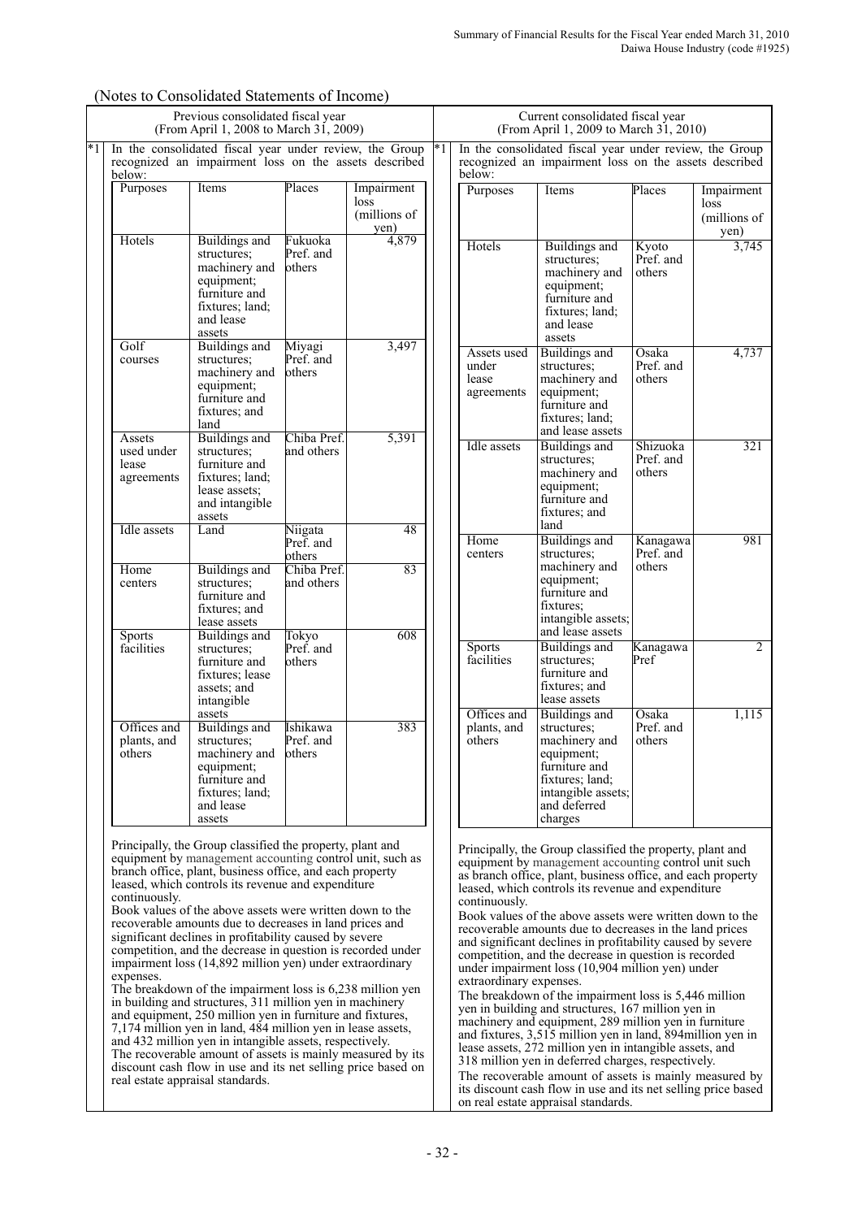(Notes to Consolidated Statements of Income)

**Previous consolidated fiscal year (From April 1, 2008 to March 31, 2009)**

*1 In the consolidated fiscal year under review, the Group recognized an impairment loss on the assets described below:

| Purposes | Items | Places | Impairment loss (millions of yen) |
|---|---|---|---|
| Hotels | Buildings and structures; machinery and equipment; furniture and fixtures; land; and lease assets | Fukuoka Pref. and others | 4,879 |
| Golf courses | Buildings and structures; machinery and equipment; furniture and fixtures; and land | Miyagi Pref. and others | 3,497 |
| Assets used under lease agreements | Buildings and structures; furniture and fixtures; land; lease assets; and intangible assets | Chiba Pref. and others | 5,391 |
| Idle assets | Land | Niigata Pref. and others | 48 |
| Home centers | Buildings and structures; furniture and fixtures; and lease assets | Chiba Pref. and others | 83 |
| Sports facilities | Buildings and structures; furniture and fixtures; lease assets; and intangible assets | Tokyo Pref. and others | 608 |
| Offices and plants, and others | Buildings and structures; machinery and equipment; furniture and fixtures; land; and lease assets | Ishikawa Pref. and others | 383 |

Principally, the Group classified the property, plant and equipment by management accounting control unit, such as branch office, plant, business office, and each property leased, which controls its revenue and expenditure continuously.

Book values of the above assets were written down to the recoverable amounts due to decreases in land prices and significant declines in profitability caused by severe competition, and the decrease in question is recorded under impairment loss (14,892 million yen) under extraordinary expenses.

The breakdown of the impairment loss is 6,238 million yen in building and structures, 311 million yen in machinery and equipment, 250 million yen in furniture and fixtures, 7,174 million yen in land, 484 million yen in lease assets, and 432 million yen in intangible assets, respectively.

The recoverable amount of assets is mainly measured by its discount cash flow in use and its net selling price based on real estate appraisal standards.

**Current consolidated fiscal year (From April 1, 2009 to March 31, 2010)**

*1 In the consolidated fiscal year under review, the Group recognized an impairment loss on the assets described below:

| Purposes | Items | Places | Impairment loss (millions of yen) |
|---|---|---|---|
| Hotels | Buildings and structures; machinery and equipment; furniture and fixtures; land; and lease assets | Kyoto Pref. and others | 3,745 |
| Assets used under lease agreements | Buildings and structures; machinery and equipment; furniture and fixtures; land; and lease assets | Osaka Pref. and others | 4,737 |
| Idle assets | Buildings and structures; machinery and equipment; furniture and fixtures; and land | Shizuoka Pref. and others | 321 |
| Home centers | Buildings and structures; machinery and equipment; furniture and fixtures; intangible assets; and lease assets | Kanagawa Pref. and others | 981 |
| Sports facilities | Buildings and structures; furniture and fixtures; and lease assets | Kanagawa Pref | 2 |
| Offices and plants, and others | Buildings and structures; machinery and equipment; furniture and fixtures; land; intangible assets; and deferred charges | Osaka Pref. and others | 1,115 |

Principally, the Group classified the property, plant and equipment by management accounting control unit such as branch office, plant, business office, and each property leased, which controls its revenue and expenditure continuously.

Book values of the above assets were written down to the recoverable amounts due to decreases in the land prices and significant declines in profitability caused by severe competition, and the decrease in question is recorded under impairment loss (10,904 million yen) under extraordinary expenses.

The breakdown of the impairment loss is 5,446 million yen in building and structures, 167 million yen in machinery and equipment, 289 million yen in furniture and fixtures, 3,515 million yen in land, 894million yen in lease assets, 272 million yen in intangible assets, and 318 million yen in deferred charges, respectively.

The recoverable amount of assets is mainly measured by its discount cash flow in use and its net selling price based on real estate appraisal standards.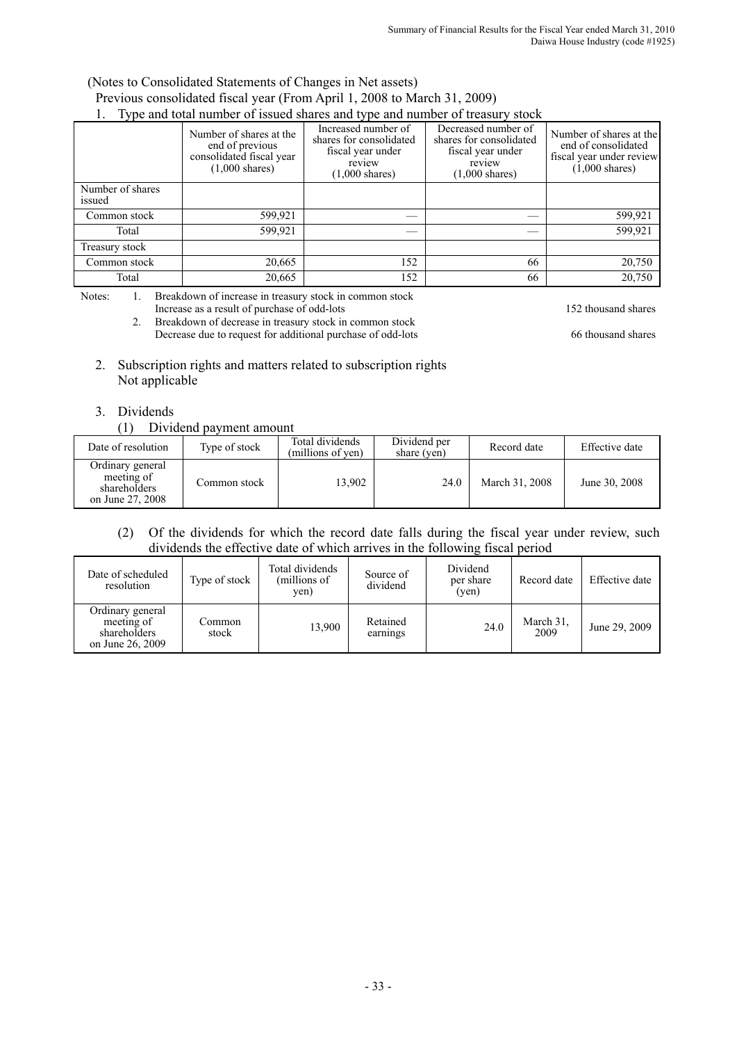(Notes to Consolidated Statements of Changes in Net assets)

Previous consolidated fiscal year (From April 1, 2008 to March 31, 2009)

1. Type and total number of issued shares and type and number of treasury stock

| | Number of shares at the end of previous consolidated fiscal year (1,000 shares) | Increased number of shares for consolidated fiscal year under review (1,000 shares) | Decreased number of shares for consolidated fiscal year under review (1,000 shares) | Number of shares at the end of consolidated fiscal year under review (1,000 shares) |
|---|---|---|---|---|
| Number of shares issued | | | | |
| Common stock | 599,921 | — | — | 599,921 |
| Total | 599,921 | — | — | 599,921 |
| Treasury stock | | | | |
| Common stock | 20,665 | 152 | 66 | 20,750 |
| Total | 20,665 | 152 | 66 | 20,750 |

Notes:
1. Breakdown of increase in treasury stock in common stock
   Increase as a result of purchase of odd-lots — 152 thousand shares
2. Breakdown of decrease in treasury stock in common stock
   Decrease due to request for additional purchase of odd-lots — 66 thousand shares

2. Subscription rights and matters related to subscription rights
   Not applicable

3. Dividends

(1) Dividend payment amount

| Date of resolution | Type of stock | Total dividends (millions of yen) | Dividend per share (yen) | Record date | Effective date |
|---|---|---|---|---|---|
| Ordinary general meeting of shareholders on June 27, 2008 | Common stock | 13,902 | 24.0 | March 31, 2008 | June 30, 2008 |

(2) Of the dividends for which the record date falls during the fiscal year under review, such dividends the effective date of which arrives in the following fiscal period

| Date of scheduled resolution | Type of stock | Total dividends (millions of yen) | Source of dividend | Dividend per share (yen) | Record date | Effective date |
|---|---|---|---|---|---|---|
| Ordinary general meeting of shareholders on June 26, 2009 | Common stock | 13,900 | Retained earnings | 24.0 | March 31, 2009 | June 29, 2009 |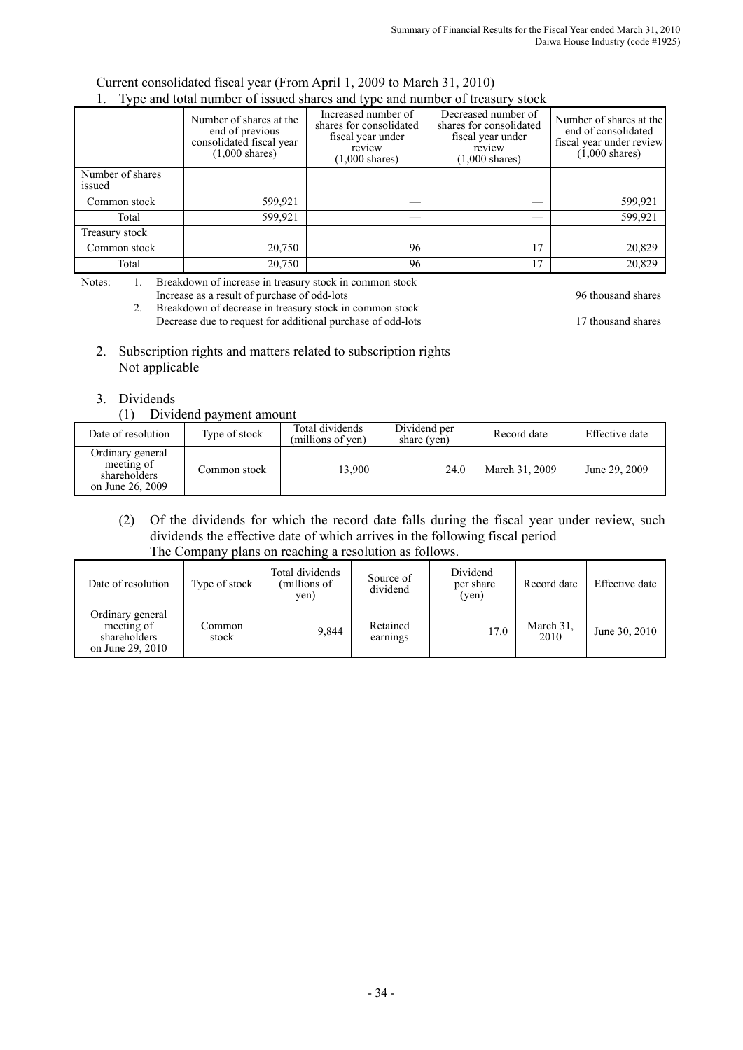Current consolidated fiscal year (From April 1, 2009 to March 31, 2010)

1. Type and total number of issued shares and type and number of treasury stock

| | Number of shares at the end of previous consolidated fiscal year (1,000 shares) | Increased number of shares for consolidated fiscal year under review (1,000 shares) | Decreased number of shares for consolidated fiscal year under review (1,000 shares) | Number of shares at the end of consolidated fiscal year under review (1,000 shares) |
|---|---|---|---|---|
| Number of shares issued | | | | |
| Common stock | 599,921 | — | — | 599,921 |
| Total | 599,921 | — | — | 599,921 |
| Treasury stock | | | | |
| Common stock | 20,750 | 96 | 17 | 20,829 |
| Total | 20,750 | 96 | 17 | 20,829 |

Notes:
1. Breakdown of increase in treasury stock in common stock
   Increase as a result of purchase of odd-lots — 96 thousand shares
2. Breakdown of decrease in treasury stock in common stock
   Decrease due to request for additional purchase of odd-lots — 17 thousand shares

2. Subscription rights and matters related to subscription rights
   Not applicable

3. Dividends

(1) Dividend payment amount

| Date of resolution | Type of stock | Total dividends (millions of yen) | Dividend per share (yen) | Record date | Effective date |
|---|---|---|---|---|---|
| Ordinary general meeting of shareholders on June 26, 2009 | Common stock | 13,900 | 24.0 | March 31, 2009 | June 29, 2009 |

(2) Of the dividends for which the record date falls during the fiscal year under review, such dividends the effective date of which arrives in the following fiscal period
The Company plans on reaching a resolution as follows.

| Date of resolution | Type of stock | Total dividends (millions of yen) | Source of dividend | Dividend per share (yen) | Record date | Effective date |
|---|---|---|---|---|---|---|
| Ordinary general meeting of shareholders on June 29, 2010 | Common stock | 9,844 | Retained earnings | 17.0 | March 31, 2010 | June 30, 2010 |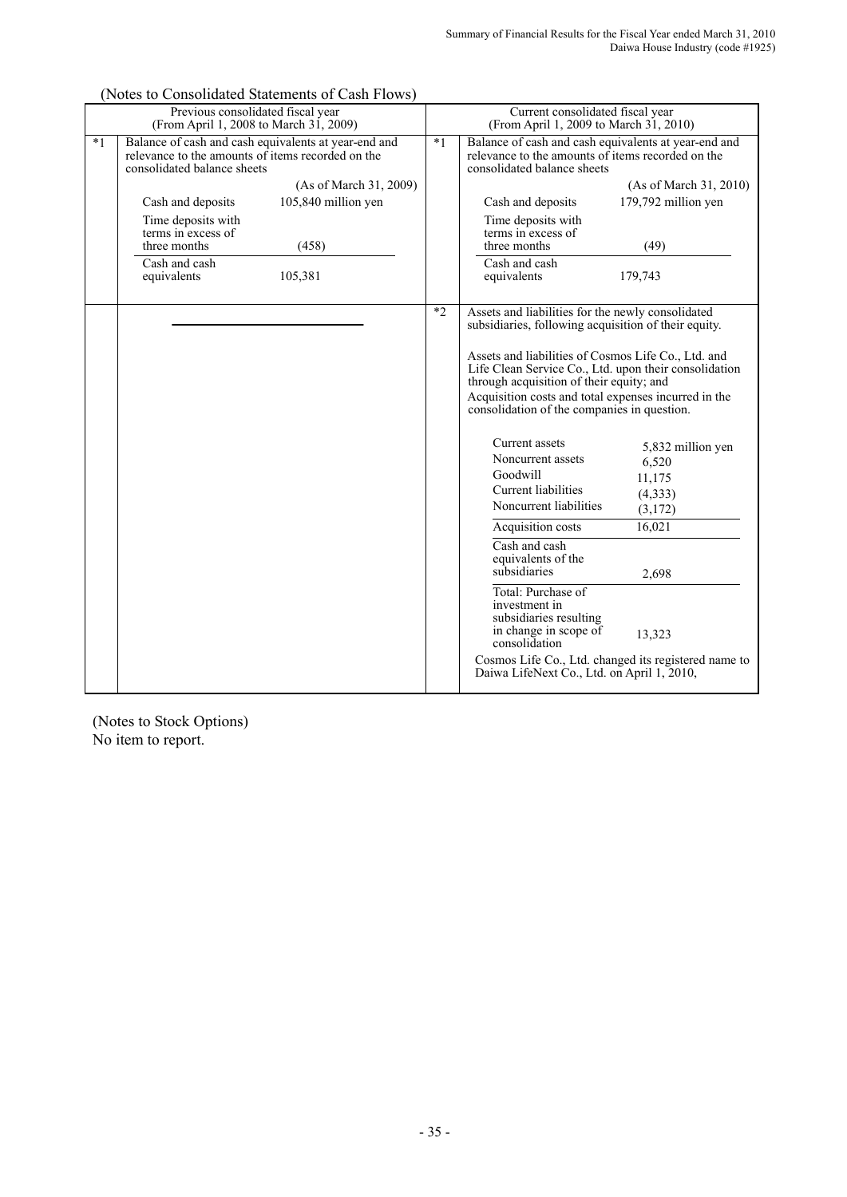(Notes to Consolidated Statements of Cash Flows)

| | Previous consolidated fiscal year (From April 1, 2008 to March 31, 2009) | | Current consolidated fiscal year (From April 1, 2009 to March 31, 2010) |
|---|---|---|---|
| *1 | Balance of cash and cash equivalents at year-end and relevance to the amounts of items recorded on the consolidated balance sheets<br><br>(As of March 31, 2009)<br>Cash and deposits: 105,840 million yen<br>Time deposits with terms in excess of three months: (458)<br>Cash and cash equivalents: 105,381 | *1 | Balance of cash and cash equivalents at year-end and relevance to the amounts of items recorded on the consolidated balance sheets<br><br>(As of March 31, 2010)<br>Cash and deposits: 179,792 million yen<br>Time deposits with terms in excess of three months: (49)<br>Cash and cash equivalents: 179,743 |
| | ――――――――― | *2 | Assets and liabilities for the newly consolidated subsidiaries, following acquisition of their equity.<br><br>Assets and liabilities of Cosmos Life Co., Ltd. and Life Clean Service Co., Ltd. upon their consolidation through acquisition of their equity; and Acquisition costs and total expenses incurred in the consolidation of the companies in question.<br><br>Current assets: 5,832 million yen<br>Noncurrent assets: 6,520<br>Goodwill: 11,175<br>Current liabilities: (4,333)<br>Noncurrent liabilities: (3,172)<br>Acquisition costs: 16,021<br>Cash and cash equivalents of the subsidiaries: 2,698<br>Total: Purchase of investment in subsidiaries resulting in change in scope of consolidation: 13,323<br><br>Cosmos Life Co., Ltd. changed its registered name to Daiwa LifeNext Co., Ltd. on April 1, 2010, |

(Notes to Stock Options)
No item to report.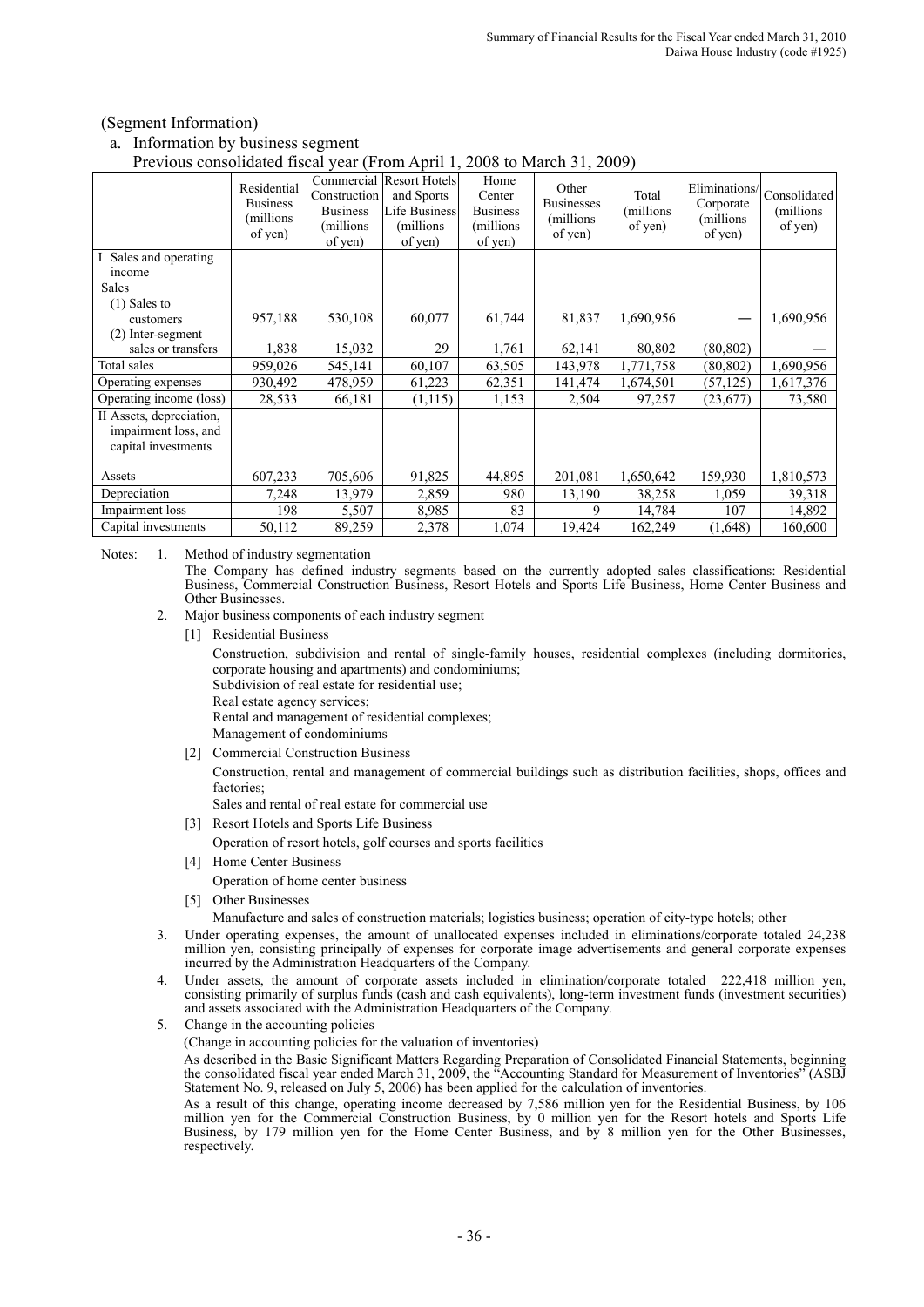(Segment Information)

a. Information by business segment

Previous consolidated fiscal year (From April 1, 2008 to March 31, 2009)

| | Residential Business (millions of yen) | Commercial Construction Business (millions of yen) | Resort Hotels and Sports Life Business (millions of yen) | Home Center Business (millions of yen) | Other Businesses (millions of yen) | Total (millions of yen) | Eliminations/ Corporate (millions of yen) | Consolidated (millions of yen) |
|---|---|---|---|---|---|---|---|---|
| I Sales and operating income | | | | | | | | |
| Sales | | | | | | | | |
| (1) Sales to customers | 957,188 | 530,108 | 60,077 | 61,744 | 81,837 | 1,690,956 | — | 1,690,956 |
| (2) Inter-segment sales or transfers | 1,838 | 15,032 | 29 | 1,761 | 62,141 | 80,802 | (80,802) | — |
| Total sales | 959,026 | 545,141 | 60,107 | 63,505 | 143,978 | 1,771,758 | (80,802) | 1,690,956 |
| Operating expenses | 930,492 | 478,959 | 61,223 | 62,351 | 141,474 | 1,674,501 | (57,125) | 1,617,376 |
| Operating income (loss) | 28,533 | 66,181 | (1,115) | 1,153 | 2,504 | 97,257 | (23,677) | 73,580 |
| II Assets, depreciation, impairment loss, and capital investments | | | | | | | | |
| Assets | 607,233 | 705,606 | 91,825 | 44,895 | 201,081 | 1,650,642 | 159,930 | 1,810,573 |
| Depreciation | 7,248 | 13,979 | 2,859 | 980 | 13,190 | 38,258 | 1,059 | 39,318 |
| Impairment loss | 198 | 5,507 | 8,985 | 83 | 9 | 14,784 | 107 | 14,892 |
| Capital investments | 50,112 | 89,259 | 2,378 | 1,074 | 19,424 | 162,249 | (1,648) | 160,600 |

Notes:

1. Method of industry segmentation

   The Company has defined industry segments based on the currently adopted sales classifications: Residential Business, Commercial Construction Business, Resort Hotels and Sports Life Business, Home Center Business and Other Businesses.

2. Major business components of each industry segment

   [1] Residential Business

   Construction, subdivision and rental of single-family houses, residential complexes (including dormitories, corporate housing and apartments) and condominiums;
   Subdivision of real estate for residential use;
   Real estate agency services;
   Rental and management of residential complexes;
   Management of condominiums

   [2] Commercial Construction Business

   Construction, rental and management of commercial buildings such as distribution facilities, shops, offices and factories;
   Sales and rental of real estate for commercial use

   [3] Resort Hotels and Sports Life Business

   Operation of resort hotels, golf courses and sports facilities

   [4] Home Center Business

   Operation of home center business

   [5] Other Businesses

   Manufacture and sales of construction materials; logistics business; operation of city-type hotels; other

3. Under operating expenses, the amount of unallocated expenses included in eliminations/corporate totaled 24,238 million yen, consisting principally of expenses for corporate image advertisements and general corporate expenses incurred by the Administration Headquarters of the Company.

4. Under assets, the amount of corporate assets included in elimination/corporate totaled 222,418 million yen, consisting primarily of surplus funds (cash and cash equivalents), long-term investment funds (investment securities) and assets associated with the Administration Headquarters of the Company.

5. Change in the accounting policies

   (Change in accounting policies for the valuation of inventories)

   As described in the Basic Significant Matters Regarding Preparation of Consolidated Financial Statements, beginning the consolidated fiscal year ended March 31, 2009, the "Accounting Standard for Measurement of Inventories" (ASBJ Statement No. 9, released on July 5, 2006) has been applied for the calculation of inventories.

   As a result of this change, operating income decreased by 7,586 million yen for the Residential Business, by 106 million yen for the Commercial Construction Business, by 0 million yen for the Resort hotels and Sports Life Business, by 179 million yen for the Home Center Business, and by 8 million yen for the Other Businesses, respectively.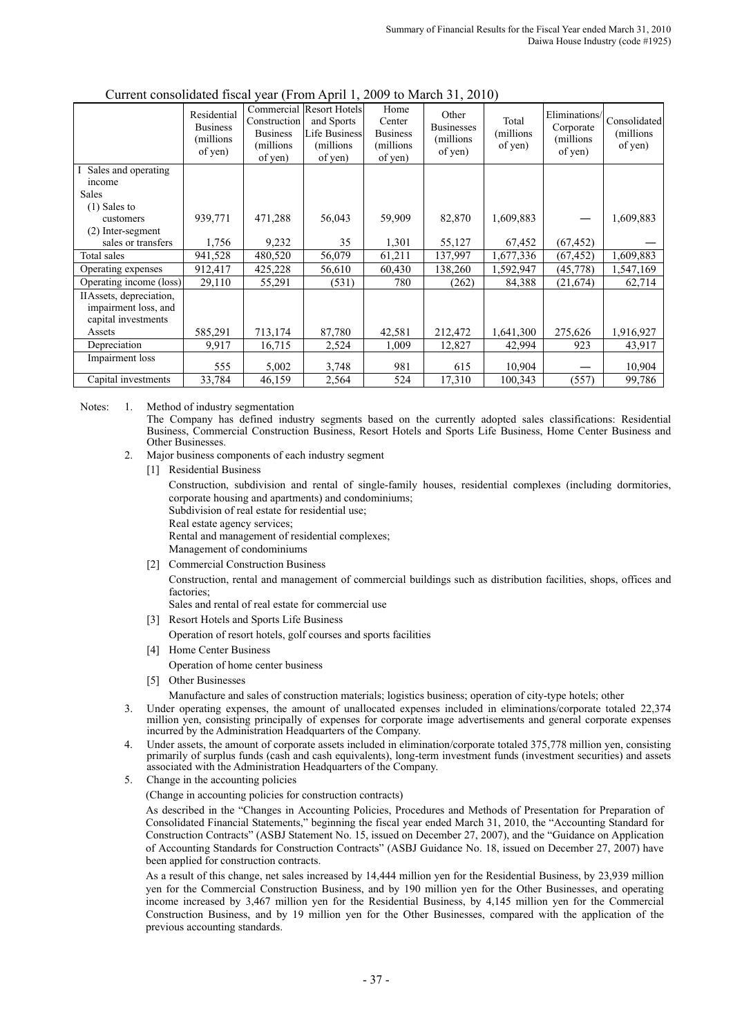Current consolidated fiscal year (From April 1, 2009 to March 31, 2010)

| | Residential Business (millions of yen) | Commercial Construction Business (millions of yen) | Resort Hotels and Sports Life Business (millions of yen) | Home Center Business (millions of yen) | Other Businesses (millions of yen) | Total (millions of yen) | Eliminations/ Corporate (millions of yen) | Consolidated (millions of yen) |
|---|---|---|---|---|---|---|---|---|
| I Sales and operating income | | | | | | | | |
| Sales | | | | | | | | |
| (1) Sales to customers | 939,771 | 471,288 | 56,043 | 59,909 | 82,870 | 1,609,883 | — | 1,609,883 |
| (2) Inter-segment sales or transfers | 1,756 | 9,232 | 35 | 1,301 | 55,127 | 67,452 | (67,452) | — |
| Total sales | 941,528 | 480,520 | 56,079 | 61,211 | 137,997 | 1,677,336 | (67,452) | 1,609,883 |
| Operating expenses | 912,417 | 425,228 | 56,610 | 60,430 | 138,260 | 1,592,947 | (45,778) | 1,547,169 |
| Operating income (loss) | 29,110 | 55,291 | (531) | 780 | (262) | 84,388 | (21,674) | 62,714 |
| II Assets, depreciation, impairment loss, and capital investments | | | | | | | | |
| Assets | 585,291 | 713,174 | 87,780 | 42,581 | 212,472 | 1,641,300 | 275,626 | 1,916,927 |
| Depreciation | 9,917 | 16,715 | 2,524 | 1,009 | 12,827 | 42,994 | 923 | 43,917 |
| Impairment loss | 555 | 5,002 | 3,748 | 981 | 615 | 10,904 | — | 10,904 |
| Capital investments | 33,784 | 46,159 | 2,564 | 524 | 17,310 | 100,343 | (557) | 99,786 |

Notes:

1. Method of industry segmentation

   The Company has defined industry segments based on the currently adopted sales classifications: Residential Business, Commercial Construction Business, Resort Hotels and Sports Life Business, Home Center Business and Other Businesses.

2. Major business components of each industry segment

   [1] Residential Business

   Construction, subdivision and rental of single-family houses, residential complexes (including dormitories, corporate housing and apartments) and condominiums;
   Subdivision of real estate for residential use;
   Real estate agency services;
   Rental and management of residential complexes;
   Management of condominiums

   [2] Commercial Construction Business

   Construction, rental and management of commercial buildings such as distribution facilities, shops, offices and factories;
   Sales and rental of real estate for commercial use

   [3] Resort Hotels and Sports Life Business

   Operation of resort hotels, golf courses and sports facilities

   [4] Home Center Business

   Operation of home center business

   [5] Other Businesses

   Manufacture and sales of construction materials; logistics business; operation of city-type hotels; other

3. Under operating expenses, the amount of unallocated expenses included in eliminations/corporate totaled 22,374 million yen, consisting principally of expenses for corporate image advertisements and general corporate expenses incurred by the Administration Headquarters of the Company.

4. Under assets, the amount of corporate assets included in elimination/corporate totaled 375,778 million yen, consisting primarily of surplus funds (cash and cash equivalents), long-term investment funds (investment securities) and assets associated with the Administration Headquarters of the Company.

5. Change in the accounting policies

   (Change in accounting policies for construction contracts)

   As described in the "Changes in Accounting Policies, Procedures and Methods of Presentation for Preparation of Consolidated Financial Statements," beginning the fiscal year ended March 31, 2010, the "Accounting Standard for Construction Contracts" (ASBJ Statement No. 15, issued on December 27, 2007), and the "Guidance on Application of Accounting Standards for Construction Contracts" (ASBJ Guidance No. 18, issued on December 27, 2007) have been applied for construction contracts.

   As a result of this change, net sales increased by 14,444 million yen for the Residential Business, by 23,939 million yen for the Commercial Construction Business, and by 190 million yen for the Other Businesses, and operating income increased by 3,467 million yen for the Residential Business, by 4,145 million yen for the Commercial Construction Business, and by 19 million yen for the Other Businesses, compared with the application of the previous accounting standards.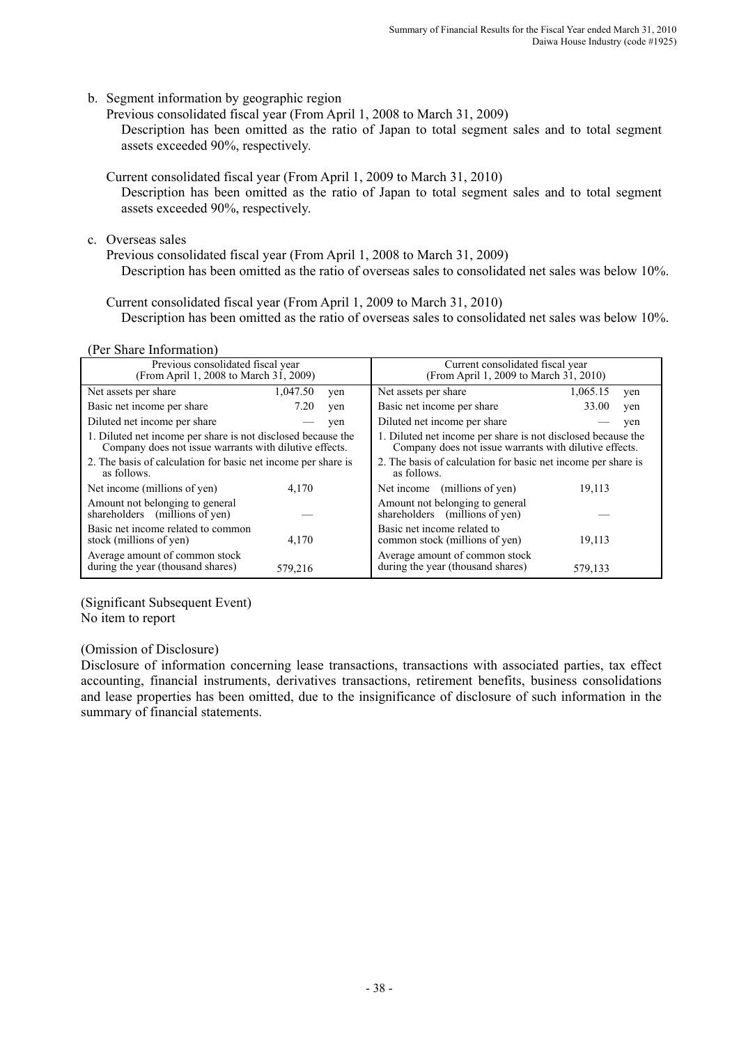b. Segment information by geographic region

Previous consolidated fiscal year (From April 1, 2008 to March 31, 2009)

Description has been omitted as the ratio of Japan to total segment sales and to total segment assets exceeded 90%, respectively.

Current consolidated fiscal year (From April 1, 2009 to March 31, 2010)

Description has been omitted as the ratio of Japan to total segment sales and to total segment assets exceeded 90%, respectively.

c. Overseas sales

Previous consolidated fiscal year (From April 1, 2008 to March 31, 2009)

Description has been omitted as the ratio of overseas sales to consolidated net sales was below 10%.

Current consolidated fiscal year (From April 1, 2009 to March 31, 2010)

Description has been omitted as the ratio of overseas sales to consolidated net sales was below 10%.

(Per Share Information)

| Previous consolidated fiscal year (From April 1, 2008 to March 31, 2009) | | | Current consolidated fiscal year (From April 1, 2009 to March 31, 2010) | | |
|---|---|---|---|---|---|
| Net assets per share | 1,047.50 | yen | Net assets per share | 1,065.15 | yen |
| Basic net income per share | 7.20 | yen | Basic net income per share | 33.00 | yen |
| Diluted net income per share | — | yen | Diluted net income per share | — | yen |
| 1. Diluted net income per share is not disclosed because the Company does not issue warrants with dilutive effects. | | | 1. Diluted net income per share is not disclosed because the Company does not issue warrants with dilutive effects. | | |
| 2. The basis of calculation for basic net income per share is as follows. | | | 2. The basis of calculation for basic net income per share is as follows. | | |
| Net income (millions of yen) | 4,170 | | Net income (millions of yen) | 19,113 | |
| Amount not belonging to general shareholders (millions of yen) | — | | Amount not belonging to general shareholders (millions of yen) | — | |
| Basic net income related to common stock (millions of yen) | 4,170 | | Basic net income related to common stock (millions of yen) | 19,113 | |
| Average amount of common stock during the year (thousand shares) | 579,216 | | Average amount of common stock during the year (thousand shares) | 579,133 | |

(Significant Subsequent Event)

No item to report

(Omission of Disclosure)

Disclosure of information concerning lease transactions, transactions with associated parties, tax effect accounting, financial instruments, derivatives transactions, retirement benefits, business consolidations and lease properties has been omitted, due to the insignificance of disclosure of such information in the summary of financial statements.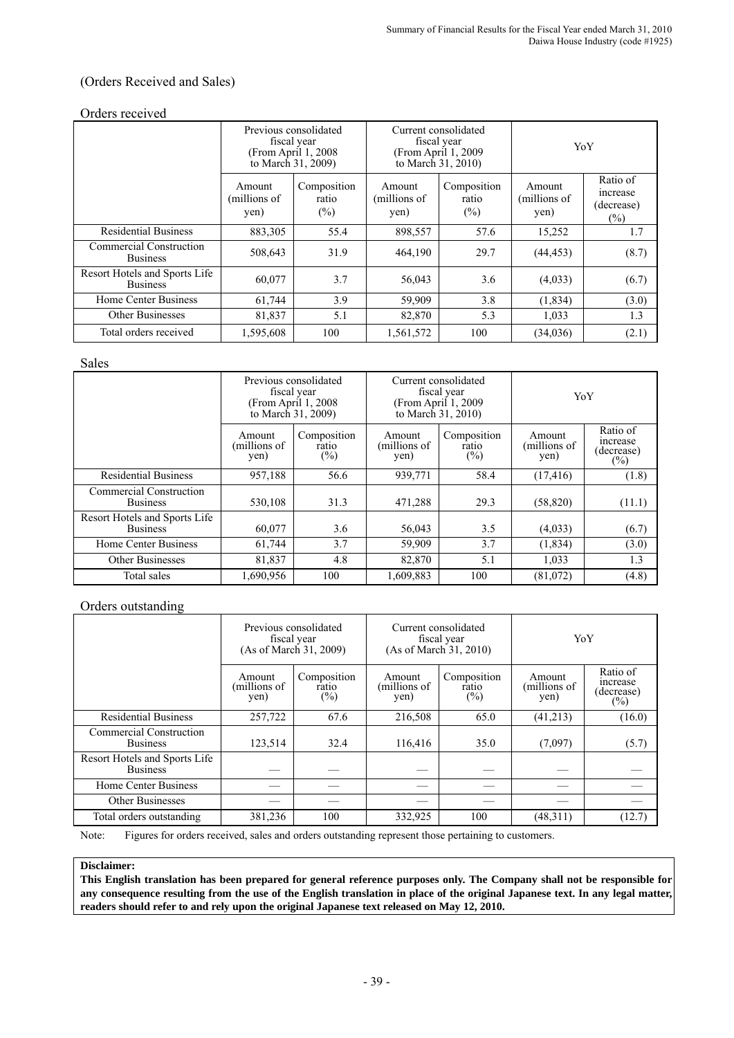## (Orders Received and Sales)

### Orders received

| | Previous consolidated fiscal year (From April 1, 2008 to March 31, 2009) | | Current consolidated fiscal year (From April 1, 2009 to March 31, 2010) | | YoY | |
|---|---|---|---|---|---|---|
| | Amount (millions of yen) | Composition ratio (%) | Amount (millions of yen) | Composition ratio (%) | Amount (millions of yen) | Ratio of increase (decrease) (%) |
| Residential Business | 883,305 | 55.4 | 898,557 | 57.6 | 15,252 | 1.7 |
| Commercial Construction Business | 508,643 | 31.9 | 464,190 | 29.7 | (44,453) | (8.7) |
| Resort Hotels and Sports Life Business | 60,077 | 3.7 | 56,043 | 3.6 | (4,033) | (6.7) |
| Home Center Business | 61,744 | 3.9 | 59,909 | 3.8 | (1,834) | (3.0) |
| Other Businesses | 81,837 | 5.1 | 82,870 | 5.3 | 1,033 | 1.3 |
| Total orders received | 1,595,608 | 100 | 1,561,572 | 100 | (34,036) | (2.1) |

### Sales

| | Previous consolidated fiscal year (From April 1, 2008 to March 31, 2009) | | Current consolidated fiscal year (From April 1, 2009 to March 31, 2010) | | YoY | |
|---|---|---|---|---|---|---|
| | Amount (millions of yen) | Composition ratio (%) | Amount (millions of yen) | Composition ratio (%) | Amount (millions of yen) | Ratio of increase (decrease) (%) |
| Residential Business | 957,188 | 56.6 | 939,771 | 58.4 | (17,416) | (1.8) |
| Commercial Construction Business | 530,108 | 31.3 | 471,288 | 29.3 | (58,820) | (11.1) |
| Resort Hotels and Sports Life Business | 60,077 | 3.6 | 56,043 | 3.5 | (4,033) | (6.7) |
| Home Center Business | 61,744 | 3.7 | 59,909 | 3.7 | (1,834) | (3.0) |
| Other Businesses | 81,837 | 4.8 | 82,870 | 5.1 | 1,033 | 1.3 |
| Total sales | 1,690,956 | 100 | 1,609,883 | 100 | (81,072) | (4.8) |

### Orders outstanding

| | Previous consolidated fiscal year (As of March 31, 2009) | | Current consolidated fiscal year (As of March 31, 2010) | | YoY | |
|---|---|---|---|---|---|---|
| | Amount (millions of yen) | Composition ratio (%) | Amount (millions of yen) | Composition ratio (%) | Amount (millions of yen) | Ratio of increase (decrease) (%) |
| Residential Business | 257,722 | 67.6 | 216,508 | 65.0 | (41,213) | (16.0) |
| Commercial Construction Business | 123,514 | 32.4 | 116,416 | 35.0 | (7,097) | (5.7) |
| Resort Hotels and Sports Life Business | — | — | — | — | — | — |
| Home Center Business | — | — | — | — | — | — |
| Other Businesses | — | — | — | — | — | — |
| Total orders outstanding | 381,236 | 100 | 332,925 | 100 | (48,311) | (12.7) |

Note: Figures for orders received, sales and orders outstanding represent those pertaining to customers.

**Disclaimer:**
**This English translation has been prepared for general reference purposes only. The Company shall not be responsible for any consequence resulting from the use of the English translation in place of the original Japanese text. In any legal matter, readers should refer to and rely upon the original Japanese text released on May 12, 2010.**